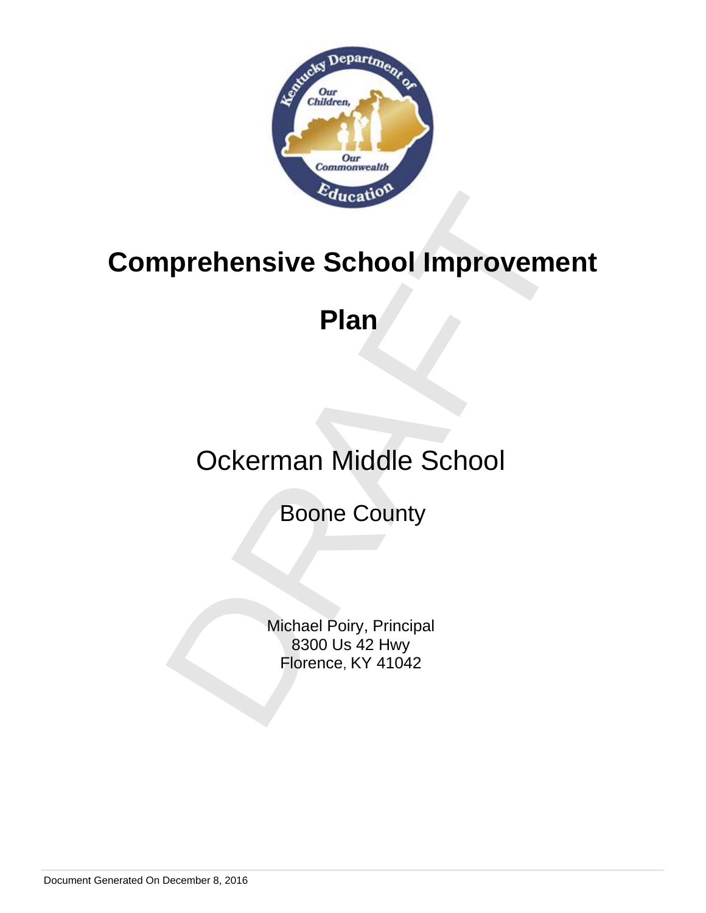# Comprehensive School Improvement Plan

Ockerman Middle School

Boone County

Michael Poiry, Principal
8300 Us 42 Hwy
Florence, KY 41042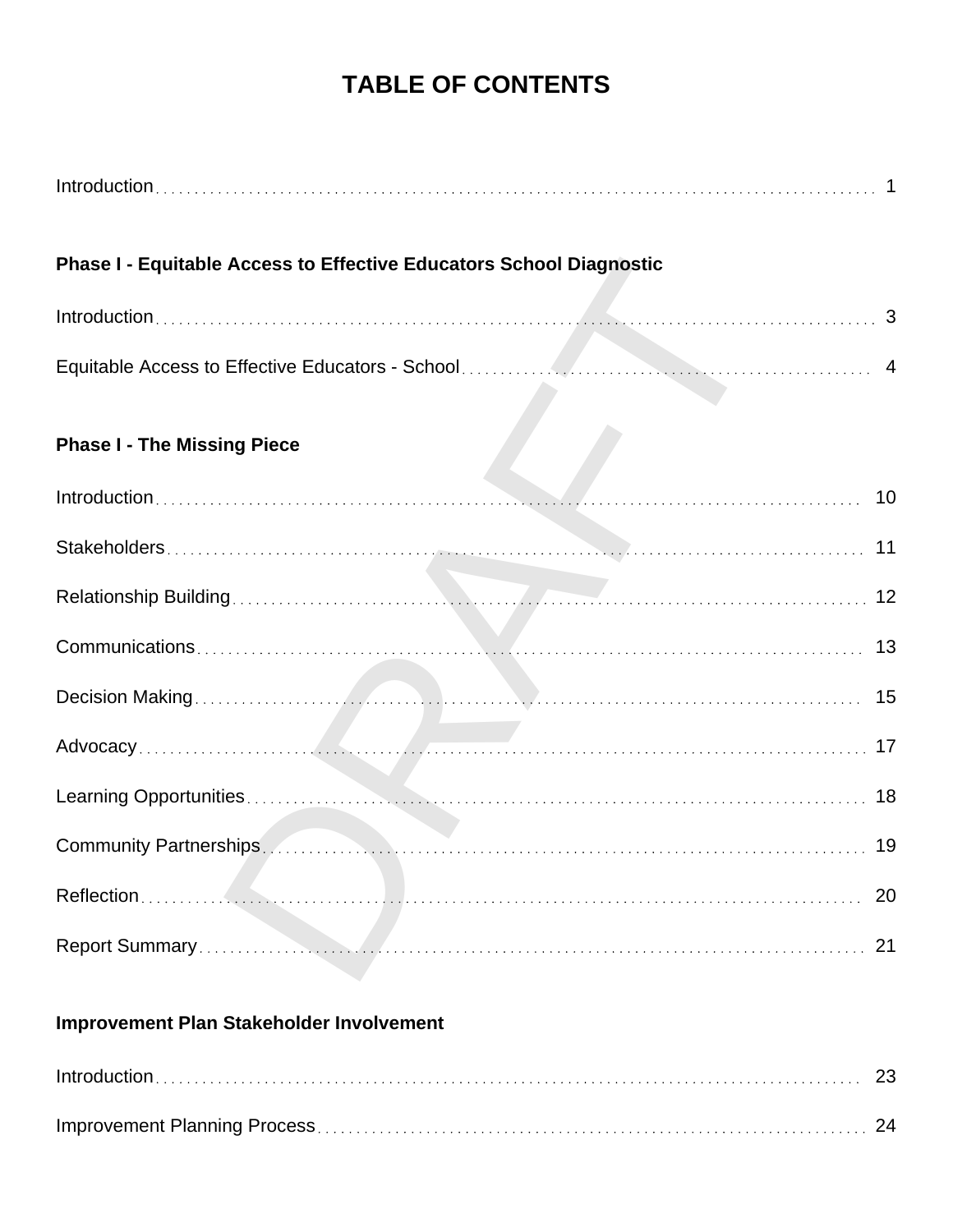# TABLE OF CONTENTS

Introduction ... 1

**Phase I - Equitable Access to Effective Educators School Diagnostic**

Introduction ... 3

Equitable Access to Effective Educators - School ... 4

**Phase I - The Missing Piece**

Introduction ... 10

Stakeholders ... 11

Relationship Building ... 12

Communications ... 13

Decision Making ... 15

Advocacy ... 17

Learning Opportunities ... 18

Community Partnerships ... 19

Reflection ... 20

Report Summary ... 21

**Improvement Plan Stakeholder Involvement**

Introduction ... 23

Improvement Planning Process ... 24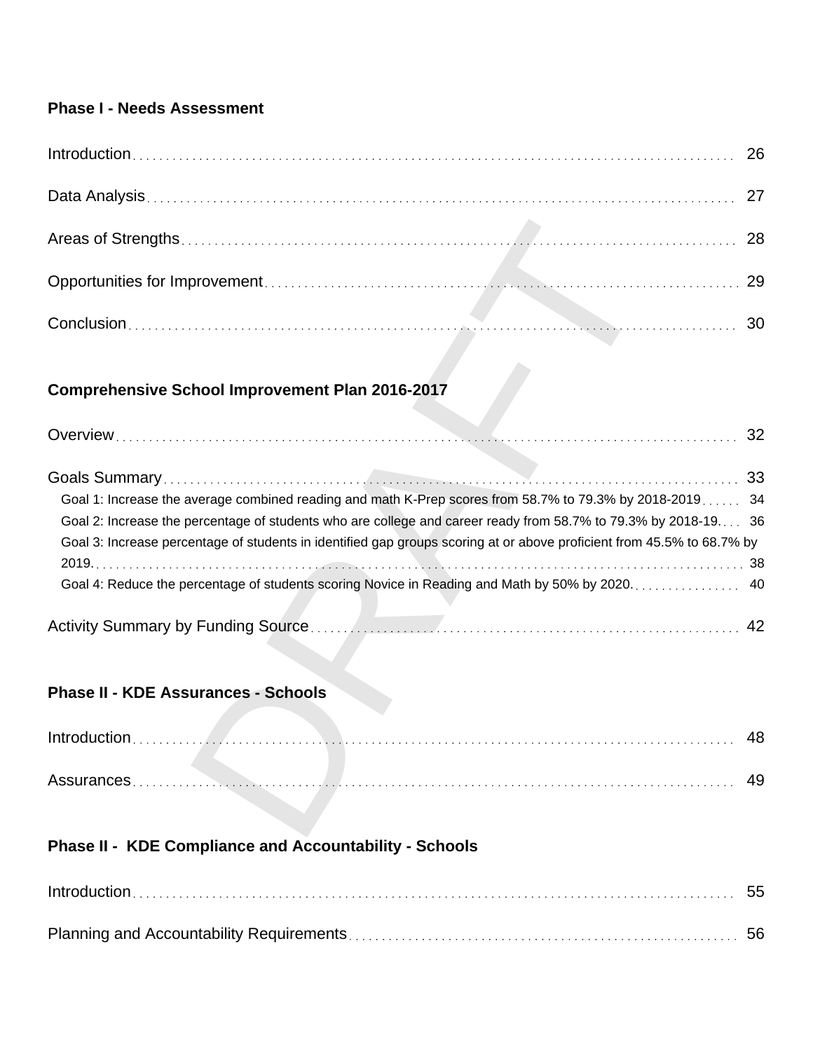**Phase I - Needs Assessment**

Introduction . . . . . . . . . . 26

Data Analysis . . . . . . . . . . 27

Areas of Strengths . . . . . . . . . . 28

Opportunities for Improvement . . . . . . . . . . 29

Conclusion . . . . . . . . . . 30

**Comprehensive School Improvement Plan 2016-2017**

Overview . . . . . . . . . . 32

Goals Summary . . . . . . . . . . 33

- Goal 1: Increase the average combined reading and math K-Prep scores from 58.7% to 79.3% by 2018-2019 . . . . . . 34
- Goal 2: Increase the percentage of students who are college and career ready from 58.7% to 79.3% by 2018-19. . . . 36
- Goal 3: Increase percentage of students in identified gap groups scoring at or above proficient from 45.5% to 68.7% by 2019. . . . . . . . . . 38
- Goal 4: Reduce the percentage of students scoring Novice in Reading and Math by 50% by 2020. . . . . . . . . . 40

Activity Summary by Funding Source . . . . . . . . . . 42

**Phase II - KDE Assurances - Schools**

Introduction . . . . . . . . . . 48

Assurances . . . . . . . . . . 49

**Phase II - KDE Compliance and Accountability - Schools**

Introduction . . . . . . . . . . 55

Planning and Accountability Requirements . . . . . . . . . . 56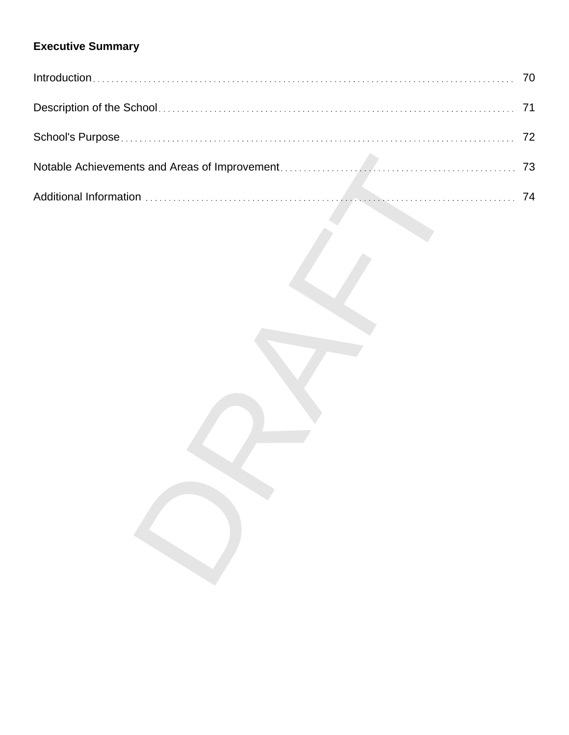**Executive Summary**

| | |
|---|---|
| Introduction | 70 |
| Description of the School | 71 |
| School's Purpose | 72 |
| Notable Achievements and Areas of Improvement | 73 |
| Additional Information | 74 |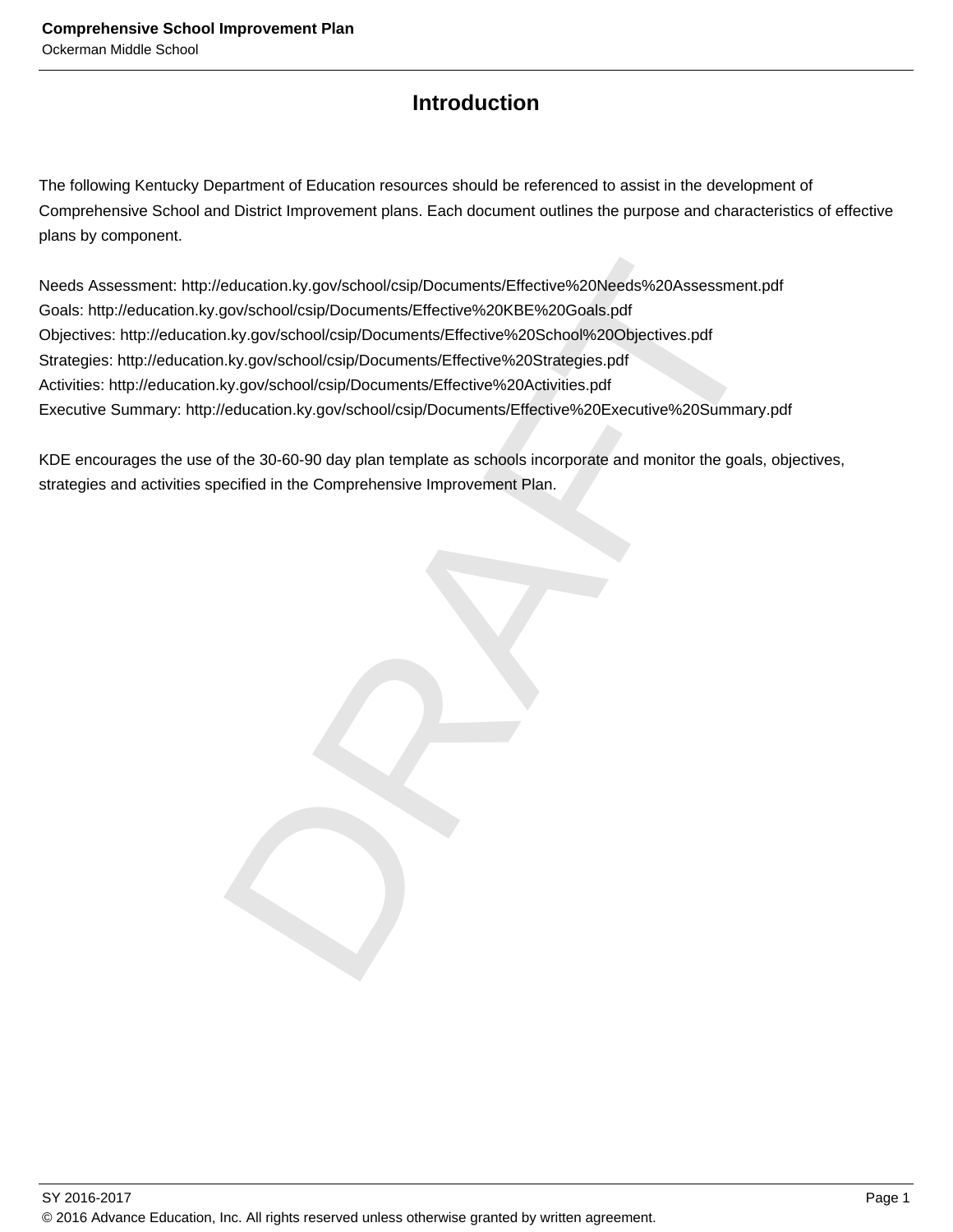# Introduction

The following Kentucky Department of Education resources should be referenced to assist in the development of Comprehensive School and District Improvement plans. Each document outlines the purpose and characteristics of effective plans by component.

Needs Assessment: http://education.ky.gov/school/csip/Documents/Effective%20Needs%20Assessment.pdf
Goals: http://education.ky.gov/school/csip/Documents/Effective%20KBE%20Goals.pdf
Objectives: http://education.ky.gov/school/csip/Documents/Effective%20School%20Objectives.pdf
Strategies: http://education.ky.gov/school/csip/Documents/Effective%20Strategies.pdf
Activities: http://education.ky.gov/school/csip/Documents/Effective%20Activities.pdf
Executive Summary: http://education.ky.gov/school/csip/Documents/Effective%20Executive%20Summary.pdf

KDE encourages the use of the 30-60-90 day plan template as schools incorporate and monitor the goals, objectives, strategies and activities specified in the Comprehensive Improvement Plan.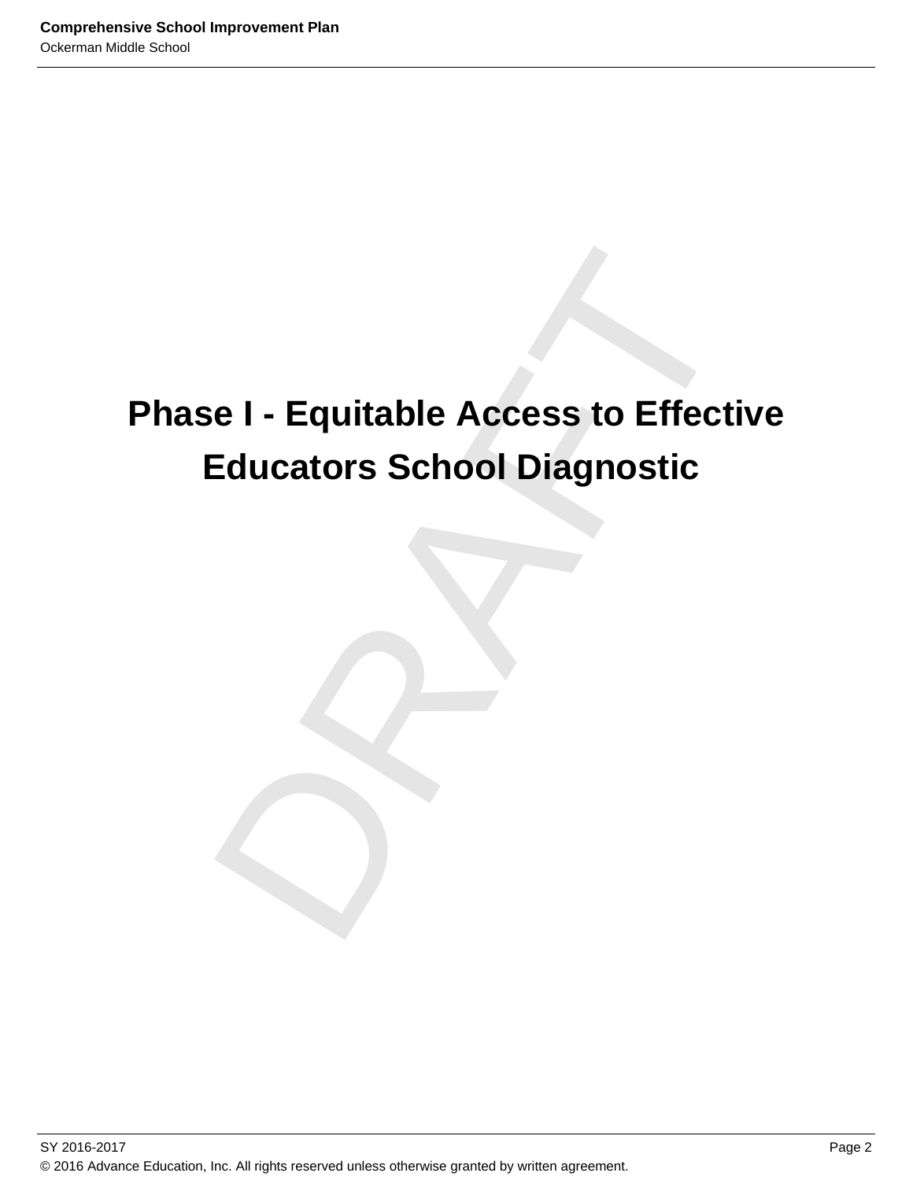# Phase I - Equitable Access to Effective Educators School Diagnostic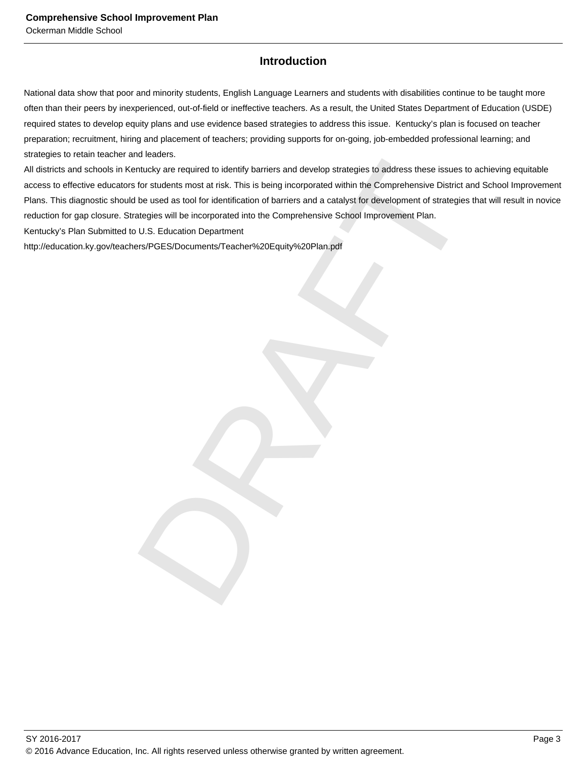## Introduction

National data show that poor and minority students, English Language Learners and students with disabilities continue to be taught more often than their peers by inexperienced, out-of-field or ineffective teachers. As a result, the United States Department of Education (USDE) required states to develop equity plans and use evidence based strategies to address this issue. Kentucky's plan is focused on teacher preparation; recruitment, hiring and placement of teachers; providing supports for on-going, job-embedded professional learning; and strategies to retain teacher and leaders.

All districts and schools in Kentucky are required to identify barriers and develop strategies to address these issues to achieving equitable access to effective educators for students most at risk. This is being incorporated within the Comprehensive District and School Improvement Plans. This diagnostic should be used as tool for identification of barriers and a catalyst for development of strategies that will result in novice reduction for gap closure. Strategies will be incorporated into the Comprehensive School Improvement Plan.

Kentucky's Plan Submitted to U.S. Education Department

http://education.ky.gov/teachers/PGES/Documents/Teacher%20Equity%20Plan.pdf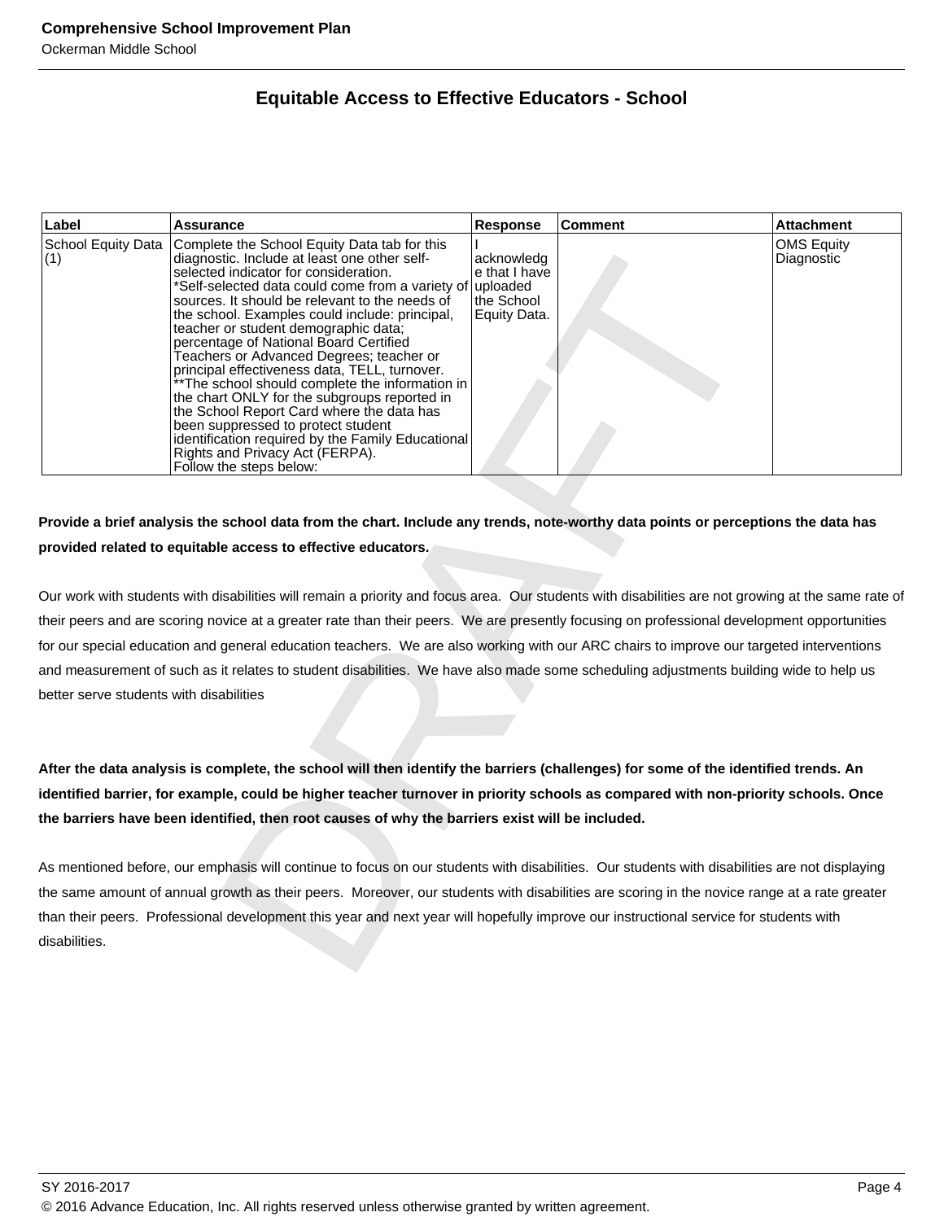## Equitable Access to Effective Educators - School

| Label | Assurance | Response | Comment | Attachment |
|---|---|---|---|---|
| School Equity Data (1) | Complete the School Equity Data tab for this diagnostic. Include at least one other self-selected indicator for consideration. *Self-selected data could come from a variety of sources. It should be relevant to the needs of the school. Examples could include: principal, teacher or student demographic data; percentage of National Board Certified Teachers or Advanced Degrees; teacher or principal effectiveness data, TELL, turnover. **The school should complete the information in the chart ONLY for the subgroups reported in the School Report Card where the data has been suppressed to protect student identification required by the Family Educational Rights and Privacy Act (FERPA). Follow the steps below: | I acknowledge that I have uploaded the School Equity Data. | | OMS Equity Diagnostic |

**Provide a brief analysis the school data from the chart. Include any trends, note-worthy data points or perceptions the data has provided related to equitable access to effective educators.**

Our work with students with disabilities will remain a priority and focus area. Our students with disabilities are not growing at the same rate of their peers and are scoring novice at a greater rate than their peers. We are presently focusing on professional development opportunities for our special education and general education teachers. We are also working with our ARC chairs to improve our targeted interventions and measurement of such as it relates to student disabilities. We have also made some scheduling adjustments building wide to help us better serve students with disabilities

**After the data analysis is complete, the school will then identify the barriers (challenges) for some of the identified trends. An identified barrier, for example, could be higher teacher turnover in priority schools as compared with non-priority schools. Once the barriers have been identified, then root causes of why the barriers exist will be included.**

As mentioned before, our emphasis will continue to focus on our students with disabilities. Our students with disabilities are not displaying the same amount of annual growth as their peers. Moreover, our students with disabilities are scoring in the novice range at a rate greater than their peers. Professional development this year and next year will hopefully improve our instructional service for students with disabilities.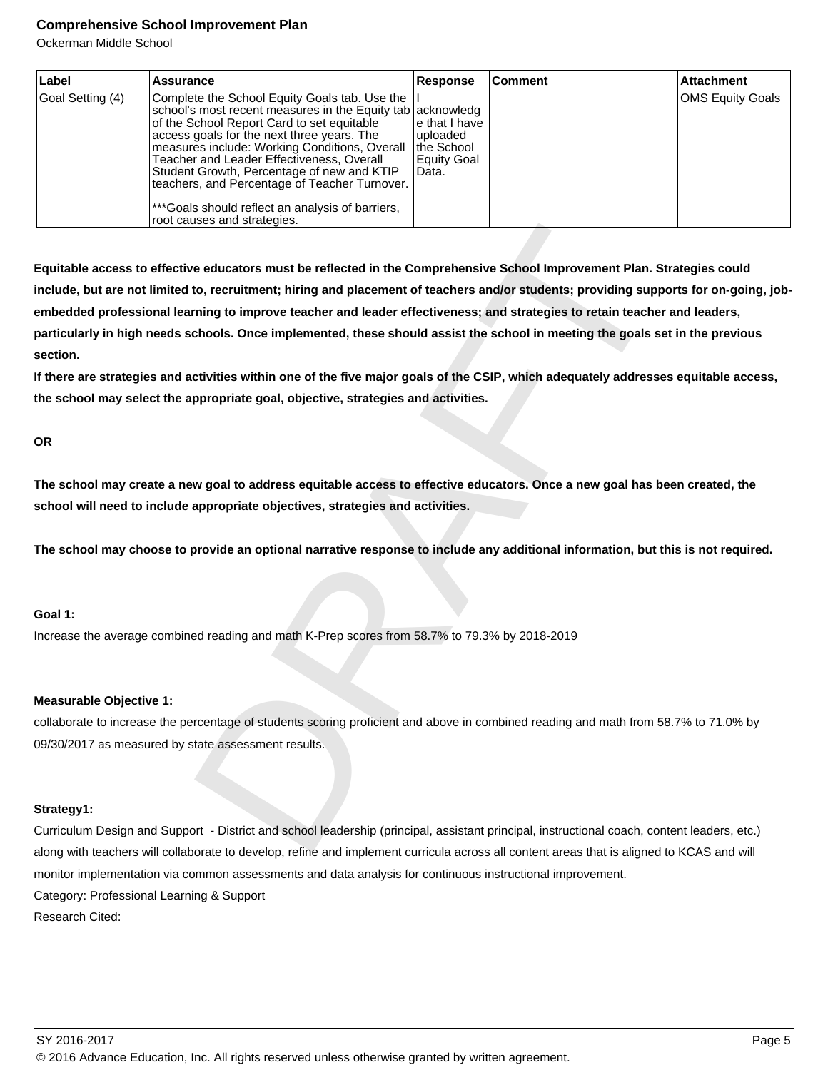| Label | Assurance | Response | Comment | Attachment |
| --- | --- | --- | --- | --- |
| Goal Setting (4) | Complete the School Equity Goals tab. Use the school's most recent measures in the Equity tab of the School Report Card to set equitable access goals for the next three years. The measures include: Working Conditions, Overall Teacher and Leader Effectiveness, Overall Student Growth, Percentage of new and KTIP teachers, and Percentage of Teacher Turnover. <br><br>***Goals should reflect an analysis of barriers, root causes and strategies. | I acknowledge that I have uploaded the School Equity Goal Data. | | OMS Equity Goals |

**Equitable access to effective educators must be reflected in the Comprehensive School Improvement Plan. Strategies could include, but are not limited to, recruitment; hiring and placement of teachers and/or students; providing supports for on-going, job-embedded professional learning to improve teacher and leader effectiveness; and strategies to retain teacher and leaders, particularly in high needs schools. Once implemented, these should assist the school in meeting the goals set in the previous section.**

**If there are strategies and activities within one of the five major goals of the CSIP, which adequately addresses equitable access, the school may select the appropriate goal, objective, strategies and activities.**

**OR**

**The school may create a new goal to address equitable access to effective educators. Once a new goal has been created, the school will need to include appropriate objectives, strategies and activities.**

**The school may choose to provide an optional narrative response to include any additional information, but this is not required.**

**Goal 1:**

Increase the average combined reading and math K-Prep scores from 58.7% to 79.3% by 2018-2019

**Measurable Objective 1:**

collaborate to increase the percentage of students scoring proficient and above in combined reading and math from 58.7% to 71.0% by 09/30/2017 as measured by state assessment results.

**Strategy1:**

Curriculum Design and Support - District and school leadership (principal, assistant principal, instructional coach, content leaders, etc.) along with teachers will collaborate to develop, refine and implement curricula across all content areas that is aligned to KCAS and will monitor implementation via common assessments and data analysis for continuous instructional improvement.

Category: Professional Learning & Support

Research Cited: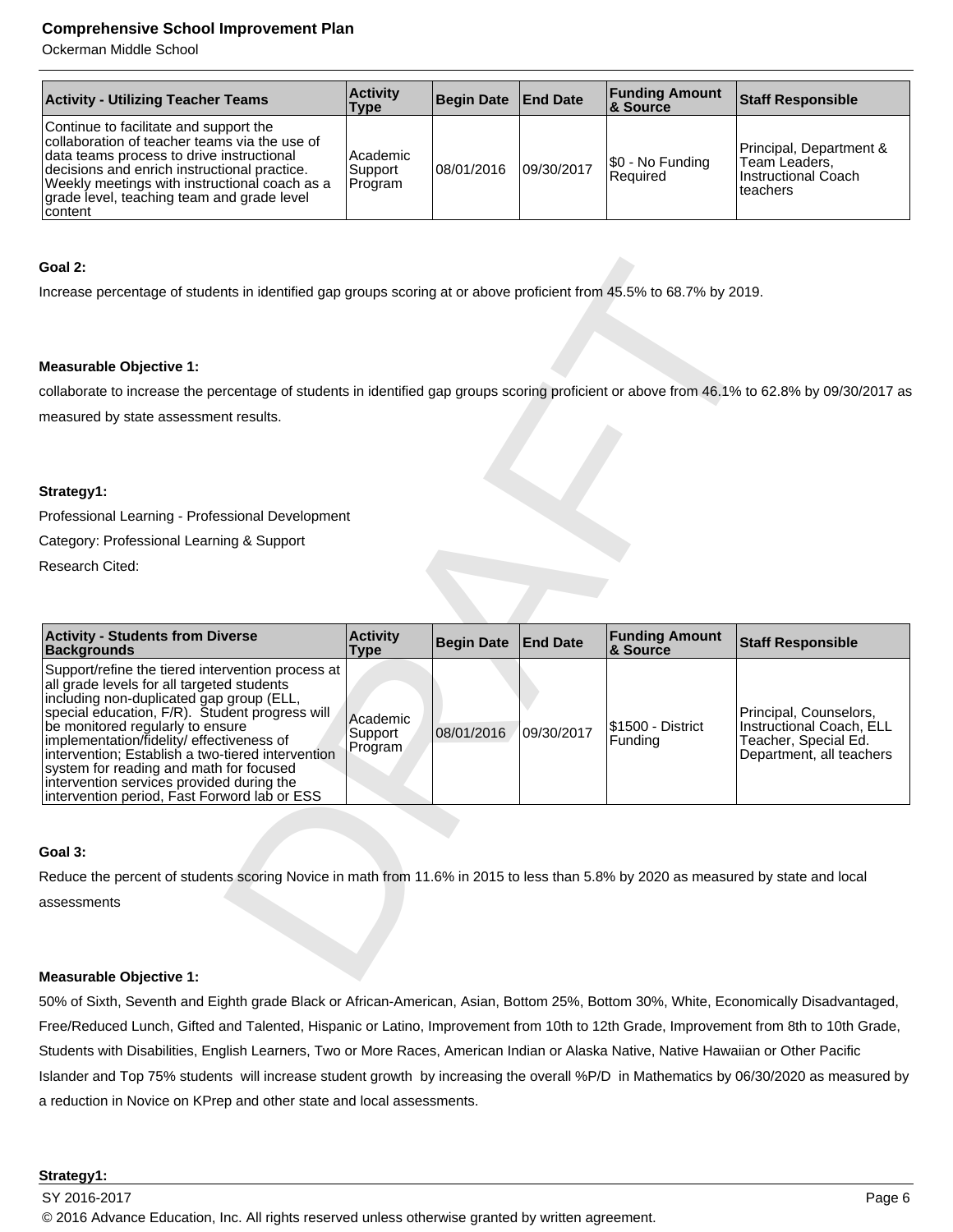| Activity - Utilizing Teacher Teams | Activity Type | Begin Date | End Date | Funding Amount & Source | Staff Responsible |
| --- | --- | --- | --- | --- | --- |
| Continue to facilitate and support the collaboration of teacher teams via the use of data teams process to drive instructional decisions and enrich instructional practice. Weekly meetings with instructional coach as a grade level, teaching team and grade level content | Academic Support Program | 08/01/2016 | 09/30/2017 | $0 - No Funding Required | Principal, Department & Team Leaders, Instructional Coach teachers |

**Goal 2:**

Increase percentage of students in identified gap groups scoring at or above proficient from 45.5% to 68.7% by 2019.

**Measurable Objective 1:**

collaborate to increase the percentage of students in identified gap groups scoring proficient or above from 46.1% to 62.8% by 09/30/2017 as measured by state assessment results.

**Strategy1:**

Professional Learning - Professional Development

Category: Professional Learning & Support

Research Cited:

| Activity - Students from Diverse Backgrounds | Activity Type | Begin Date | End Date | Funding Amount & Source | Staff Responsible |
| --- | --- | --- | --- | --- | --- |
| Support/refine the tiered intervention process at all grade levels for all targeted students including non-duplicated gap group (ELL, special education, F/R). Student progress will be monitored regularly to ensure implementation/fidelity/ effectiveness of intervention; Establish a two-tiered intervention system for reading and math for focused intervention services provided during the intervention period, Fast Forword lab or ESS | Academic Support Program | 08/01/2016 | 09/30/2017 | $1500 - District Funding | Principal, Counselors, Instructional Coach, ELL Teacher, Special Ed. Department, all teachers |

**Goal 3:**

Reduce the percent of students scoring Novice in math from 11.6% in 2015 to less than 5.8% by 2020 as measured by state and local assessments

**Measurable Objective 1:**

50% of Sixth, Seventh and Eighth grade Black or African-American, Asian, Bottom 25%, Bottom 30%, White, Economically Disadvantaged, Free/Reduced Lunch, Gifted and Talented, Hispanic or Latino, Improvement from 10th to 12th Grade, Improvement from 8th to 10th Grade, Students with Disabilities, English Learners, Two or More Races, American Indian or Alaska Native, Native Hawaiian or Other Pacific Islander and Top 75% students will increase student growth by increasing the overall %P/D in Mathematics by 06/30/2020 as measured by a reduction in Novice on KPrep and other state and local assessments.

**Strategy1:**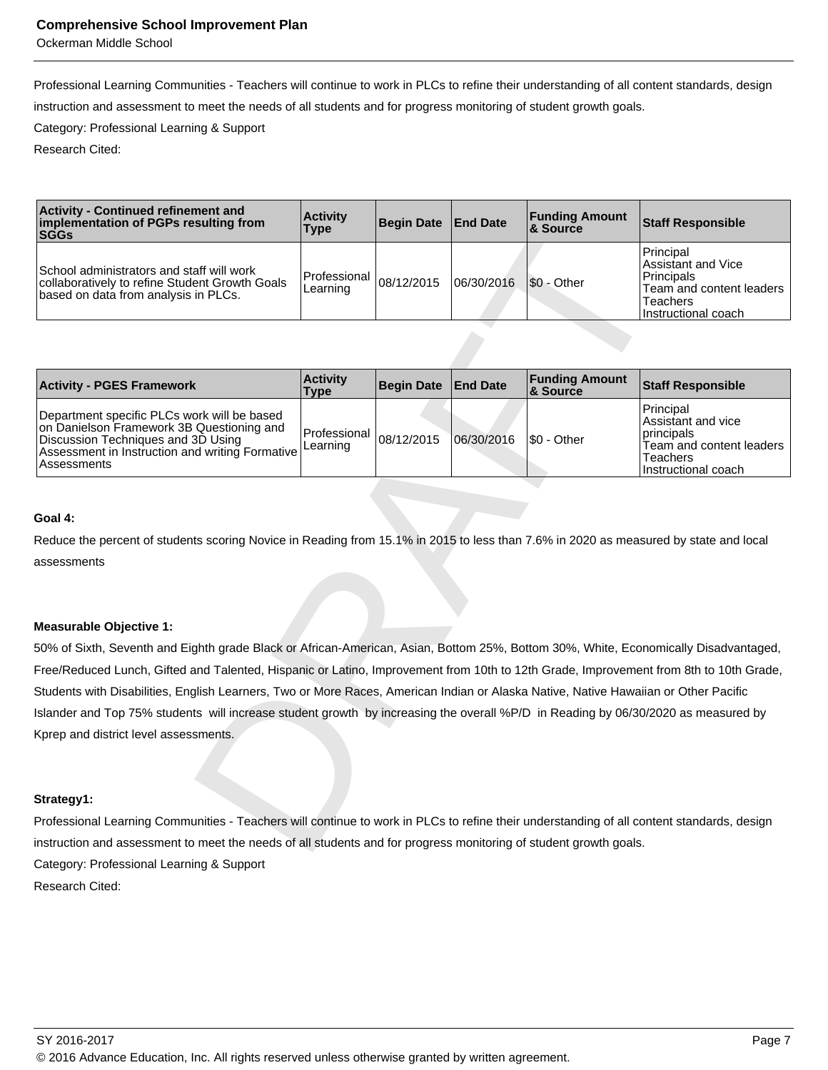Professional Learning Communities - Teachers will continue to work in PLCs to refine their understanding of all content standards, design instruction and assessment to meet the needs of all students and for progress monitoring of student growth goals.

Category: Professional Learning & Support

Research Cited:

| Activity - Continued refinement and implementation of PGPs resulting from SGGs | Activity Type | Begin Date | End Date | Funding Amount & Source | Staff Responsible |
| --- | --- | --- | --- | --- | --- |
| School administrators and staff will work collaboratively to refine Student Growth Goals based on data from analysis in PLCs. | Professional Learning | 08/12/2015 | 06/30/2016 | $0 - Other | Principal<br>Assistant and Vice Principals<br>Team and content leaders<br>Teachers<br>Instructional coach |

| Activity - PGES Framework | Activity Type | Begin Date | End Date | Funding Amount & Source | Staff Responsible |
| --- | --- | --- | --- | --- | --- |
| Department specific PLCs work will be based on Danielson Framework 3B Questioning and Discussion Techniques and 3D Using Assessment in Instruction and writing Formative Assessments | Professional Learning | 08/12/2015 | 06/30/2016 | $0 - Other | Principal<br>Assistant and vice principals<br>Team and content leaders<br>Teachers<br>Instructional coach |

**Goal 4:**

Reduce the percent of students scoring Novice in Reading from 15.1% in 2015 to less than 7.6% in 2020 as measured by state and local assessments

**Measurable Objective 1:**

50% of Sixth, Seventh and Eighth grade Black or African-American, Asian, Bottom 25%, Bottom 30%, White, Economically Disadvantaged, Free/Reduced Lunch, Gifted and Talented, Hispanic or Latino, Improvement from 10th to 12th Grade, Improvement from 8th to 10th Grade, Students with Disabilities, English Learners, Two or More Races, American Indian or Alaska Native, Native Hawaiian or Other Pacific Islander and Top 75% students will increase student growth by increasing the overall %P/D in Reading by 06/30/2020 as measured by Kprep and district level assessments.

**Strategy1:**

Professional Learning Communities - Teachers will continue to work in PLCs to refine their understanding of all content standards, design instruction and assessment to meet the needs of all students and for progress monitoring of student growth goals.

Category: Professional Learning & Support

Research Cited: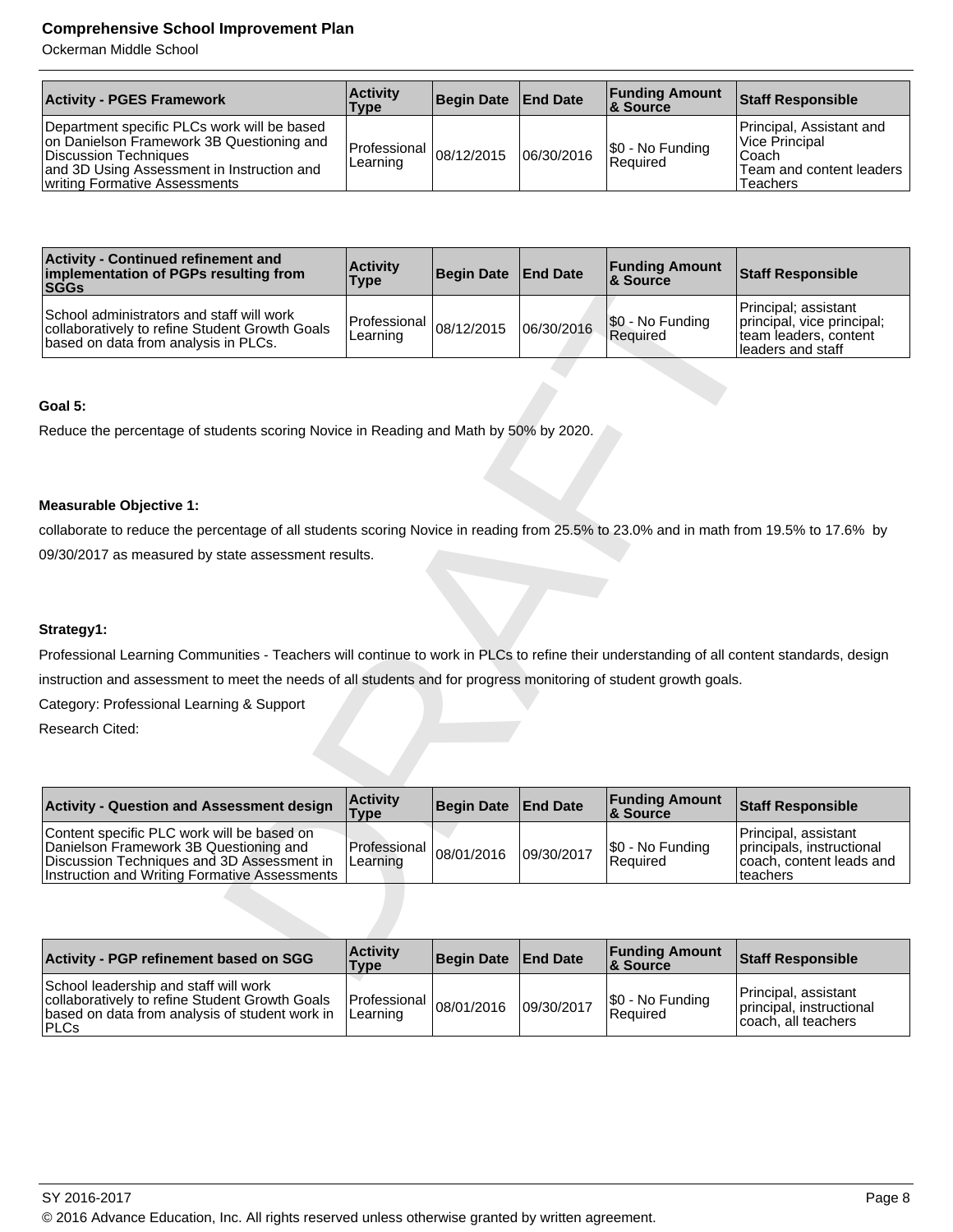| Activity - PGES Framework | Activity Type | Begin Date | End Date | Funding Amount & Source | Staff Responsible |
|---|---|---|---|---|---|
| Department specific PLCs work will be based on Danielson Framework 3B Questioning and Discussion Techniques and 3D Using Assessment in Instruction and writing Formative Assessments | Professional Learning | 08/12/2015 | 06/30/2016 | $0 - No Funding Required | Principal, Assistant and Vice Principal Coach Team and content leaders Teachers |

| Activity - Continued refinement and implementation of PGPs resulting from SGGs | Activity Type | Begin Date | End Date | Funding Amount & Source | Staff Responsible |
|---|---|---|---|---|---|
| School administrators and staff will work collaboratively to refine Student Growth Goals based on data from analysis in PLCs. | Professional Learning | 08/12/2015 | 06/30/2016 | $0 - No Funding Required | Principal; assistant principal, vice principal; team leaders, content leaders and staff |

**Goal 5:**

Reduce the percentage of students scoring Novice in Reading and Math by 50% by 2020.

**Measurable Objective 1:**

collaborate to reduce the percentage of all students scoring Novice in reading from 25.5% to 23.0% and in math from 19.5% to 17.6% by 09/30/2017 as measured by state assessment results.

**Strategy1:**

Professional Learning Communities - Teachers will continue to work in PLCs to refine their understanding of all content standards, design instruction and assessment to meet the needs of all students and for progress monitoring of student growth goals.

Category: Professional Learning & Support

Research Cited:

| Activity - Question and Assessment design | Activity Type | Begin Date | End Date | Funding Amount & Source | Staff Responsible |
|---|---|---|---|---|---|
| Content specific PLC work will be based on Danielson Framework 3B Questioning and Discussion Techniques and 3D Assessment in Instruction and Writing Formative Assessments | Professional Learning | 08/01/2016 | 09/30/2017 | $0 - No Funding Required | Principal, assistant principals, instructional coach, content leads and teachers |

| Activity - PGP refinement based on SGG | Activity Type | Begin Date | End Date | Funding Amount & Source | Staff Responsible |
|---|---|---|---|---|---|
| School leadership and staff will work collaboratively to refine Student Growth Goals based on data from analysis of student work in PLCs | Professional Learning | 08/01/2016 | 09/30/2017 | $0 - No Funding Required | Principal, assistant principal, instructional coach, all teachers |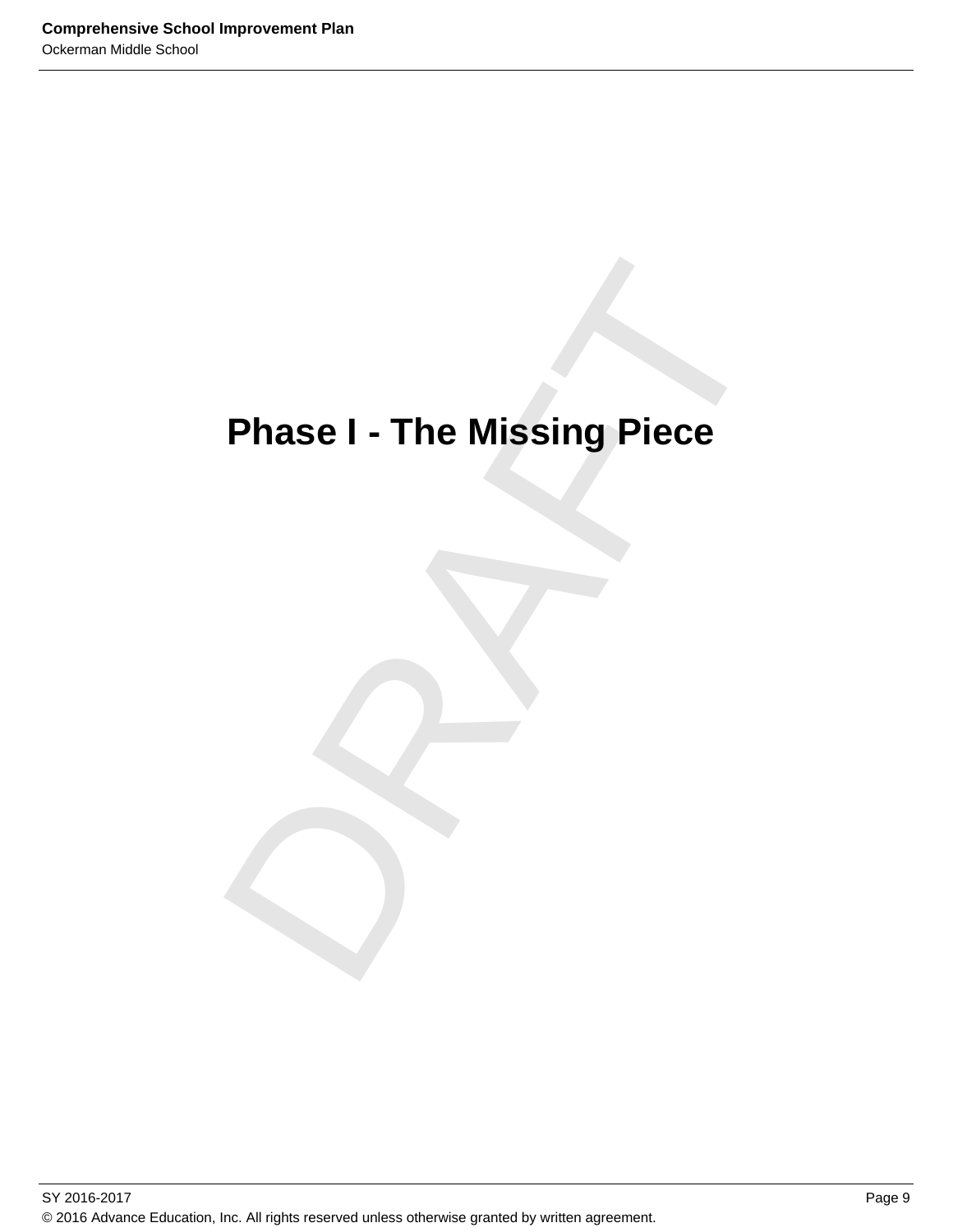# Phase I - The Missing Piece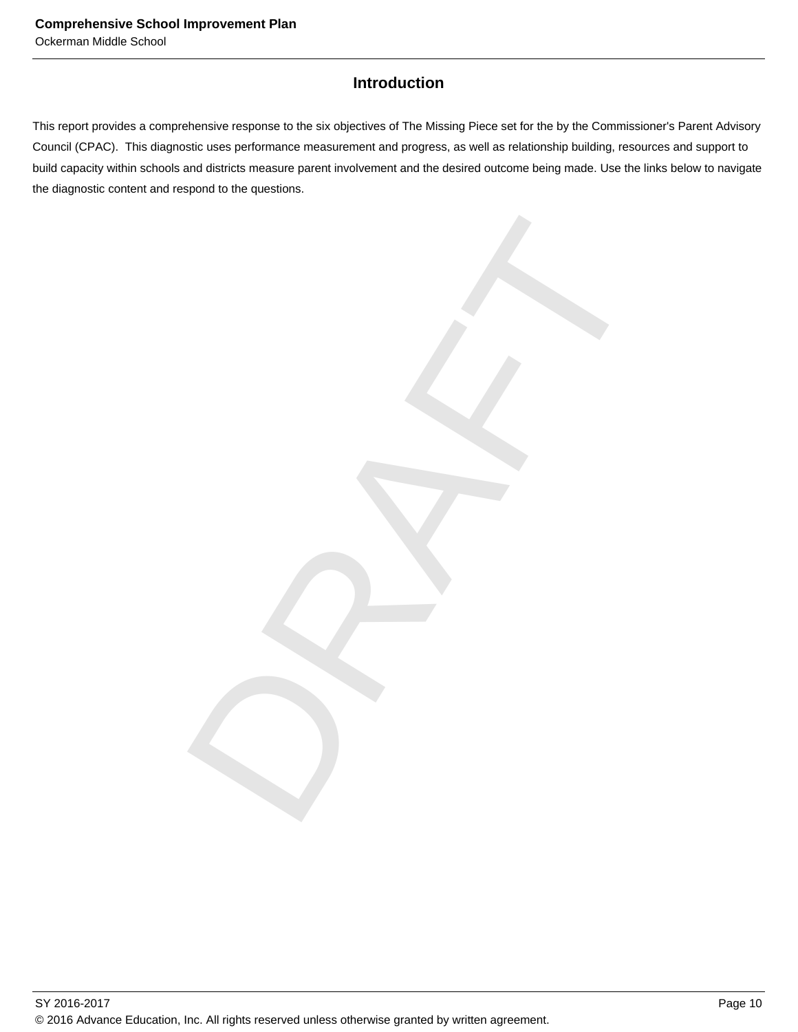## Introduction

This report provides a comprehensive response to the six objectives of The Missing Piece set for the by the Commissioner's Parent Advisory Council (CPAC). This diagnostic uses performance measurement and progress, as well as relationship building, resources and support to build capacity within schools and districts measure parent involvement and the desired outcome being made. Use the links below to navigate the diagnostic content and respond to the questions.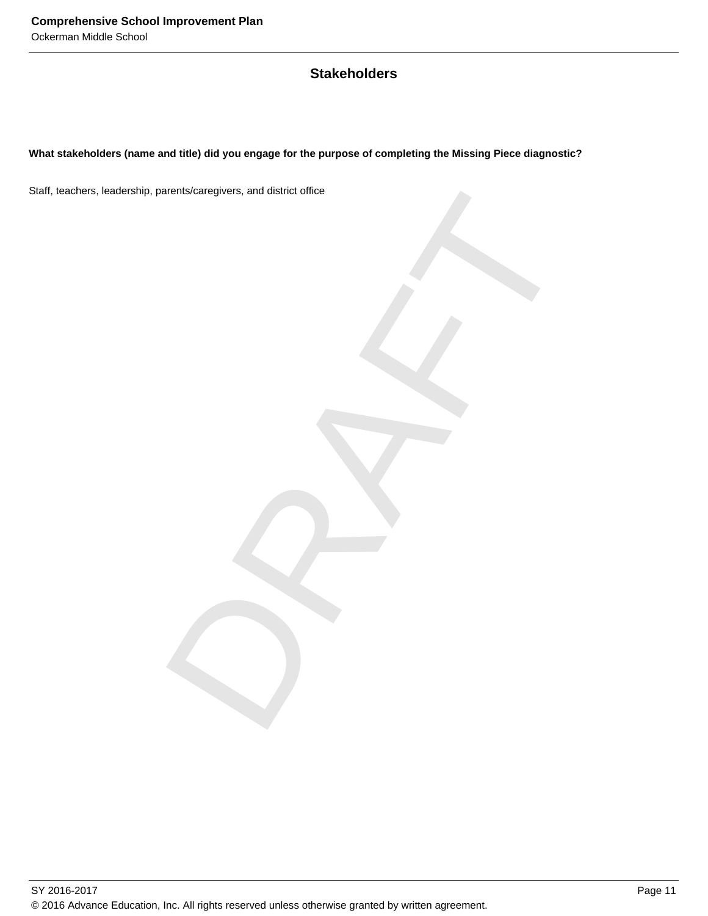## Stakeholders

**What stakeholders (name and title) did you engage for the purpose of completing the Missing Piece diagnostic?**

Staff, teachers, leadership, parents/caregivers, and district office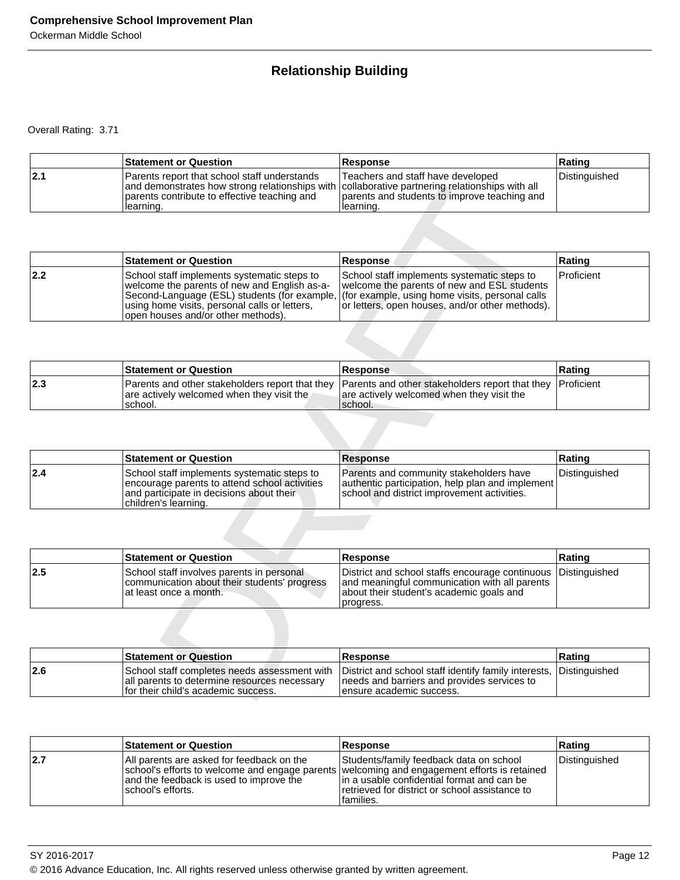## Relationship Building

Overall Rating: 3.71

| | Statement or Question | Response | Rating |
|---|---|---|---|
| 2.1 | Parents report that school staff understands and demonstrates how strong relationships with parents contribute to effective teaching and learning. | Teachers and staff have developed collaborative partnering relationships with all parents and students to improve teaching and learning. | Distinguished |

| | Statement or Question | Response | Rating |
|---|---|---|---|
| 2.2 | School staff implements systematic steps to welcome the parents of new and English as-a-Second-Language (ESL) students (for example, using home visits, personal calls or letters, open houses and/or other methods). | School staff implements systematic steps to welcome the parents of new and ESL students (for example, using home visits, personal calls or letters, open houses, and/or other methods). | Proficient |

| | Statement or Question | Response | Rating |
|---|---|---|---|
| 2.3 | Parents and other stakeholders report that they are actively welcomed when they visit the school. | Parents and other stakeholders report that they are actively welcomed when they visit the school. | Proficient |

| | Statement or Question | Response | Rating |
|---|---|---|---|
| 2.4 | School staff implements systematic steps to encourage parents to attend school activities and participate in decisions about their children's learning. | Parents and community stakeholders have authentic participation, help plan and implement school and district improvement activities. | Distinguished |

| | Statement or Question | Response | Rating |
|---|---|---|---|
| 2.5 | School staff involves parents in personal communication about their students' progress at least once a month. | District and school staffs encourage continuous and meaningful communication with all parents about their student's academic goals and progress. | Distinguished |

| | Statement or Question | Response | Rating |
|---|---|---|---|
| 2.6 | School staff completes needs assessment with all parents to determine resources necessary for their child's academic success. | District and school staff identify family interests, needs and barriers and provides services to ensure academic success. | Distinguished |

| | Statement or Question | Response | Rating |
|---|---|---|---|
| 2.7 | All parents are asked for feedback on the school's efforts to welcome and engage parents and the feedback is used to improve the school's efforts. | Students/family feedback data on school welcoming and engagement efforts is retained in a usable confidential format and can be retrieved for district or school assistance to families. | Distinguished |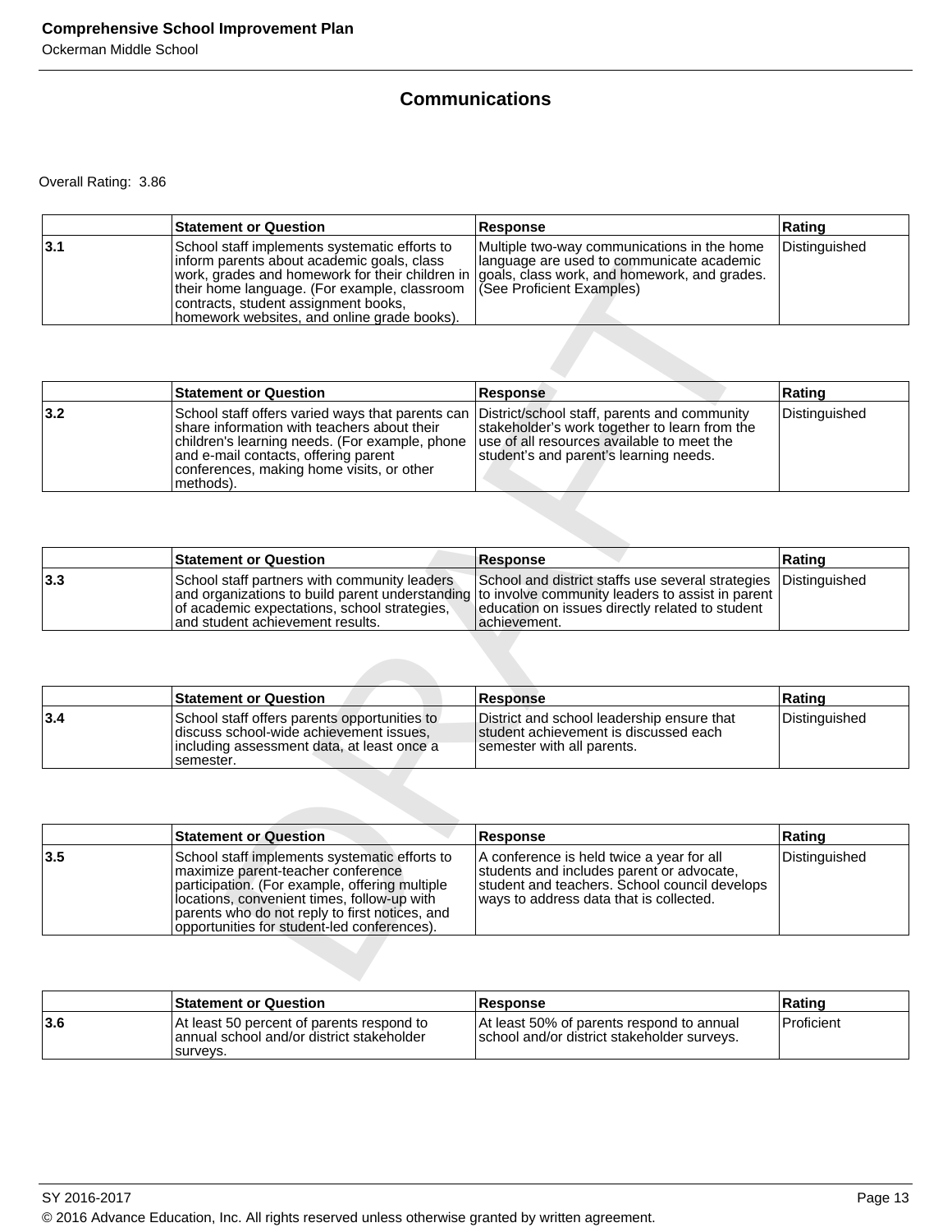## Communications

Overall Rating: 3.86

| | Statement or Question | Response | Rating |
|---|---|---|---|
| 3.1 | School staff implements systematic efforts to inform parents about academic goals, class work, grades and homework for their children in their home language. (For example, classroom contracts, student assignment books, homework websites, and online grade books). | Multiple two-way communications in the home language are used to communicate academic goals, class work, and homework, and grades. (See Proficient Examples) | Distinguished |

| | Statement or Question | Response | Rating |
|---|---|---|---|
| 3.2 | School staff offers varied ways that parents can share information with teachers about their children's learning needs. (For example, phone and e-mail contacts, offering parent conferences, making home visits, or other methods). | District/school staff, parents and community stakeholder's work together to learn from the use of all resources available to meet the student's and parent's learning needs. | Distinguished |

| | Statement or Question | Response | Rating |
|---|---|---|---|
| 3.3 | School staff partners with community leaders and organizations to build parent understanding of academic expectations, school strategies, and student achievement results. | School and district staffs use several strategies to involve community leaders to assist in parent education on issues directly related to student achievement. | Distinguished |

| | Statement or Question | Response | Rating |
|---|---|---|---|
| 3.4 | School staff offers parents opportunities to discuss school-wide achievement issues, including assessment data, at least once a semester. | District and school leadership ensure that student achievement is discussed each semester with all parents. | Distinguished |

| | Statement or Question | Response | Rating |
|---|---|---|---|
| 3.5 | School staff implements systematic efforts to maximize parent-teacher conference participation. (For example, offering multiple locations, convenient times, follow-up with parents who do not reply to first notices, and opportunities for student-led conferences). | A conference is held twice a year for all students and includes parent or advocate, student and teachers. School council develops ways to address data that is collected. | Distinguished |

| | Statement or Question | Response | Rating |
|---|---|---|---|
| 3.6 | At least 50 percent of parents respond to annual school and/or district stakeholder surveys. | At least 50% of parents respond to annual school and/or district stakeholder surveys. | Proficient |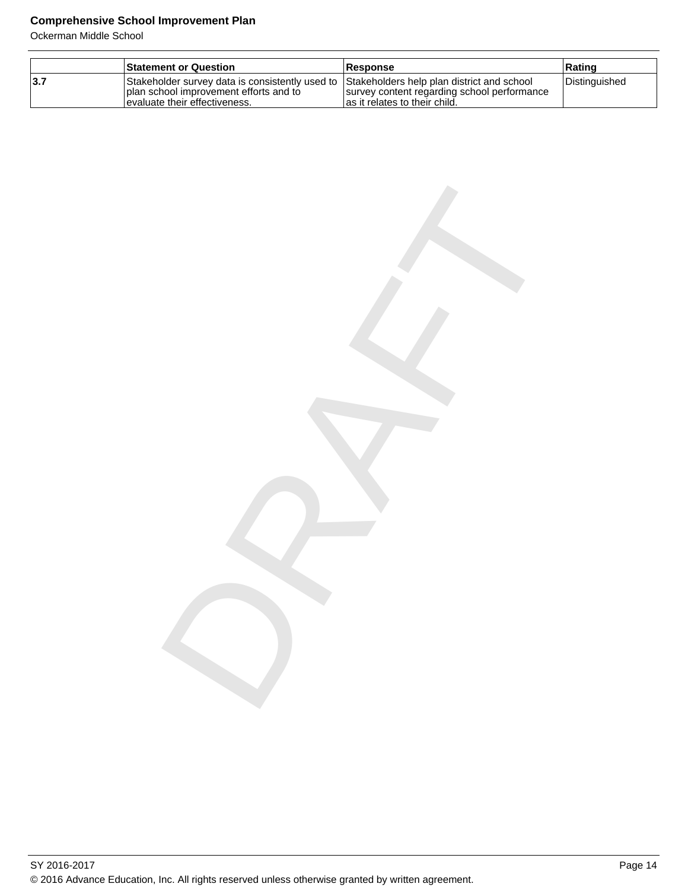| | Statement or Question | Response | Rating |
|---|---|---|---|
| 3.7 | Stakeholder survey data is consistently used to plan school improvement efforts and to evaluate their effectiveness. | Stakeholders help plan district and school survey content regarding school performance as it relates to their child. | Distinguished |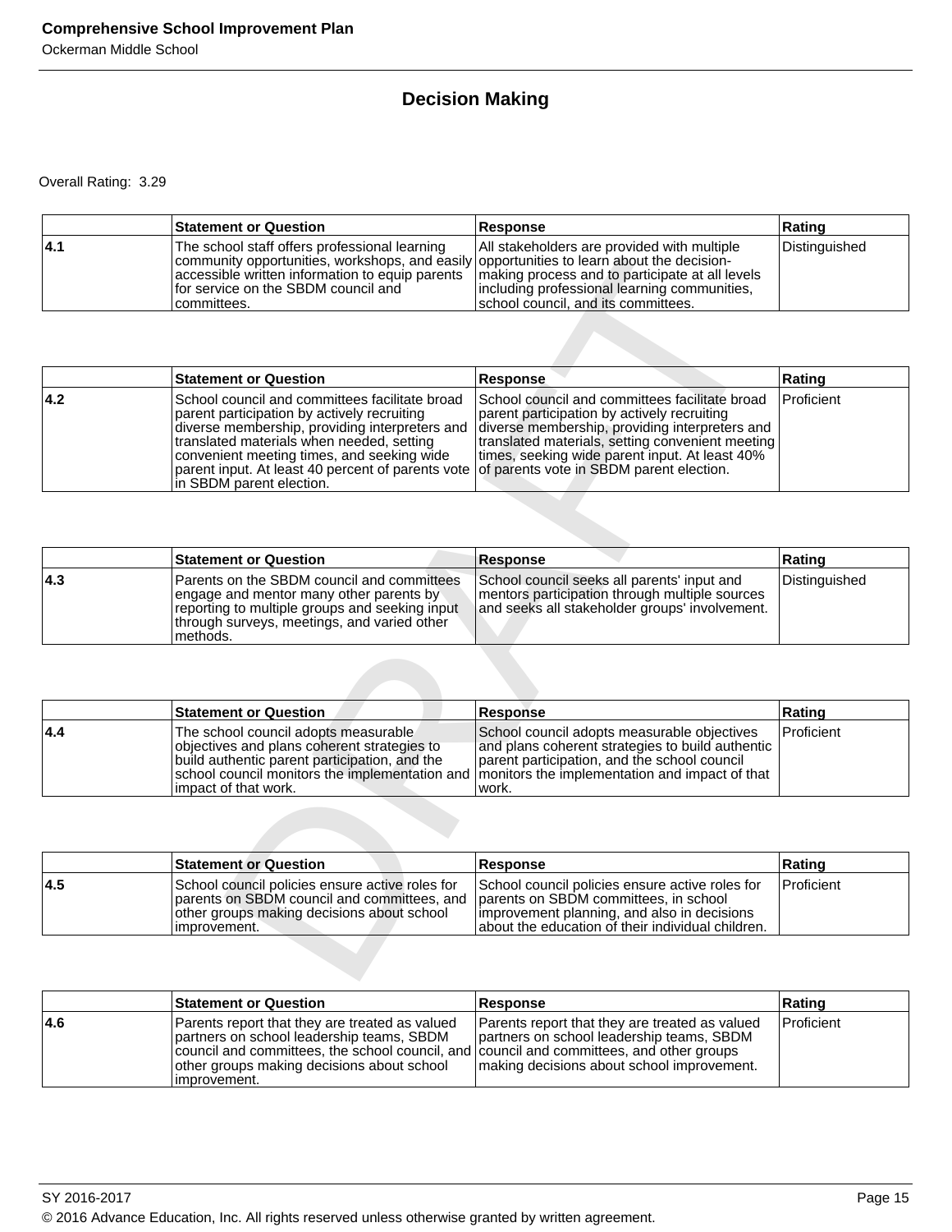## Decision Making

Overall Rating: 3.29

| | Statement or Question | Response | Rating |
|---|---|---|---|
| 4.1 | The school staff offers professional learning community opportunities, workshops, and easily accessible written information to equip parents for service on the SBDM council and committees. | All stakeholders are provided with multiple opportunities to learn about the decision-making process and to participate at all levels including professional learning communities, school council, and its committees. | Distinguished |

| | Statement or Question | Response | Rating |
|---|---|---|---|
| 4.2 | School council and committees facilitate broad parent participation by actively recruiting diverse membership, providing interpreters and translated materials when needed, setting convenient meeting times, and seeking wide parent input. At least 40 percent of parents vote in SBDM parent election. | School council and committees facilitate broad parent participation by actively recruiting diverse membership, providing interpreters and translated materials, setting convenient meeting times, seeking wide parent input. At least 40% of parents vote in SBDM parent election. | Proficient |

| | Statement or Question | Response | Rating |
|---|---|---|---|
| 4.3 | Parents on the SBDM council and committees engage and mentor many other parents by reporting to multiple groups and seeking input through surveys, meetings, and varied other methods. | School council seeks all parents' input and mentors participation through multiple sources and seeks all stakeholder groups' involvement. | Distinguished |

| | Statement or Question | Response | Rating |
|---|---|---|---|
| 4.4 | The school council adopts measurable objectives and plans coherent strategies to build authentic parent participation, and the school council monitors the implementation and impact of that work. | School council adopts measurable objectives and plans coherent strategies to build authentic parent participation, and the school council monitors the implementation and impact of that work. | Proficient |

| | Statement or Question | Response | Rating |
|---|---|---|---|
| 4.5 | School council policies ensure active roles for parents on SBDM council and committees, and other groups making decisions about school improvement. | School council policies ensure active roles for parents on SBDM committees, in school improvement planning, and also in decisions about the education of their individual children. | Proficient |

| | Statement or Question | Response | Rating |
|---|---|---|---|
| 4.6 | Parents report that they are treated as valued partners on school leadership teams, SBDM council and committees, the school council, and other groups making decisions about school improvement. | Parents report that they are treated as valued partners on school leadership teams, SBDM council and committees, and other groups making decisions about school improvement. | Proficient |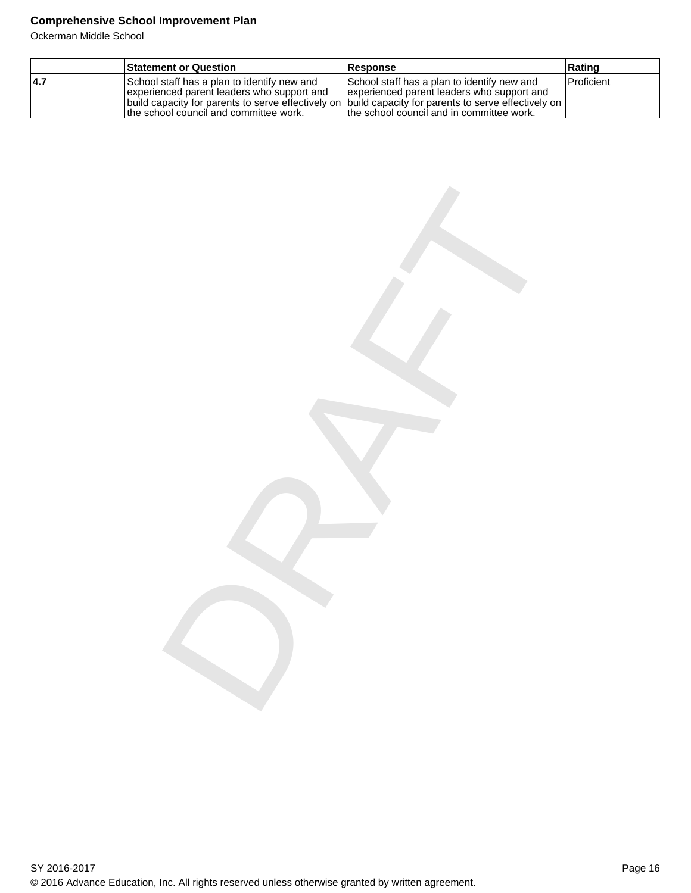| | Statement or Question | Response | Rating |
|---|---|---|---|
| **4.7** | School staff has a plan to identify new and experienced parent leaders who support and build capacity for parents to serve effectively on the school council and committee work. | School staff has a plan to identify new and experienced parent leaders who support and build capacity for parents to serve effectively on the school council and in committee work. | Proficient |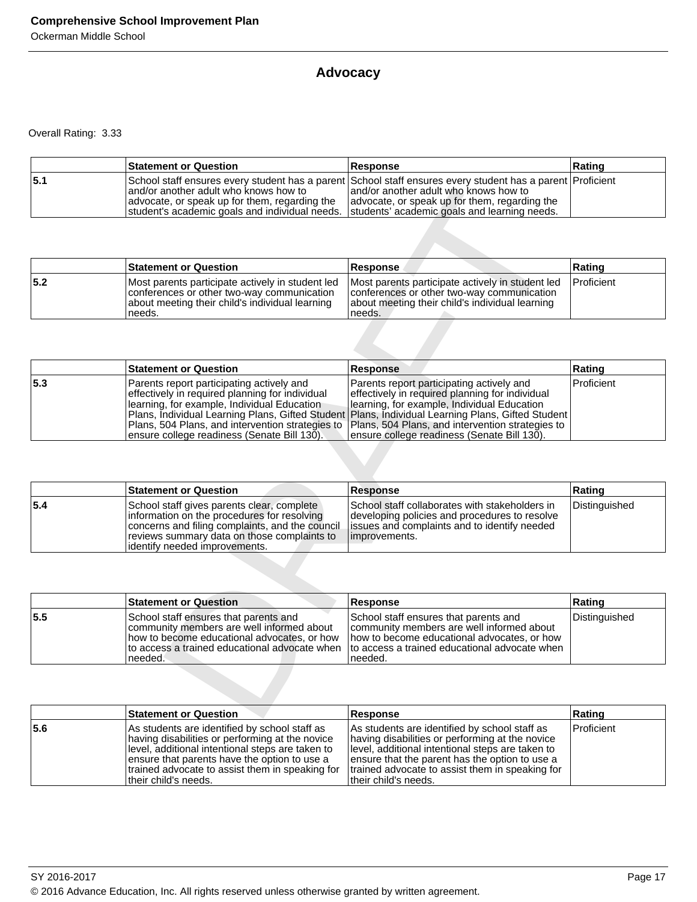## Advocacy

Overall Rating: 3.33

| | Statement or Question | Response | Rating |
|---|---|---|---|
| 5.1 | School staff ensures every student has a parent and/or another adult who knows how to advocate, or speak up for them, regarding the student's academic goals and individual needs. | School staff ensures every student has a parent and/or another adult who knows how to advocate, or speak up for them, regarding the students' academic goals and learning needs. | Proficient |

| | Statement or Question | Response | Rating |
|---|---|---|---|
| 5.2 | Most parents participate actively in student led conferences or other two-way communication about meeting their child's individual learning needs. | Most parents participate actively in student led conferences or other two-way communication about meeting their child's individual learning needs. | Proficient |

| | Statement or Question | Response | Rating |
|---|---|---|---|
| 5.3 | Parents report participating actively and effectively in required planning for individual learning, for example, Individual Education Plans, Individual Learning Plans, Gifted Student Plans, 504 Plans, and intervention strategies to ensure college readiness (Senate Bill 130). | Parents report participating actively and effectively in required planning for individual learning, for example, Individual Education Plans, Individual Learning Plans, Gifted Student Plans, 504 Plans, and intervention strategies to ensure college readiness (Senate Bill 130). | Proficient |

| | Statement or Question | Response | Rating |
|---|---|---|---|
| 5.4 | School staff gives parents clear, complete information on the procedures for resolving concerns and filing complaints, and the council reviews summary data on those complaints to identify needed improvements. | School staff collaborates with stakeholders in developing policies and procedures to resolve issues and complaints and to identify needed improvements. | Distinguished |

| | Statement or Question | Response | Rating |
|---|---|---|---|
| 5.5 | School staff ensures that parents and community members are well informed about how to become educational advocates, or how to access a trained educational advocate when needed. | School staff ensures that parents and community members are well informed about how to become educational advocates, or how to access a trained educational advocate when needed. | Distinguished |

| | Statement or Question | Response | Rating |
|---|---|---|---|
| 5.6 | As students are identified by school staff as having disabilities or performing at the novice level, additional intentional steps are taken to ensure that parents have the option to use a trained advocate to assist them in speaking for their child's needs. | As students are identified by school staff as having disabilities or performing at the novice level, additional intentional steps are taken to ensure that the parent has the option to use a trained advocate to assist them in speaking for their child's needs. | Proficient |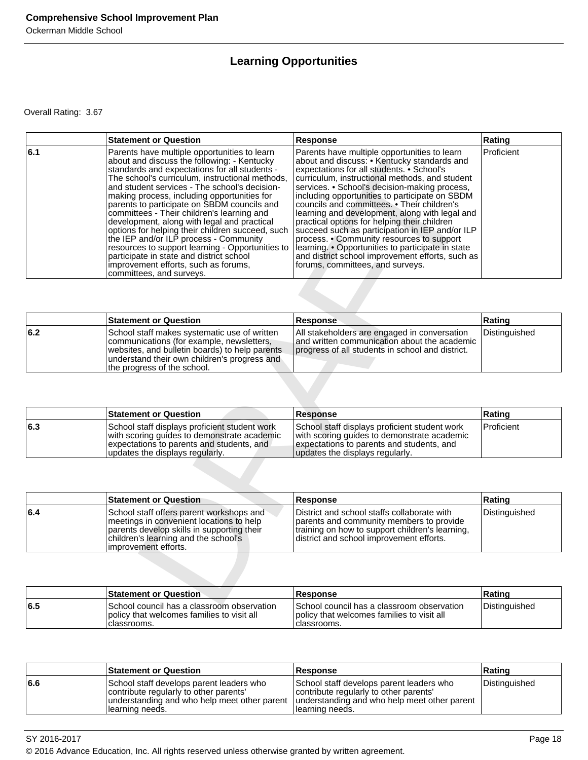## Learning Opportunities

Overall Rating: 3.67

| | Statement or Question | Response | Rating |
|---|---|---|---|
| 6.1 | Parents have multiple opportunities to learn about and discuss the following: - Kentucky standards and expectations for all students - The school's curriculum, instructional methods, and student services - The school's decision-making process, including opportunities for parents to participate on SBDM councils and committees - Their children's learning and development, along with legal and practical options for helping their children succeed, such the IEP and/or ILP process - Community resources to support learning - Opportunities to participate in state and district school improvement efforts, such as forums, committees, and surveys. | Parents have multiple opportunities to learn about and discuss: • Kentucky standards and expectations for all students. • School's curriculum, instructional methods, and student services. • School's decision-making process, including opportunities to participate on SBDM councils and committees. • Their children's learning and development, along with legal and practical options for helping their children succeed such as participation in IEP and/or ILP process. • Community resources to support learning. • Opportunities to participate in state and district school improvement efforts, such as forums, committees, and surveys. | Proficient |

| | Statement or Question | Response | Rating |
|---|---|---|---|
| 6.2 | School staff makes systematic use of written communications (for example, newsletters, websites, and bulletin boards) to help parents understand their own children's progress and the progress of the school. | All stakeholders are engaged in conversation and written communication about the academic progress of all students in school and district. | Distinguished |

| | Statement or Question | Response | Rating |
|---|---|---|---|
| 6.3 | School staff displays proficient student work with scoring guides to demonstrate academic expectations to parents and students, and updates the displays regularly. | School staff displays proficient student work with scoring guides to demonstrate academic expectations to parents and students, and updates the displays regularly. | Proficient |

| | Statement or Question | Response | Rating |
|---|---|---|---|
| 6.4 | School staff offers parent workshops and meetings in convenient locations to help parents develop skills in supporting their children's learning and the school's improvement efforts. | District and school staffs collaborate with parents and community members to provide training on how to support children's learning, district and school improvement efforts. | Distinguished |

| | Statement or Question | Response | Rating |
|---|---|---|---|
| 6.5 | School council has a classroom observation policy that welcomes families to visit all classrooms. | School council has a classroom observation policy that welcomes families to visit all classrooms. | Distinguished |

| | Statement or Question | Response | Rating |
|---|---|---|---|
| 6.6 | School staff develops parent leaders who contribute regularly to other parents' understanding and who help meet other parent learning needs. | School staff develops parent leaders who contribute regularly to other parents' understanding and who help meet other parent learning needs. | Distinguished |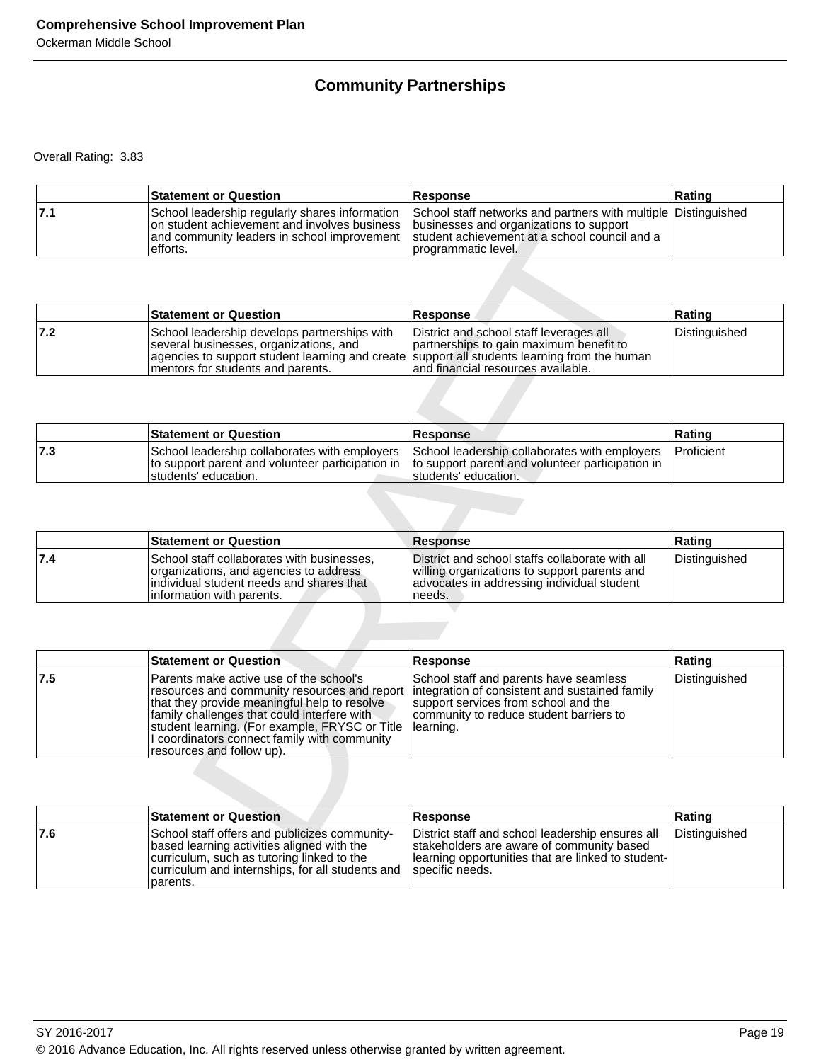## Community Partnerships

Overall Rating: 3.83

| | Statement or Question | Response | Rating |
|---|---|---|---|
| 7.1 | School leadership regularly shares information on student achievement and involves business and community leaders in school improvement efforts. | School staff networks and partners with multiple businesses and organizations to support student achievement at a school council and a programmatic level. | Distinguished |

| | Statement or Question | Response | Rating |
|---|---|---|---|
| 7.2 | School leadership develops partnerships with several businesses, organizations, and agencies to support student learning and create mentors for students and parents. | District and school staff leverages all partnerships to gain maximum benefit to support all students learning from the human and financial resources available. | Distinguished |

| | Statement or Question | Response | Rating |
|---|---|---|---|
| 7.3 | School leadership collaborates with employers to support parent and volunteer participation in students' education. | School leadership collaborates with employers to support parent and volunteer participation in students' education. | Proficient |

| | Statement or Question | Response | Rating |
|---|---|---|---|
| 7.4 | School staff collaborates with businesses, organizations, and agencies to address individual student needs and shares that information with parents. | District and school staffs collaborate with all willing organizations to support parents and advocates in addressing individual student needs. | Distinguished |

| | Statement or Question | Response | Rating |
|---|---|---|---|
| 7.5 | Parents make active use of the school's resources and community resources and report that they provide meaningful help to resolve family challenges that could interfere with student learning. (For example, FRYSC or Title I coordinators connect family with community resources and follow up). | School staff and parents have seamless integration of consistent and sustained family support services from school and the community to reduce student barriers to learning. | Distinguished |

| | Statement or Question | Response | Rating |
|---|---|---|---|
| 7.6 | School staff offers and publicizes community-based learning activities aligned with the curriculum, such as tutoring linked to the curriculum and internships, for all students and parents. | District staff and school leadership ensures all stakeholders are aware of community based learning opportunities that are linked to student-specific needs. | Distinguished |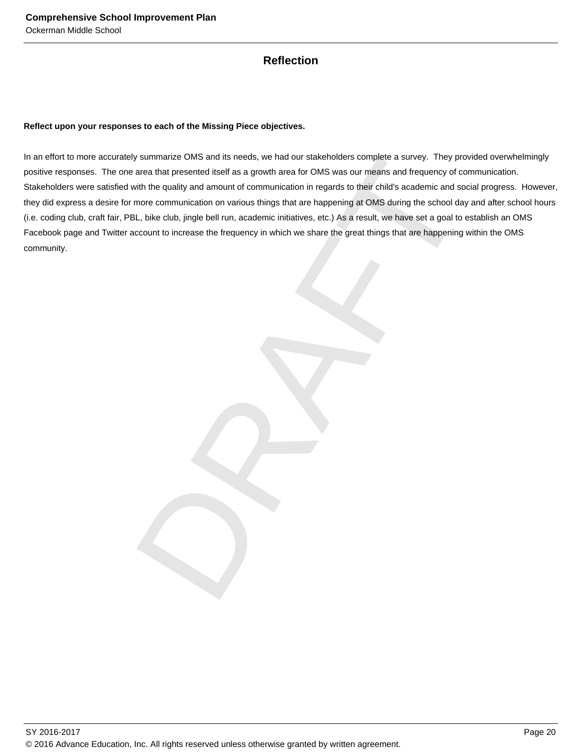## Reflection

**Reflect upon your responses to each of the Missing Piece objectives.**

In an effort to more accurately summarize OMS and its needs, we had our stakeholders complete a survey. They provided overwhelmingly positive responses. The one area that presented itself as a growth area for OMS was our means and frequency of communication. Stakeholders were satisfied with the quality and amount of communication in regards to their child's academic and social progress. However, they did express a desire for more communication on various things that are happening at OMS during the school day and after school hours (i.e. coding club, craft fair, PBL, bike club, jingle bell run, academic initiatives, etc.) As a result, we have set a goal to establish an OMS Facebook page and Twitter account to increase the frequency in which we share the great things that are happening within the OMS community.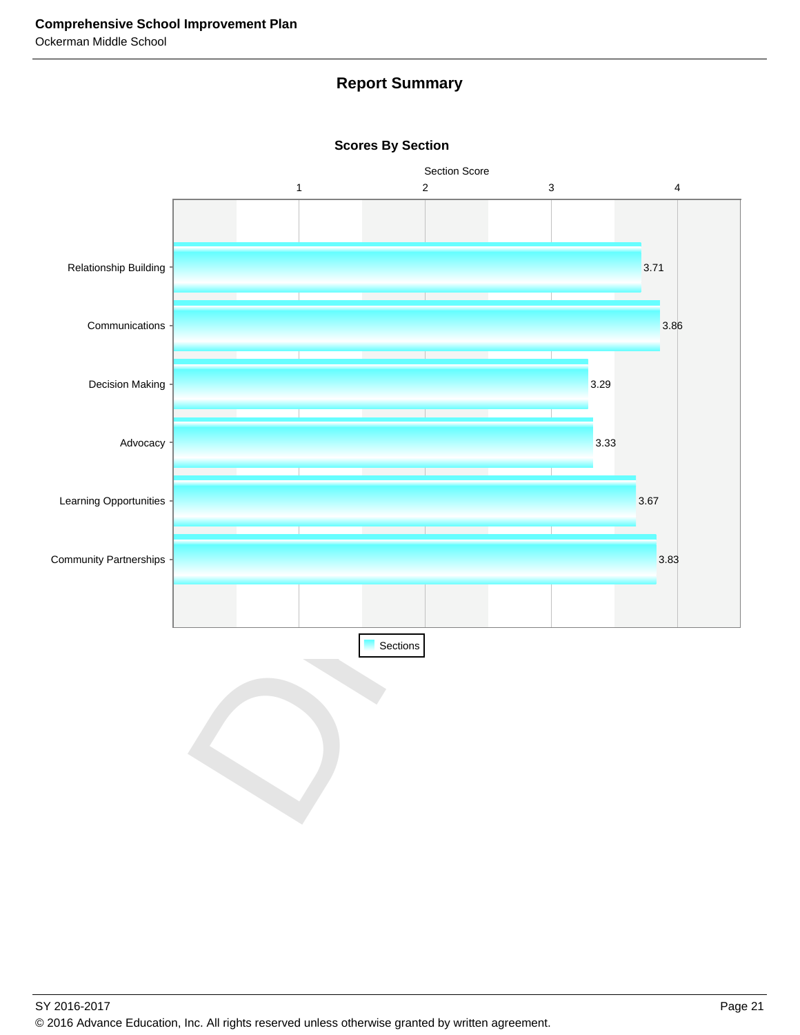## Report Summary

### Scores By Section

| Section | Section Score |
| --- | --- |
| Relationship Building | 3.71 |
| Communications | 3.86 |
| Decision Making | 3.29 |
| Advocacy | 3.33 |
| Learning Opportunities | 3.67 |
| Community Partnerships | 3.83 |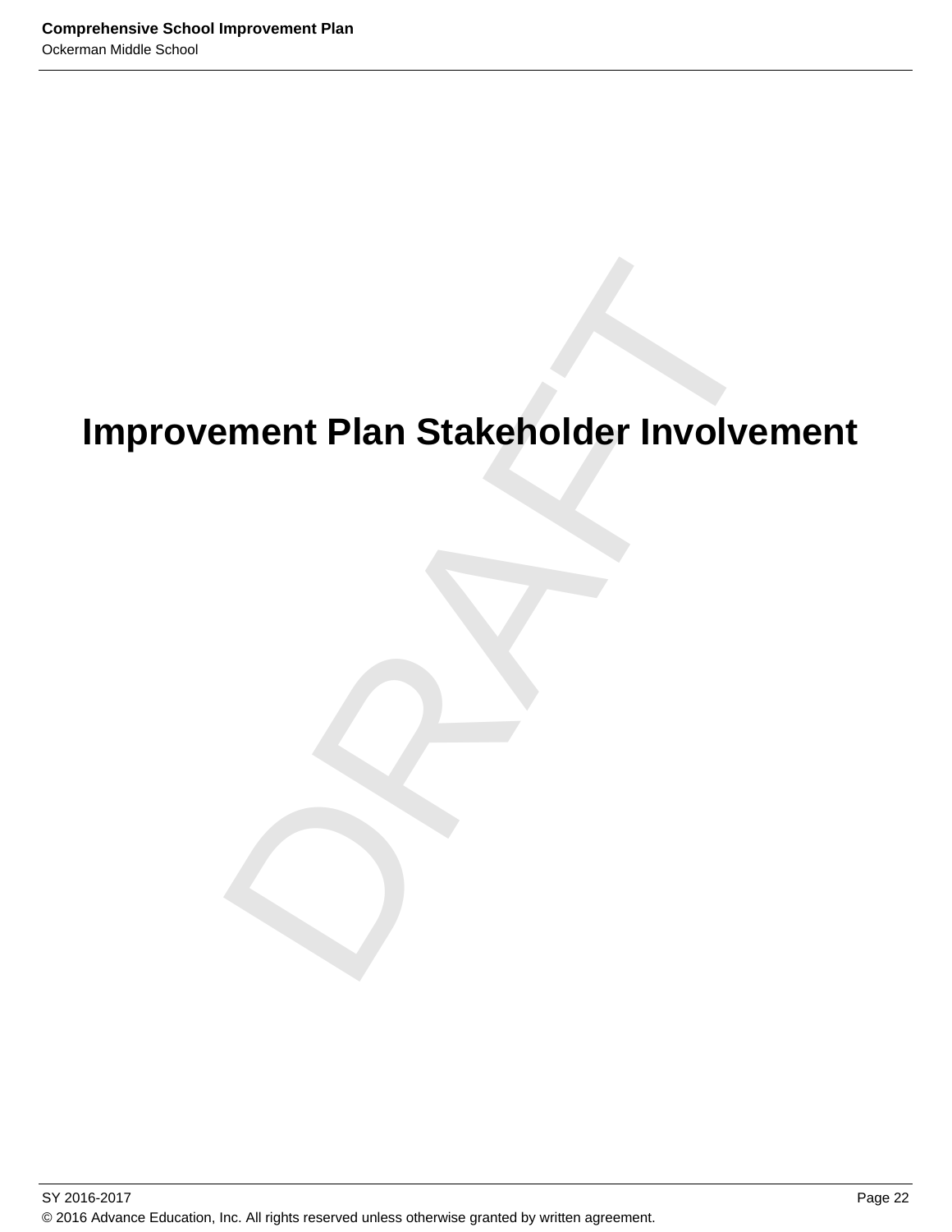# Improvement Plan Stakeholder Involvement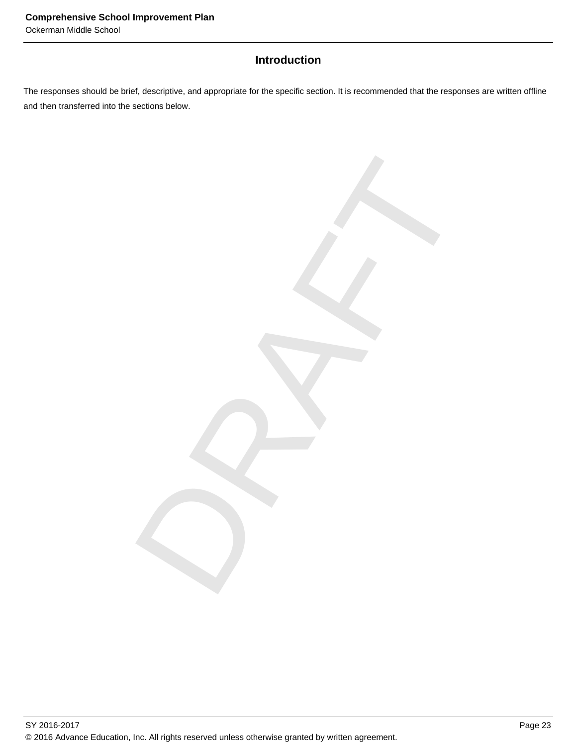## Introduction

The responses should be brief, descriptive, and appropriate for the specific section. It is recommended that the responses are written offline and then transferred into the sections below.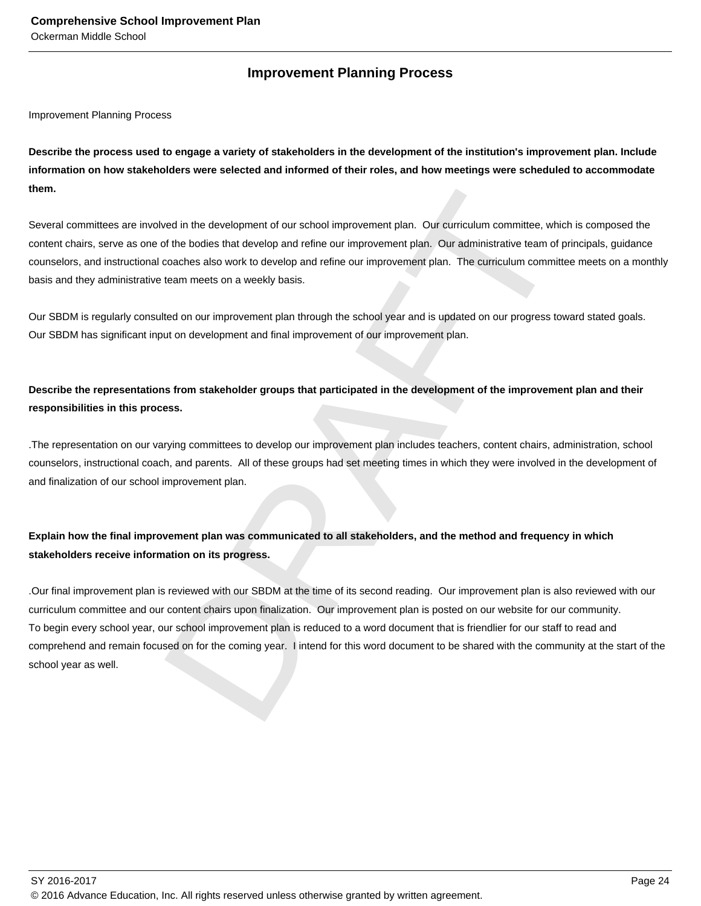## Improvement Planning Process

Improvement Planning Process

**Describe the process used to engage a variety of stakeholders in the development of the institution's improvement plan. Include information on how stakeholders were selected and informed of their roles, and how meetings were scheduled to accommodate them.**

Several committees are involved in the development of our school improvement plan. Our curriculum committee, which is composed the content chairs, serve as one of the bodies that develop and refine our improvement plan. Our administrative team of principals, guidance counselors, and instructional coaches also work to develop and refine our improvement plan. The curriculum committee meets on a monthly basis and they administrative team meets on a weekly basis.

Our SBDM is regularly consulted on our improvement plan through the school year and is updated on our progress toward stated goals. Our SBDM has significant input on development and final improvement of our improvement plan.

**Describe the representations from stakeholder groups that participated in the development of the improvement plan and their responsibilities in this process.**

.The representation on our varying committees to develop our improvement plan includes teachers, content chairs, administration, school counselors, instructional coach, and parents. All of these groups had set meeting times in which they were involved in the development of and finalization of our school improvement plan.

**Explain how the final improvement plan was communicated to all stakeholders, and the method and frequency in which stakeholders receive information on its progress.**

.Our final improvement plan is reviewed with our SBDM at the time of its second reading. Our improvement plan is also reviewed with our curriculum committee and our content chairs upon finalization. Our improvement plan is posted on our website for our community.
To begin every school year, our school improvement plan is reduced to a word document that is friendlier for our staff to read and comprehend and remain focused on for the coming year. I intend for this word document to be shared with the community at the start of the school year as well.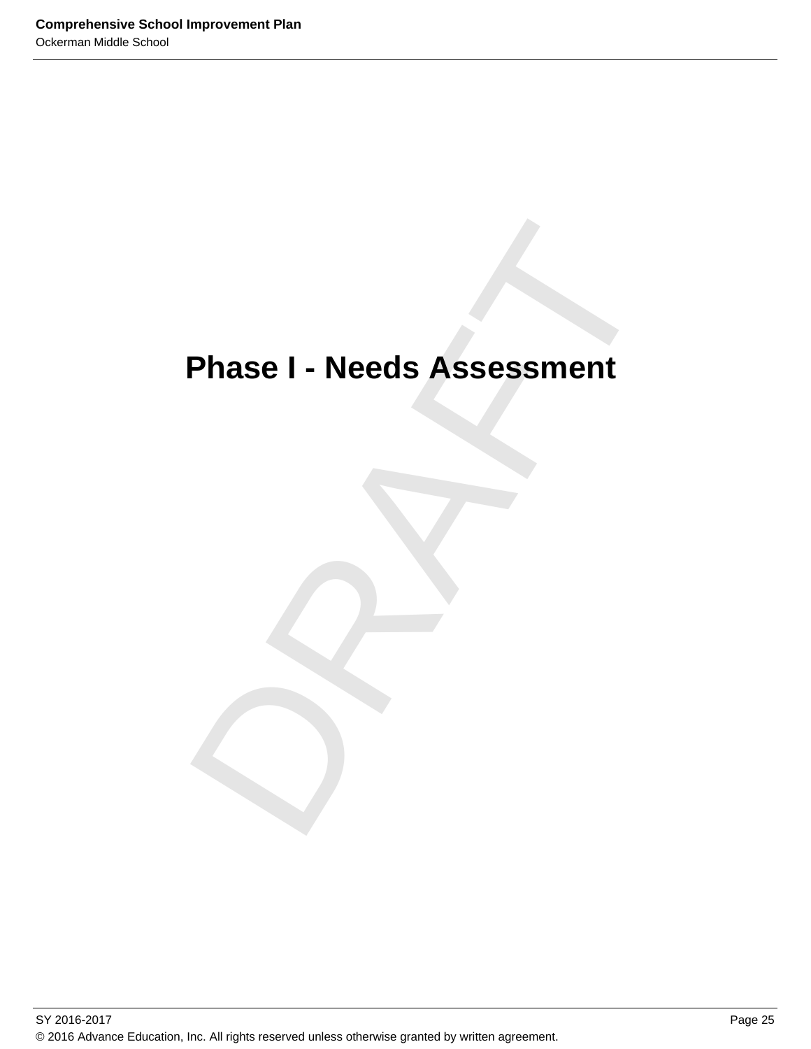# Phase I - Needs Assessment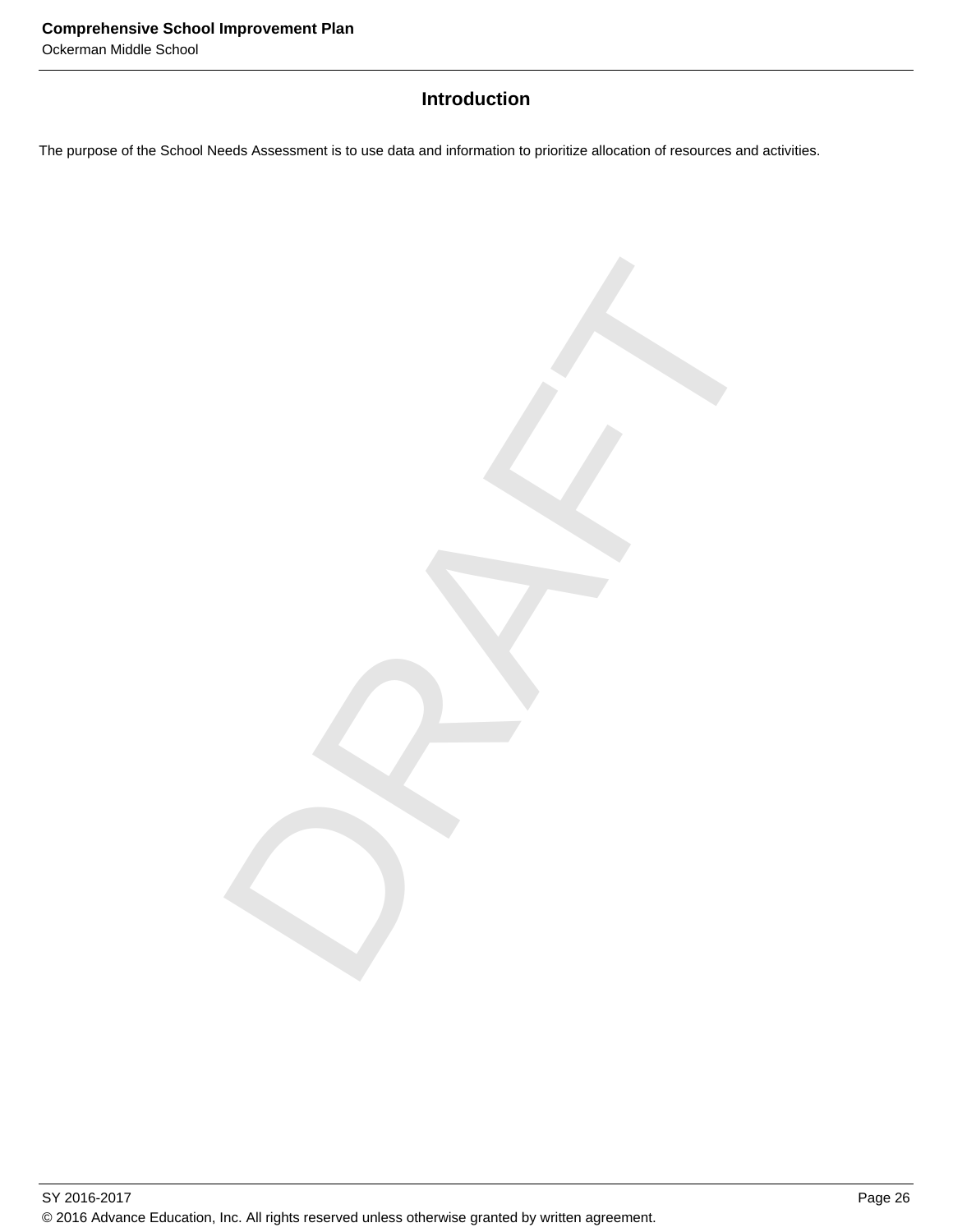## Introduction

The purpose of the School Needs Assessment is to use data and information to prioritize allocation of resources and activities.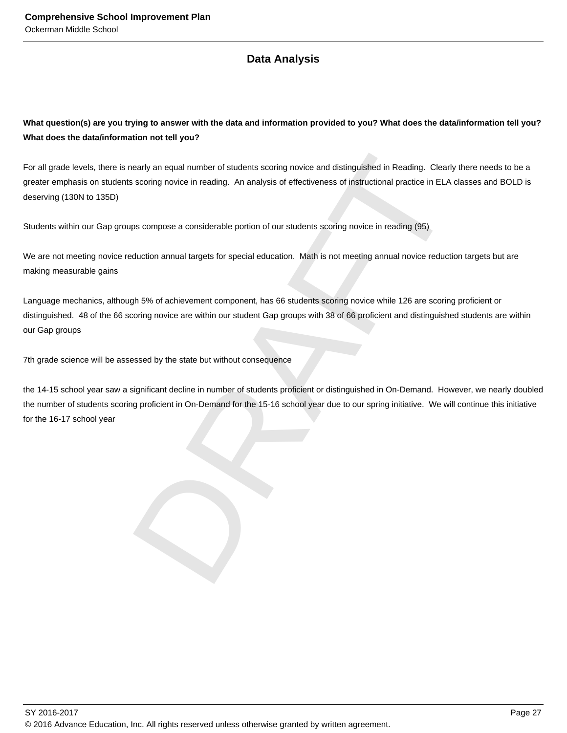## Data Analysis

**What question(s) are you trying to answer with the data and information provided to you? What does the data/information tell you? What does the data/information not tell you?**

For all grade levels, there is nearly an equal number of students scoring novice and distinguished in Reading. Clearly there needs to be a greater emphasis on students scoring novice in reading. An analysis of effectiveness of instructional practice in ELA classes and BOLD is deserving (130N to 135D)

Students within our Gap groups compose a considerable portion of our students scoring novice in reading (95)

We are not meeting novice reduction annual targets for special education. Math is not meeting annual novice reduction targets but are making measurable gains

Language mechanics, although 5% of achievement component, has 66 students scoring novice while 126 are scoring proficient or distinguished. 48 of the 66 scoring novice are within our student Gap groups with 38 of 66 proficient and distinguished students are within our Gap groups

7th grade science will be assessed by the state but without consequence

the 14-15 school year saw a significant decline in number of students proficient or distinguished in On-Demand. However, we nearly doubled the number of students scoring proficient in On-Demand for the 15-16 school year due to our spring initiative. We will continue this initiative for the 16-17 school year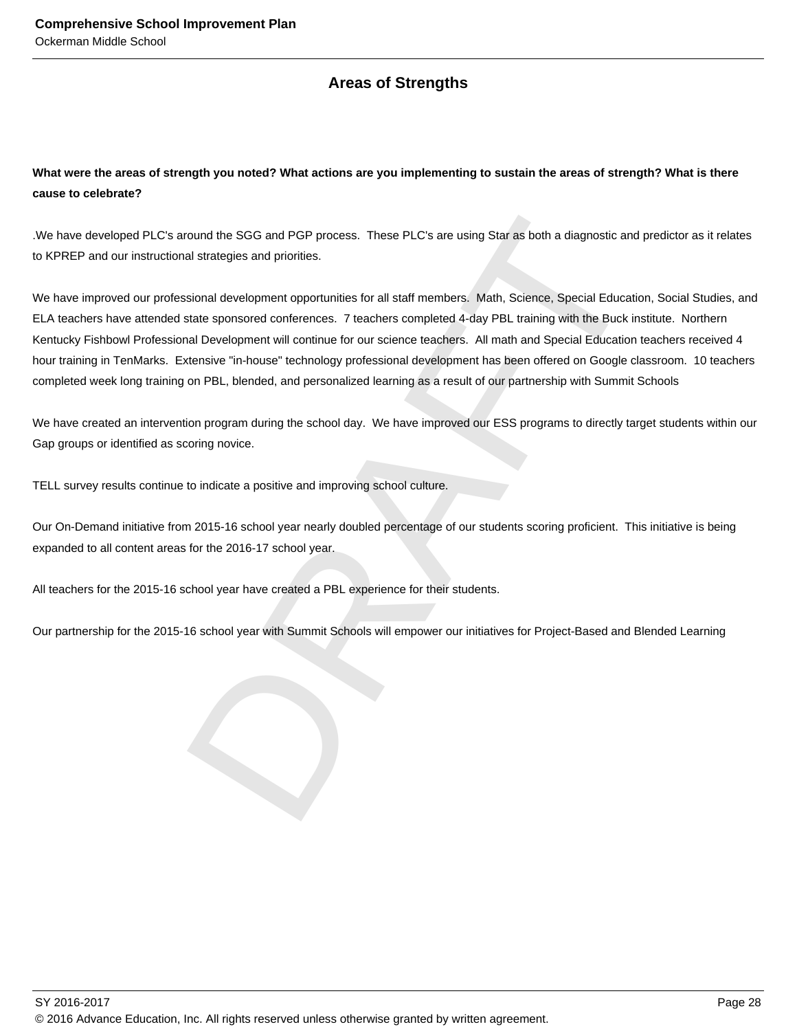## Areas of Strengths

**What were the areas of strength you noted? What actions are you implementing to sustain the areas of strength? What is there cause to celebrate?**

.We have developed PLC's around the SGG and PGP process. These PLC's are using Star as both a diagnostic and predictor as it relates to KPREP and our instructional strategies and priorities.

We have improved our professional development opportunities for all staff members. Math, Science, Special Education, Social Studies, and ELA teachers have attended state sponsored conferences. 7 teachers completed 4-day PBL training with the Buck institute. Northern Kentucky Fishbowl Professional Development will continue for our science teachers. All math and Special Education teachers received 4 hour training in TenMarks. Extensive "in-house" technology professional development has been offered on Google classroom. 10 teachers completed week long training on PBL, blended, and personalized learning as a result of our partnership with Summit Schools

We have created an intervention program during the school day. We have improved our ESS programs to directly target students within our Gap groups or identified as scoring novice.

TELL survey results continue to indicate a positive and improving school culture.

Our On-Demand initiative from 2015-16 school year nearly doubled percentage of our students scoring proficient. This initiative is being expanded to all content areas for the 2016-17 school year.

All teachers for the 2015-16 school year have created a PBL experience for their students.

Our partnership for the 2015-16 school year with Summit Schools will empower our initiatives for Project-Based and Blended Learning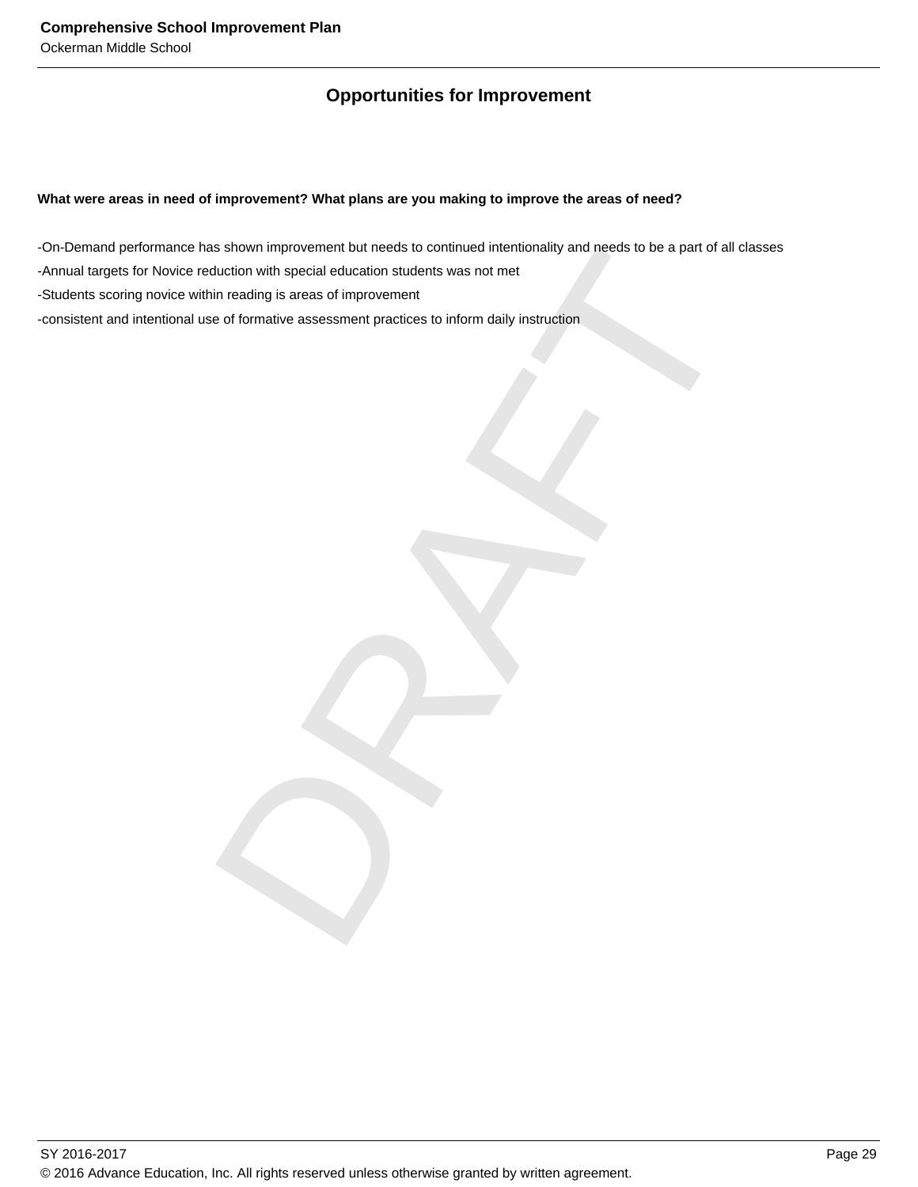## Opportunities for Improvement

**What were areas in need of improvement? What plans are you making to improve the areas of need?**

-On-Demand performance has shown improvement but needs to continued intentionality and needs to be a part of all classes
-Annual targets for Novice reduction with special education students was not met
-Students scoring novice within reading is areas of improvement
-consistent and intentional use of formative assessment practices to inform daily instruction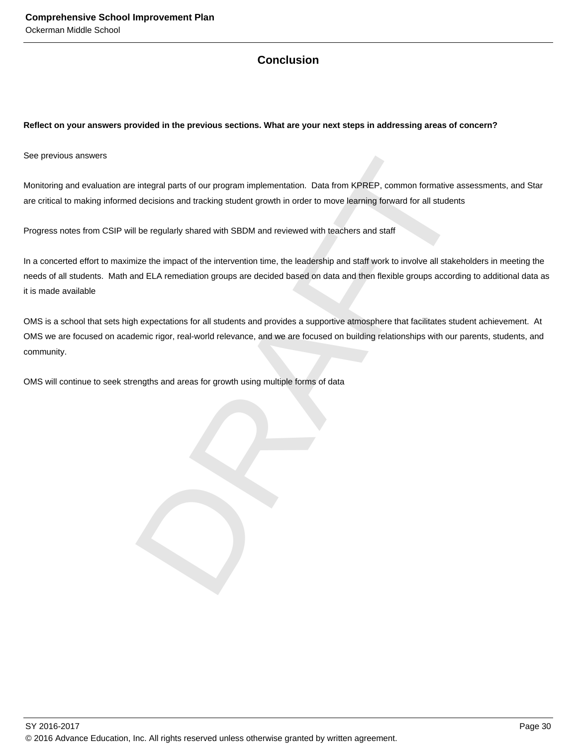## Conclusion

**Reflect on your answers provided in the previous sections. What are your next steps in addressing areas of concern?**

See previous answers

Monitoring and evaluation are integral parts of our program implementation. Data from KPREP, common formative assessments, and Star are critical to making informed decisions and tracking student growth in order to move learning forward for all students

Progress notes from CSIP will be regularly shared with SBDM and reviewed with teachers and staff

In a concerted effort to maximize the impact of the intervention time, the leadership and staff work to involve all stakeholders in meeting the needs of all students. Math and ELA remediation groups are decided based on data and then flexible groups according to additional data as it is made available

OMS is a school that sets high expectations for all students and provides a supportive atmosphere that facilitates student achievement. At OMS we are focused on academic rigor, real-world relevance, and we are focused on building relationships with our parents, students, and community.

OMS will continue to seek strengths and areas for growth using multiple forms of data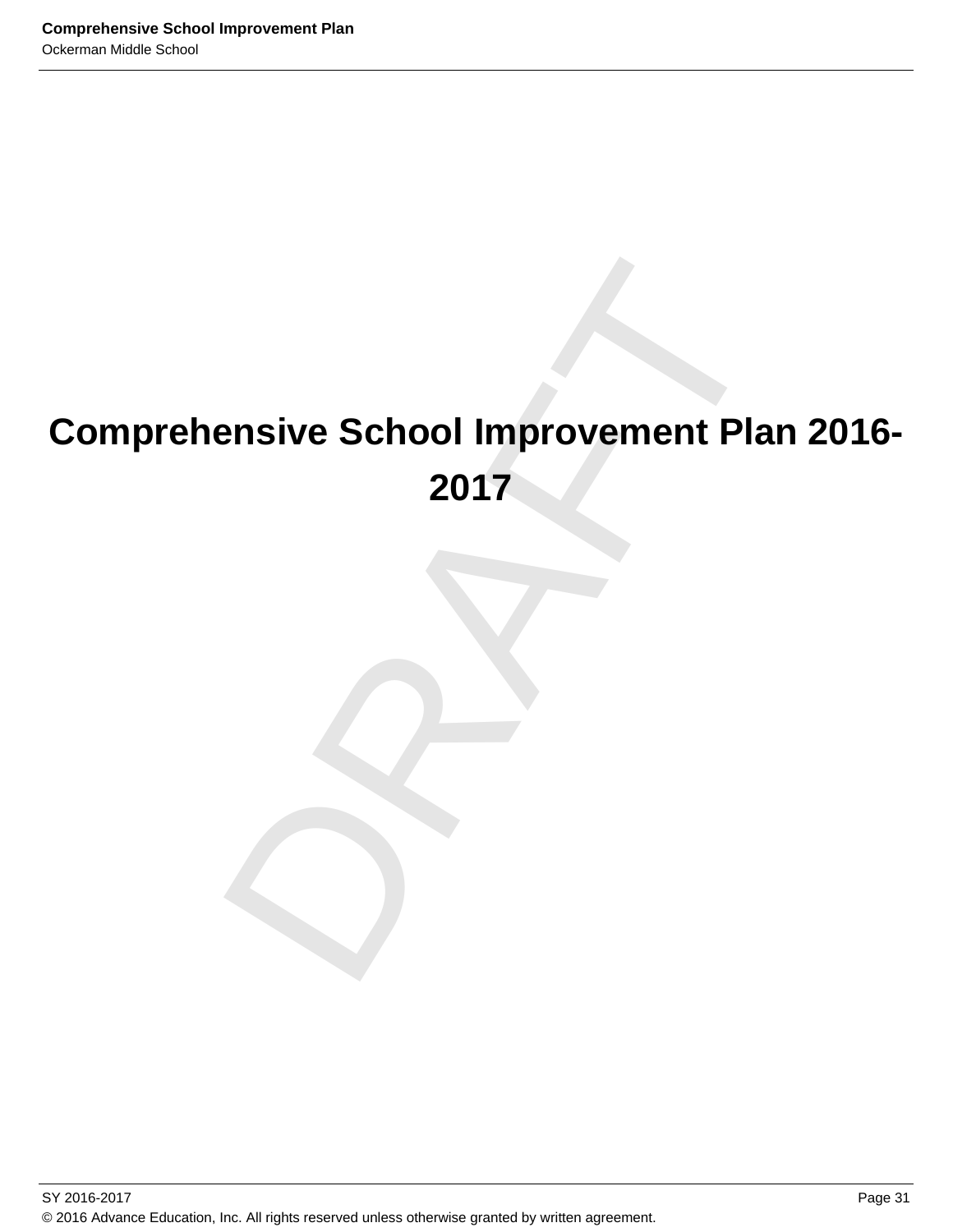# Comprehensive School Improvement Plan 2016-2017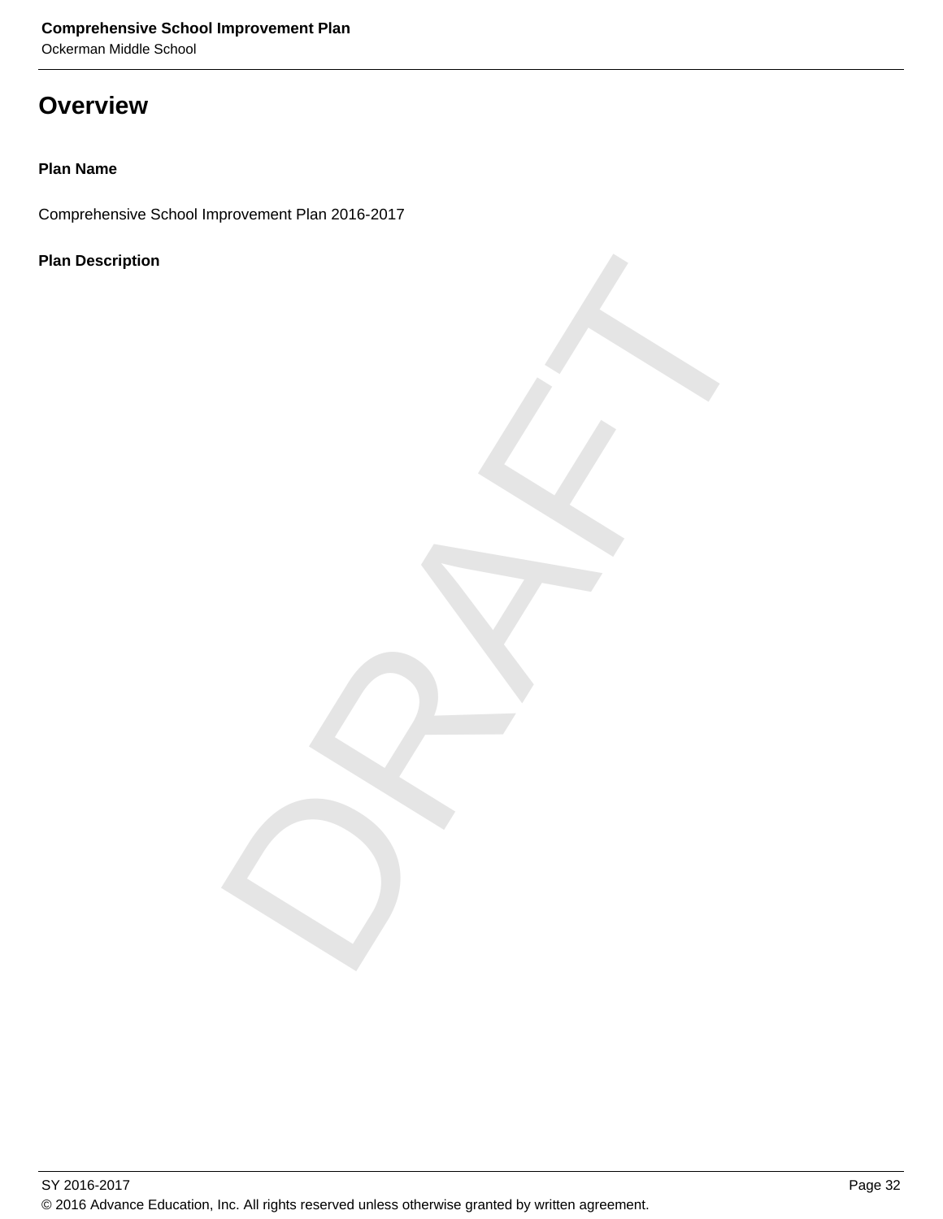# Overview

**Plan Name**

Comprehensive School Improvement Plan 2016-2017

**Plan Description**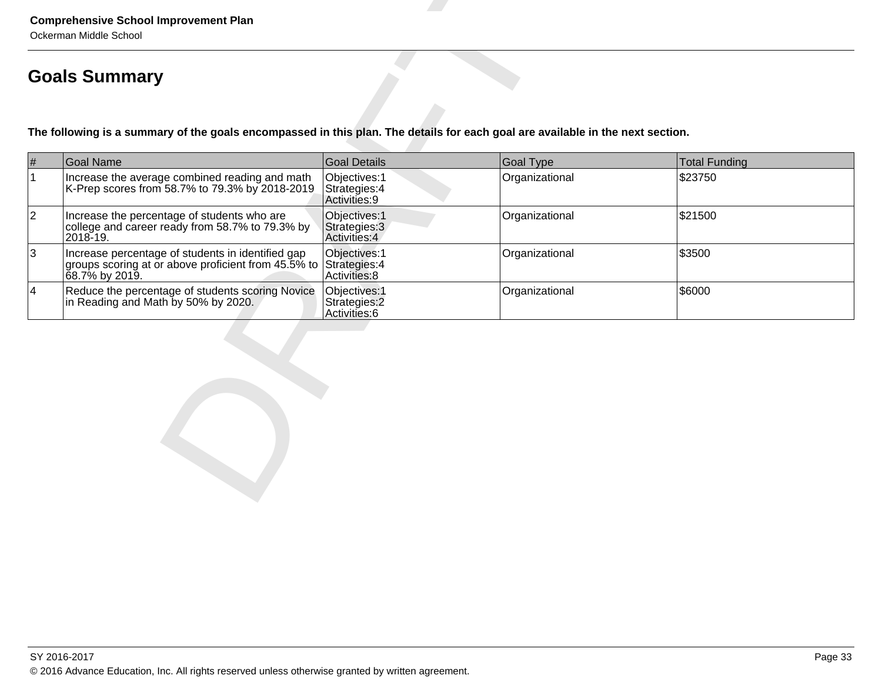## Goals Summary

**The following is a summary of the goals encompassed in this plan. The details for each goal are available in the next section.**

| # | Goal Name | Goal Details | Goal Type | Total Funding |
|---|---|---|---|---|
| 1 | Increase the average combined reading and math K-Prep scores from 58.7% to 79.3% by 2018-2019 | Objectives:1<br>Strategies:4<br>Activities:9 | Organizational | $23750 |
| 2 | Increase the percentage of students who are college and career ready from 58.7% to 79.3% by 2018-19. | Objectives:1<br>Strategies:3<br>Activities:4 | Organizational | $21500 |
| 3 | Increase percentage of students in identified gap groups scoring at or above proficient from 45.5% to 68.7% by 2019. | Objectives:1<br>Strategies:4<br>Activities:8 | Organizational | $3500 |
| 4 | Reduce the percentage of students scoring Novice in Reading and Math by 50% by 2020. | Objectives:1<br>Strategies:2<br>Activities:6 | Organizational | $6000 |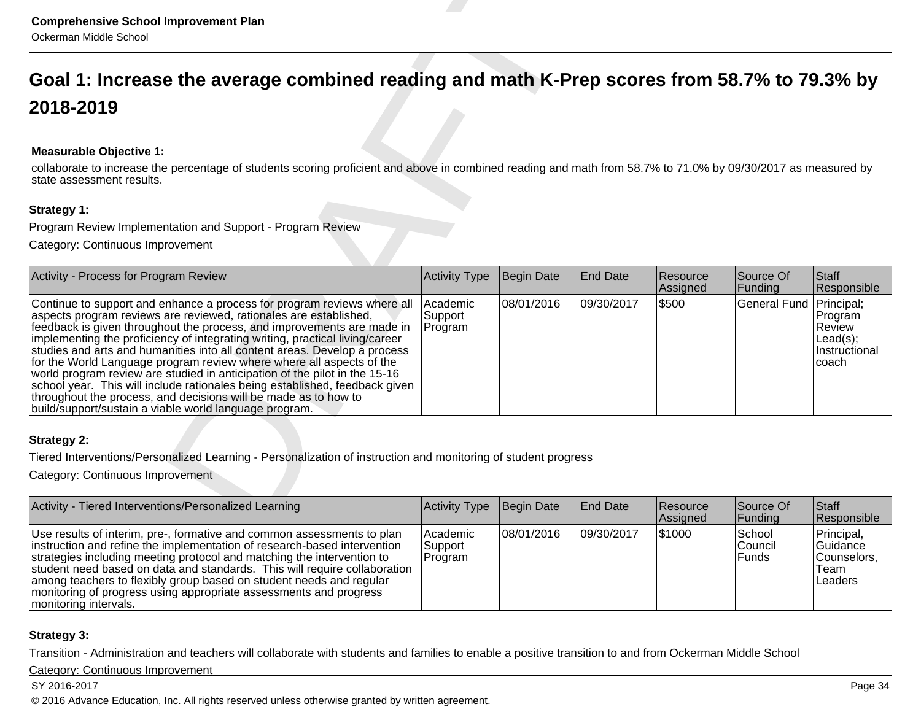## Goal 1: Increase the average combined reading and math K-Prep scores from 58.7% to 79.3% by 2018-2019

**Measurable Objective 1:**

collaborate to increase the percentage of students scoring proficient and above in combined reading and math from 58.7% to 71.0% by 09/30/2017 as measured by state assessment results.

**Strategy 1:**

Program Review Implementation and Support - Program Review

Category: Continuous Improvement

| Activity - Process for Program Review | Activity Type | Begin Date | End Date | Resource Assigned | Source Of Funding | Staff Responsible |
|---|---|---|---|---|---|---|
| Continue to support and enhance a process for program reviews where all aspects program reviews are reviewed, rationales are established, feedback is given throughout the process, and improvements are made in implementing the proficiency of integrating writing, practical living/career studies and arts and humanities into all content areas. Develop a process for the World Language program review where where all aspects of the world program review are studied in anticipation of the pilot in the 15-16 school year. This will include rationales being established, feedback given throughout the process, and decisions will be made as to how to build/support/sustain a viable world language program. | Academic Support Program | 08/01/2016 | 09/30/2017 | $500 | General Fund | Principal; Program Review Lead(s); Instructional coach |

**Strategy 2:**

Tiered Interventions/Personalized Learning - Personalization of instruction and monitoring of student progress

Category: Continuous Improvement

| Activity - Tiered Interventions/Personalized Learning | Activity Type | Begin Date | End Date | Resource Assigned | Source Of Funding | Staff Responsible |
|---|---|---|---|---|---|---|
| Use results of interim, pre-, formative and common assessments to plan instruction and refine the implementation of research-based intervention strategies including meeting protocol and matching the intervention to student need based on data and standards. This will require collaboration among teachers to flexibly group based on student needs and regular monitoring of progress using appropriate assessments and progress monitoring intervals. | Academic Support Program | 08/01/2016 | 09/30/2017 | $1000 | School Council Funds | Principal, Guidance Counselors, Team Leaders |

**Strategy 3:**

Transition - Administration and teachers will collaborate with students and families to enable a positive transition to and from Ockerman Middle School

Category: Continuous Improvement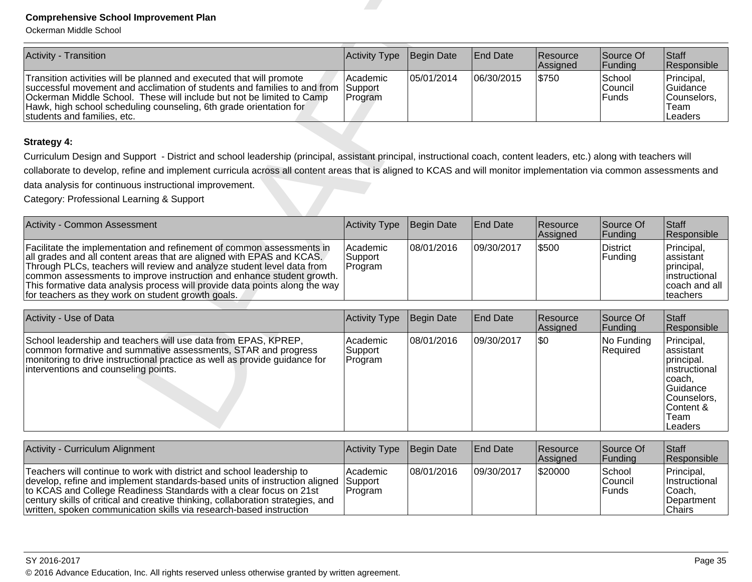| Activity - Transition | Activity Type | Begin Date | End Date | Resource Assigned | Source Of Funding | Staff Responsible |
|---|---|---|---|---|---|---|
| Transition activities will be planned and executed that will promote successful movement and acclimation of students and families to and from Ockerman Middle School. These will include but not be limited to Camp Hawk, high school scheduling counseling, 6th grade orientation for students and families, etc. | Academic Support Program | 05/01/2014 | 06/30/2015 | $750 | School Council Funds | Principal, Guidance Counselors, Team Leaders |

**Strategy 4:**

Curriculum Design and Support - District and school leadership (principal, assistant principal, instructional coach, content leaders, etc.) along with teachers will collaborate to develop, refine and implement curricula across all content areas that is aligned to KCAS and will monitor implementation via common assessments and data analysis for continuous instructional improvement.

Category: Professional Learning & Support

| Activity - Common Assessment | Activity Type | Begin Date | End Date | Resource Assigned | Source Of Funding | Staff Responsible |
|---|---|---|---|---|---|---|
| Facilitate the implementation and refinement of common assessments in all grades and all content areas that are aligned with EPAS and KCAS. Through PLCs, teachers will review and analyze student level data from common assessments to improve instruction and enhance student growth. This formative data analysis process will provide data points along the way for teachers as they work on student growth goals. | Academic Support Program | 08/01/2016 | 09/30/2017 | $500 | District Funding | Principal, assistant principal, instructional coach and all teachers |

| Activity - Use of Data | Activity Type | Begin Date | End Date | Resource Assigned | Source Of Funding | Staff Responsible |
|---|---|---|---|---|---|---|
| School leadership and teachers will use data from EPAS, KPREP, common formative and summative assessments, STAR and progress monitoring to drive instructional practice as well as provide guidance for interventions and counseling points. | Academic Support Program | 08/01/2016 | 09/30/2017 | $0 | No Funding Required | Principal, assistant principal. instructional coach, Guidance Counselors, Content & Team Leaders |

| Activity - Curriculum Alignment | Activity Type | Begin Date | End Date | Resource Assigned | Source Of Funding | Staff Responsible |
|---|---|---|---|---|---|---|
| Teachers will continue to work with district and school leadership to develop, refine and implement standards-based units of instruction aligned to KCAS and College Readiness Standards with a clear focus on 21st century skills of critical and creative thinking, collaboration strategies, and written, spoken communication skills via research-based instruction | Academic Support Program | 08/01/2016 | 09/30/2017 | $20000 | School Council Funds | Principal, Instructional Coach, Department Chairs |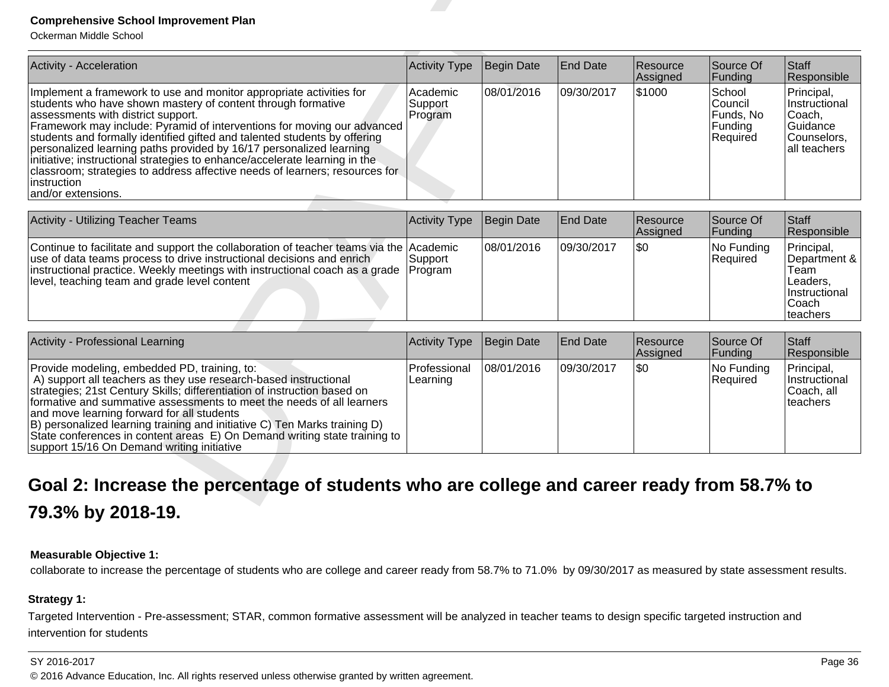| Activity - Acceleration | Activity Type | Begin Date | End Date | Resource Assigned | Source Of Funding | Staff Responsible |
|---|---|---|---|---|---|---|
| Implement a framework to use and monitor appropriate activities for students who have shown mastery of content through formative assessments with district support.<br>Framework may include: Pyramid of interventions for moving our advanced students and formally identified gifted and talented students by offering personalized learning paths provided by 16/17 personalized learning initiative; instructional strategies to enhance/accelerate learning in the classroom; strategies to address affective needs of learners; resources for instruction<br>and/or extensions. | Academic Support Program | 08/01/2016 | 09/30/2017 | $1000 | School Council Funds, No Funding Required | Principal, Instructional Coach, Guidance Counselors, all teachers |

| Activity - Utilizing Teacher Teams | Activity Type | Begin Date | End Date | Resource Assigned | Source Of Funding | Staff Responsible |
|---|---|---|---|---|---|---|
| Continue to facilitate and support the collaboration of teacher teams via the use of data teams process to drive instructional decisions and enrich instructional practice. Weekly meetings with instructional coach as a grade level, teaching team and grade level content | Academic Support Program | 08/01/2016 | 09/30/2017 | $0 | No Funding Required | Principal, Department & Team Leaders, Instructional Coach teachers |

| Activity - Professional Learning | Activity Type | Begin Date | End Date | Resource Assigned | Source Of Funding | Staff Responsible |
|---|---|---|---|---|---|---|
| Provide modeling, embedded PD, training, to:<br>A) support all teachers as they use research-based instructional strategies; 21st Century Skills; differentiation of instruction based on formative and summative assessments to meet the needs of all learners and move learning forward for all students<br>B) personalized learning training and initiative C) Ten Marks training D) State conferences in content areas E) On Demand writing state training to support 15/16 On Demand writing initiative | Professional Learning | 08/01/2016 | 09/30/2017 | $0 | No Funding Required | Principal, Instructional Coach, all teachers |

## Goal 2: Increase the percentage of students who are college and career ready from 58.7% to 79.3% by 2018-19.

**Measurable Objective 1:**

collaborate to increase the percentage of students who are college and career ready from 58.7% to 71.0% by 09/30/2017 as measured by state assessment results.

**Strategy 1:**

Targeted Intervention - Pre-assessment; STAR, common formative assessment will be analyzed in teacher teams to design specific targeted instruction and intervention for students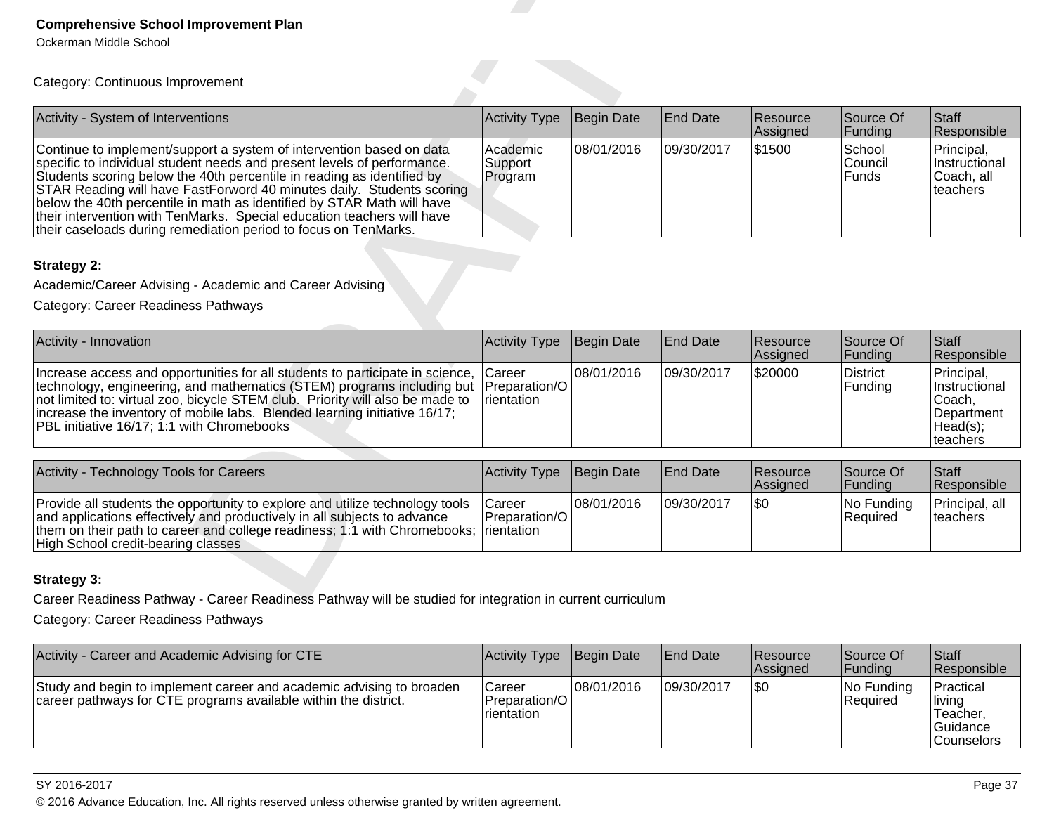Category: Continuous Improvement

| Activity - System of Interventions | Activity Type | Begin Date | End Date | Resource Assigned | Source Of Funding | Staff Responsible |
|---|---|---|---|---|---|---|
| Continue to implement/support a system of intervention based on data specific to individual student needs and present levels of performance. Students scoring below the 40th percentile in reading as identified by STAR Reading will have FastForword 40 minutes daily. Students scoring below the 40th percentile in math as identified by STAR Math will have their intervention with TenMarks. Special education teachers will have their caseloads during remediation period to focus on TenMarks. | Academic Support Program | 08/01/2016 | 09/30/2017 | $1500 | School Council Funds | Principal, Instructional Coach, all teachers |

**Strategy 2:**

Academic/Career Advising - Academic and Career Advising

Category: Career Readiness Pathways

| Activity - Innovation | Activity Type | Begin Date | End Date | Resource Assigned | Source Of Funding | Staff Responsible |
|---|---|---|---|---|---|---|
| Increase access and opportunities for all students to participate in science, technology, engineering, and mathematics (STEM) programs including but not limited to: virtual zoo, bicycle STEM club. Priority will also be made to increase the inventory of mobile labs. Blended learning initiative 16/17; PBL initiative 16/17; 1:1 with Chromebooks | Career Preparation/Orientation | 08/01/2016 | 09/30/2017 | $20000 | District Funding | Principal, Instructional Coach, Department Head(s); teachers |

| Activity - Technology Tools for Careers | Activity Type | Begin Date | End Date | Resource Assigned | Source Of Funding | Staff Responsible |
|---|---|---|---|---|---|---|
| Provide all students the opportunity to explore and utilize technology tools and applications effectively and productively in all subjects to advance them on their path to career and college readiness; 1:1 with Chromebooks; High School credit-bearing classes | Career Preparation/Orientation | 08/01/2016 | 09/30/2017 | $0 | No Funding Required | Principal, all teachers |

**Strategy 3:**

Career Readiness Pathway - Career Readiness Pathway will be studied for integration in current curriculum

Category: Career Readiness Pathways

| Activity - Career and Academic Advising for CTE | Activity Type | Begin Date | End Date | Resource Assigned | Source Of Funding | Staff Responsible |
|---|---|---|---|---|---|---|
| Study and begin to implement career and academic advising to broaden career pathways for CTE programs available within the district. | Career Preparation/Orientation | 08/01/2016 | 09/30/2017 | $0 | No Funding Required | Practical living Teacher, Guidance Counselors |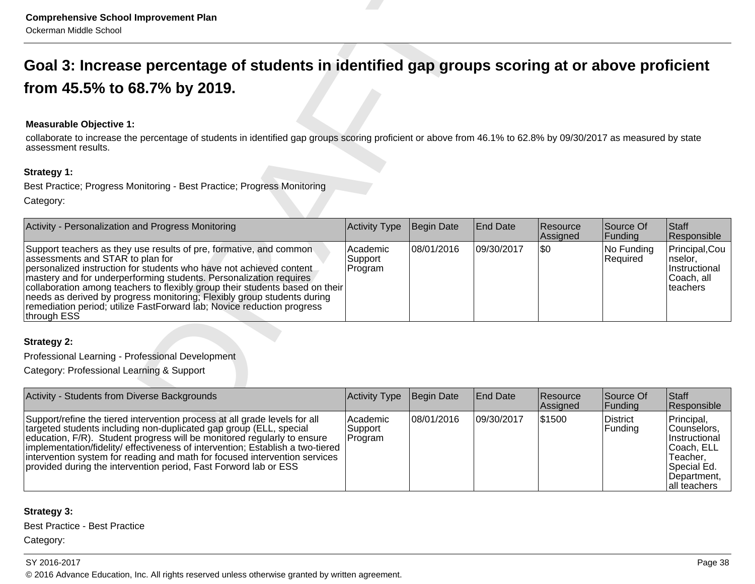## Goal 3: Increase percentage of students in identified gap groups scoring at or above proficient from 45.5% to 68.7% by 2019.

**Measurable Objective 1:**

collaborate to increase the percentage of students in identified gap groups scoring proficient or above from 46.1% to 62.8% by 09/30/2017 as measured by state assessment results.

**Strategy 1:**

Best Practice; Progress Monitoring - Best Practice; Progress Monitoring

Category:

| Activity - Personalization and Progress Monitoring | Activity Type | Begin Date | End Date | Resource Assigned | Source Of Funding | Staff Responsible |
|---|---|---|---|---|---|---|
| Support teachers as they use results of pre, formative, and common assessments and STAR to plan for personalized instruction for students who have not achieved content mastery and for underperforming students. Personalization requires collaboration among teachers to flexibly group their students based on their needs as derived by progress monitoring; Flexibly group students during remediation period; utilize FastForward lab; Novice reduction progress through ESS | Academic Support Program | 08/01/2016 | 09/30/2017 | $0 | No Funding Required | Principal,Counselor, Instructional Coach, all teachers |

**Strategy 2:**

Professional Learning - Professional Development

Category: Professional Learning & Support

| Activity - Students from Diverse Backgrounds | Activity Type | Begin Date | End Date | Resource Assigned | Source Of Funding | Staff Responsible |
|---|---|---|---|---|---|---|
| Support/refine the tiered intervention process at all grade levels for all targeted students including non-duplicated gap group (ELL, special education, F/R). Student progress will be monitored regularly to ensure implementation/fidelity/ effectiveness of intervention; Establish a two-tiered intervention system for reading and math for focused intervention services provided during the intervention period, Fast Forword lab or ESS | Academic Support Program | 08/01/2016 | 09/30/2017 | $1500 | District Funding | Principal, Counselors, Instructional Coach, ELL Teacher, Special Ed. Department, all teachers |

**Strategy 3:**

Best Practice - Best Practice

Category: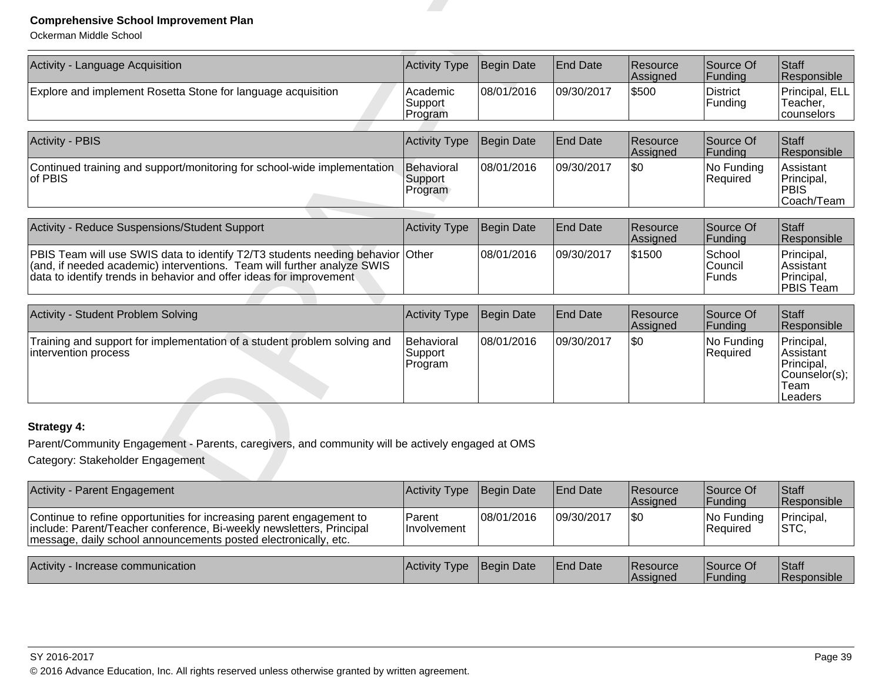| Activity - Language Acquisition | Activity Type | Begin Date | End Date | Resource Assigned | Source Of Funding | Staff Responsible |
|---|---|---|---|---|---|---|
| Explore and implement Rosetta Stone for language acquisition | Academic Support Program | 08/01/2016 | 09/30/2017 | $500 | District Funding | Principal, ELL Teacher, counselors |

| Activity - PBIS | Activity Type | Begin Date | End Date | Resource Assigned | Source Of Funding | Staff Responsible |
|---|---|---|---|---|---|---|
| Continued training and support/monitoring for school-wide implementation of PBIS | Behavioral Support Program | 08/01/2016 | 09/30/2017 | $0 | No Funding Required | Assistant Principal, PBIS Coach/Team |

| Activity - Reduce Suspensions/Student Support | Activity Type | Begin Date | End Date | Resource Assigned | Source Of Funding | Staff Responsible |
|---|---|---|---|---|---|---|
| PBIS Team will use SWIS data to identify T2/T3 students needing behavior (and, if needed academic) interventions. Team will further analyze SWIS data to identify trends in behavior and offer ideas for improvement | Other | 08/01/2016 | 09/30/2017 | $1500 | School Council Funds | Principal, Assistant Principal, PBIS Team |

| Activity - Student Problem Solving | Activity Type | Begin Date | End Date | Resource Assigned | Source Of Funding | Staff Responsible |
|---|---|---|---|---|---|---|
| Training and support for implementation of a student problem solving and intervention process | Behavioral Support Program | 08/01/2016 | 09/30/2017 | $0 | No Funding Required | Principal, Assistant Principal, Counselor(s); Team Leaders |

**Strategy 4:**

Parent/Community Engagement - Parents, caregivers, and community will be actively engaged at OMS

Category: Stakeholder Engagement

| Activity - Parent Engagement | Activity Type | Begin Date | End Date | Resource Assigned | Source Of Funding | Staff Responsible |
|---|---|---|---|---|---|---|
| Continue to refine opportunities for increasing parent engagement to include: Parent/Teacher conference, Bi-weekly newsletters, Principal message, daily school announcements posted electronically, etc. | Parent Involvement | 08/01/2016 | 09/30/2017 | $0 | No Funding Required | Principal, STC, |

| Activity - Increase communication | Activity Type | Begin Date | End Date | Resource Assigned | Source Of Funding | Staff Responsible |
|---|---|---|---|---|---|---|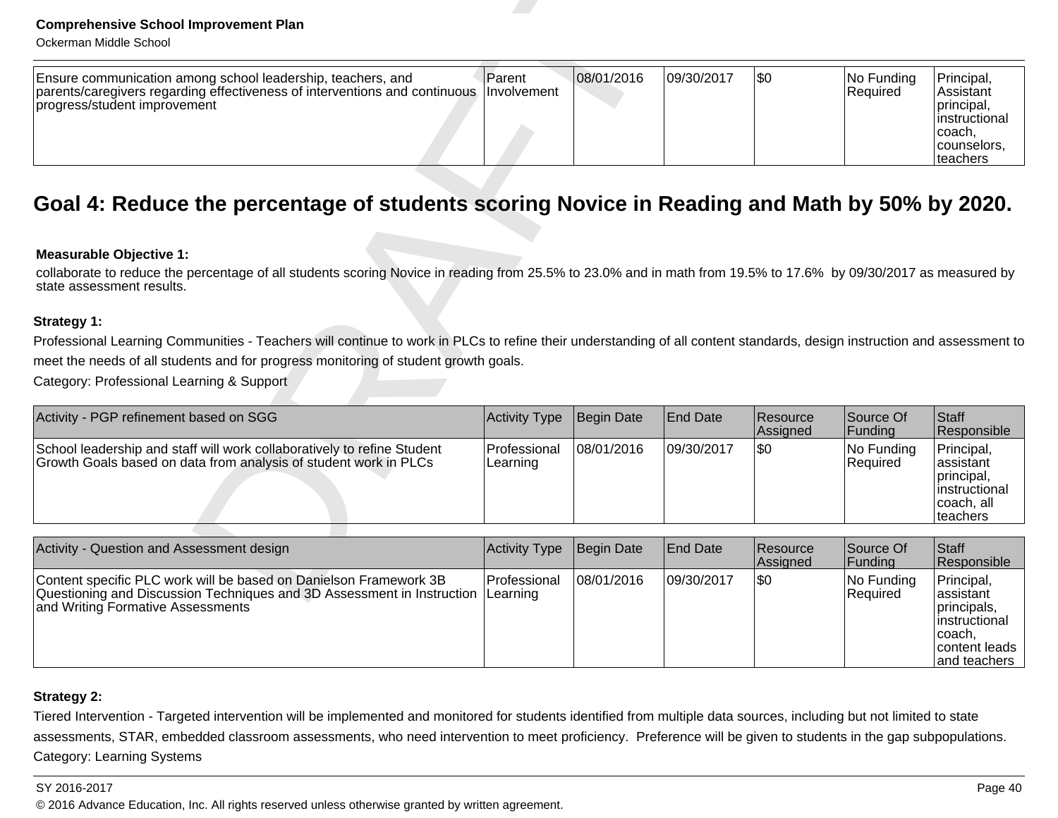| Ensure communication among school leadership, teachers, and parents/caregivers regarding effectiveness of interventions and continuous progress/student improvement | Parent Involvement | 08/01/2016 | 09/30/2017 | $0 | No Funding Required | Principal, Assistant principal, instructional coach, counselors, teachers |
|---|---|---|---|---|---|---|

## Goal 4: Reduce the percentage of students scoring Novice in Reading and Math by 50% by 2020.

**Measurable Objective 1:**

collaborate to reduce the percentage of all students scoring Novice in reading from 25.5% to 23.0% and in math from 19.5% to 17.6% by 09/30/2017 as measured by state assessment results.

**Strategy 1:**

Professional Learning Communities - Teachers will continue to work in PLCs to refine their understanding of all content standards, design instruction and assessment to meet the needs of all students and for progress monitoring of student growth goals.

Category: Professional Learning & Support

| Activity - PGP refinement based on SGG | Activity Type | Begin Date | End Date | Resource Assigned | Source Of Funding | Staff Responsible |
|---|---|---|---|---|---|---|
| School leadership and staff will work collaboratively to refine Student Growth Goals based on data from analysis of student work in PLCs | Professional Learning | 08/01/2016 | 09/30/2017 | $0 | No Funding Required | Principal, assistant principal, instructional coach, all teachers |

| Activity - Question and Assessment design | Activity Type | Begin Date | End Date | Resource Assigned | Source Of Funding | Staff Responsible |
|---|---|---|---|---|---|---|
| Content specific PLC work will be based on Danielson Framework 3B Questioning and Discussion Techniques and 3D Assessment in Instruction and Writing Formative Assessments | Professional Learning | 08/01/2016 | 09/30/2017 | $0 | No Funding Required | Principal, assistant principals, instructional coach, content leads and teachers |

**Strategy 2:**

Tiered Intervention - Targeted intervention will be implemented and monitored for students identified from multiple data sources, including but not limited to state assessments, STAR, embedded classroom assessments, who need intervention to meet proficiency. Preference will be given to students in the gap subpopulations.

Category: Learning Systems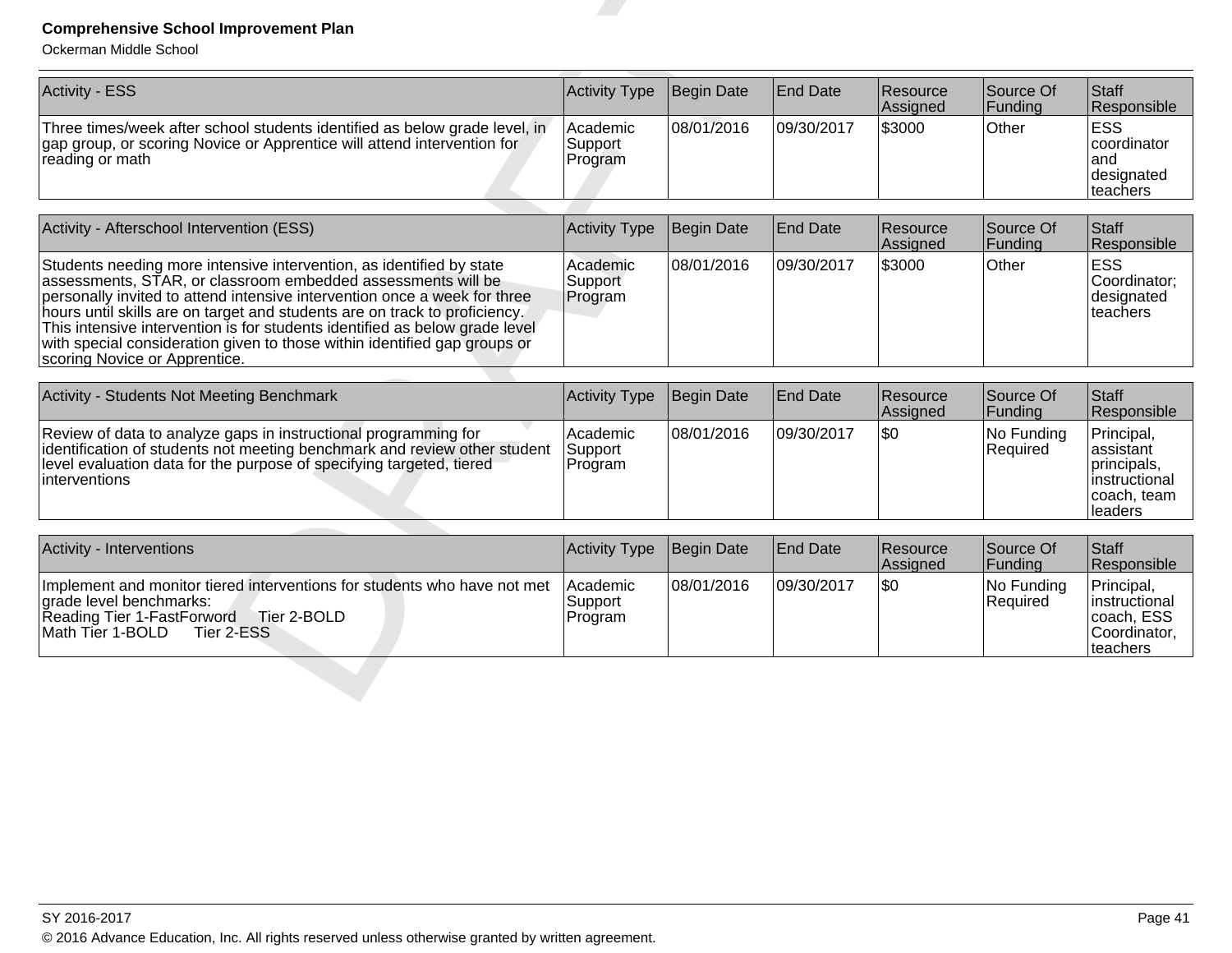| Activity - ESS | Activity Type | Begin Date | End Date | Resource Assigned | Source Of Funding | Staff Responsible |
|---|---|---|---|---|---|---|
| Three times/week after school students identified as below grade level, in gap group, or scoring Novice or Apprentice will attend intervention for reading or math | Academic Support Program | 08/01/2016 | 09/30/2017 | $3000 | Other | ESS coordinator and designated teachers |

| Activity - Afterschool Intervention (ESS) | Activity Type | Begin Date | End Date | Resource Assigned | Source Of Funding | Staff Responsible |
|---|---|---|---|---|---|---|
| Students needing more intensive intervention, as identified by state assessments, STAR, or classroom embedded assessments will be personally invited to attend intensive intervention once a week for three hours until skills are on target and students are on track to proficiency. This intensive intervention is for students identified as below grade level with special consideration given to those within identified gap groups or scoring Novice or Apprentice. | Academic Support Program | 08/01/2016 | 09/30/2017 | $3000 | Other | ESS Coordinator; designated teachers |

| Activity - Students Not Meeting Benchmark | Activity Type | Begin Date | End Date | Resource Assigned | Source Of Funding | Staff Responsible |
|---|---|---|---|---|---|---|
| Review of data to analyze gaps in instructional programming for identification of students not meeting benchmark and review other student level evaluation data for the purpose of specifying targeted, tiered interventions | Academic Support Program | 08/01/2016 | 09/30/2017 | $0 | No Funding Required | Principal, assistant principals, instructional coach, team leaders |

| Activity - Interventions | Activity Type | Begin Date | End Date | Resource Assigned | Source Of Funding | Staff Responsible |
|---|---|---|---|---|---|---|
| Implement and monitor tiered interventions for students who have not met grade level benchmarks:<br>Reading Tier 1-FastForword Tier 2-BOLD<br>Math Tier 1-BOLD Tier 2-ESS | Academic Support Program | 08/01/2016 | 09/30/2017 | $0 | No Funding Required | Principal, instructional coach, ESS Coordinator, teachers |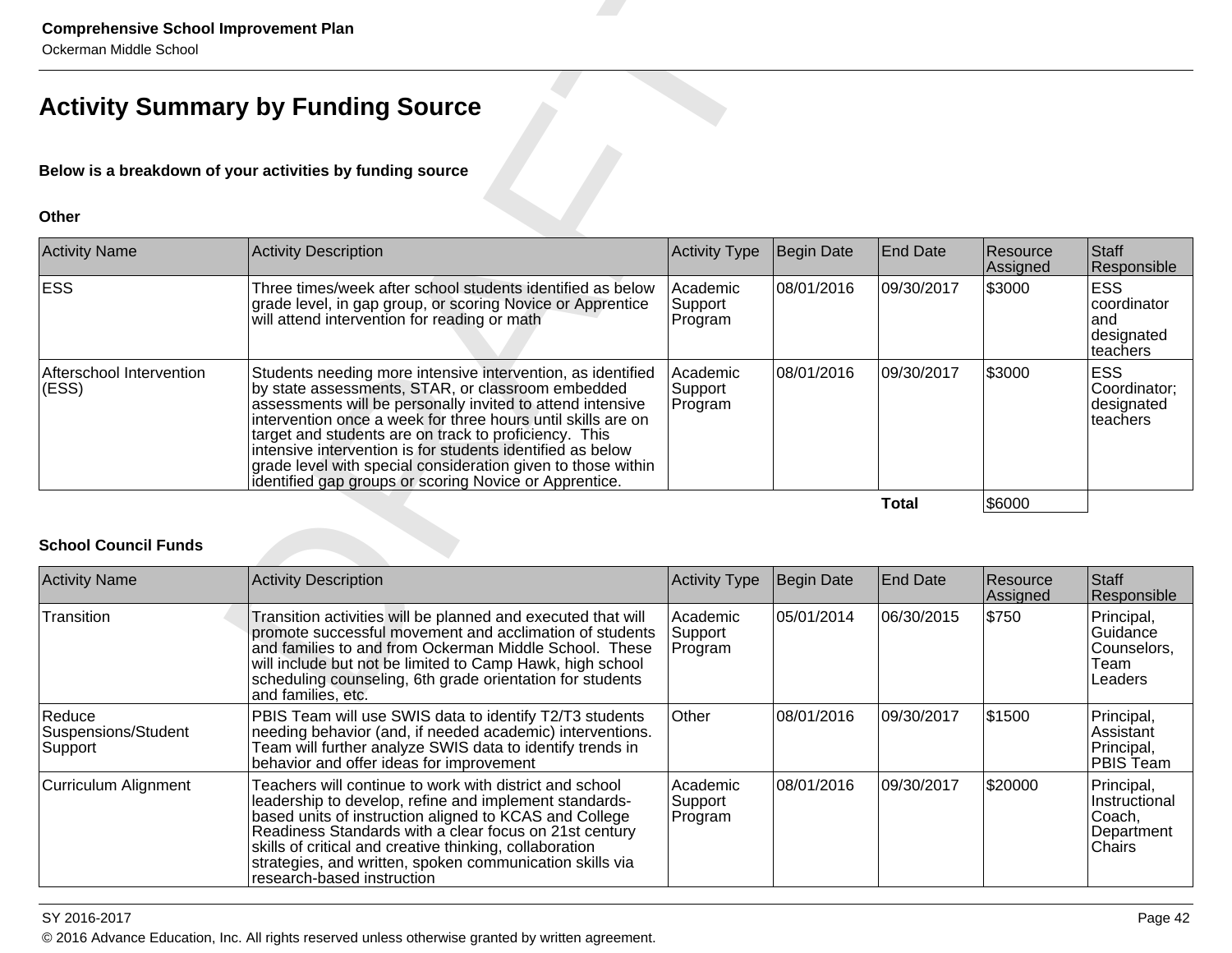# Activity Summary by Funding Source

**Below is a breakdown of your activities by funding source**

### Other

| Activity Name | Activity Description | Activity Type | Begin Date | End Date | Resource Assigned | Staff Responsible |
|---|---|---|---|---|---|---|
| ESS | Three times/week after school students identified as below grade level, in gap group, or scoring Novice or Apprentice will attend intervention for reading or math | Academic Support Program | 08/01/2016 | 09/30/2017 | $3000 | ESS coordinator and designated teachers |
| Afterschool Intervention (ESS) | Students needing more intensive intervention, as identified by state assessments, STAR, or classroom embedded assessments will be personally invited to attend intensive intervention once a week for three hours until skills are on target and students are on track to proficiency. This intensive intervention is for students identified as below grade level with special consideration given to those within identified gap groups or scoring Novice or Apprentice. | Academic Support Program | 08/01/2016 | 09/30/2017 | $3000 | ESS Coordinator; designated teachers |
| | | | | **Total** | $6000 | |

### School Council Funds

| Activity Name | Activity Description | Activity Type | Begin Date | End Date | Resource Assigned | Staff Responsible |
|---|---|---|---|---|---|---|
| Transition | Transition activities will be planned and executed that will promote successful movement and acclimation of students and families to and from Ockerman Middle School. These will include but not be limited to Camp Hawk, high school scheduling counseling, 6th grade orientation for students and families, etc. | Academic Support Program | 05/01/2014 | 06/30/2015 | $750 | Principal, Guidance Counselors, Team Leaders |
| Reduce Suspensions/Student Support | PBIS Team will use SWIS data to identify T2/T3 students needing behavior (and, if needed academic) interventions. Team will further analyze SWIS data to identify trends in behavior and offer ideas for improvement | Other | 08/01/2016 | 09/30/2017 | $1500 | Principal, Assistant Principal, PBIS Team |
| Curriculum Alignment | Teachers will continue to work with district and school leadership to develop, refine and implement standards-based units of instruction aligned to KCAS and College Readiness Standards with a clear focus on 21st century skills of critical and creative thinking, collaboration strategies, and written, spoken communication skills via research-based instruction | Academic Support Program | 08/01/2016 | 09/30/2017 | $20000 | Principal, Instructional Coach, Department Chairs |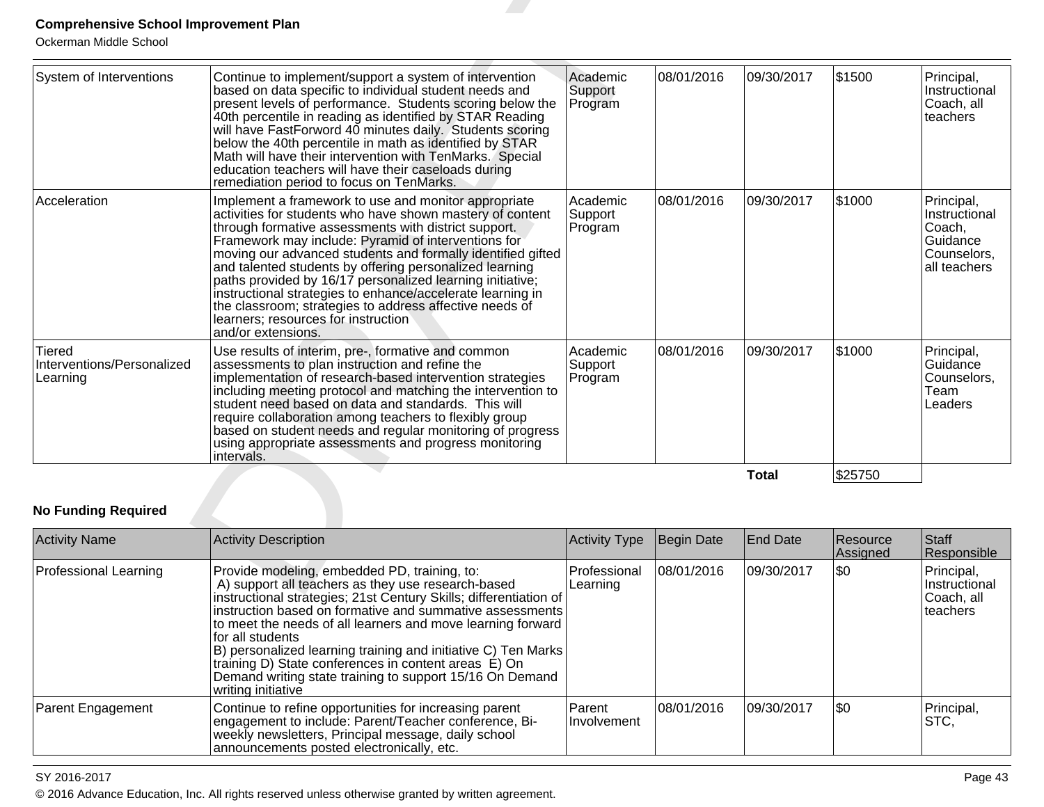| | | | | | | |
|---|---|---|---|---|---|---|
| System of Interventions | Continue to implement/support a system of intervention based on data specific to individual student needs and present levels of performance. Students scoring below the 40th percentile in reading as identified by STAR Reading will have FastForword 40 minutes daily. Students scoring below the 40th percentile in math as identified by STAR Math will have their intervention with TenMarks. Special education teachers will have their caseloads during remediation period to focus on TenMarks. | Academic Support Program | 08/01/2016 | 09/30/2017 | $1500 | Principal, Instructional Coach, all teachers |
| Acceleration | Implement a framework to use and monitor appropriate activities for students who have shown mastery of content through formative assessments with district support. Framework may include: Pyramid of interventions for moving our advanced students and formally identified gifted and talented students by offering personalized learning paths provided by 16/17 personalized learning initiative; instructional strategies to enhance/accelerate learning in the classroom; strategies to address affective needs of learners; resources for instruction and/or extensions. | Academic Support Program | 08/01/2016 | 09/30/2017 | $1000 | Principal, Instructional Coach, Guidance Counselors, all teachers |
| Tiered Interventions/Personalized Learning | Use results of interim, pre-, formative and common assessments to plan instruction and refine the implementation of research-based intervention strategies including meeting protocol and matching the intervention to student need based on data and standards. This will require collaboration among teachers to flexibly group based on student needs and regular monitoring of progress using appropriate assessments and progress monitoring intervals. | Academic Support Program | 08/01/2016 | 09/30/2017 | $1000 | Principal, Guidance Counselors, Team Leaders |
| | | | | **Total** | $25750 | |

**No Funding Required**

| Activity Name | Activity Description | Activity Type | Begin Date | End Date | Resource Assigned | Staff Responsible |
|---|---|---|---|---|---|---|
| Professional Learning | Provide modeling, embedded PD, training, to: A) support all teachers as they use research-based instructional strategies; 21st Century Skills; differentiation of instruction based on formative and summative assessments to meet the needs of all learners and move learning forward for all students B) personalized learning training and initiative C) Ten Marks training D) State conferences in content areas E) On Demand writing state training to support 15/16 On Demand writing initiative | Professional Learning | 08/01/2016 | 09/30/2017 | $0 | Principal, Instructional Coach, all teachers |
| Parent Engagement | Continue to refine opportunities for increasing parent engagement to include: Parent/Teacher conference, Bi-weekly newsletters, Principal message, daily school announcements posted electronically, etc. | Parent Involvement | 08/01/2016 | 09/30/2017 | $0 | Principal, STC, |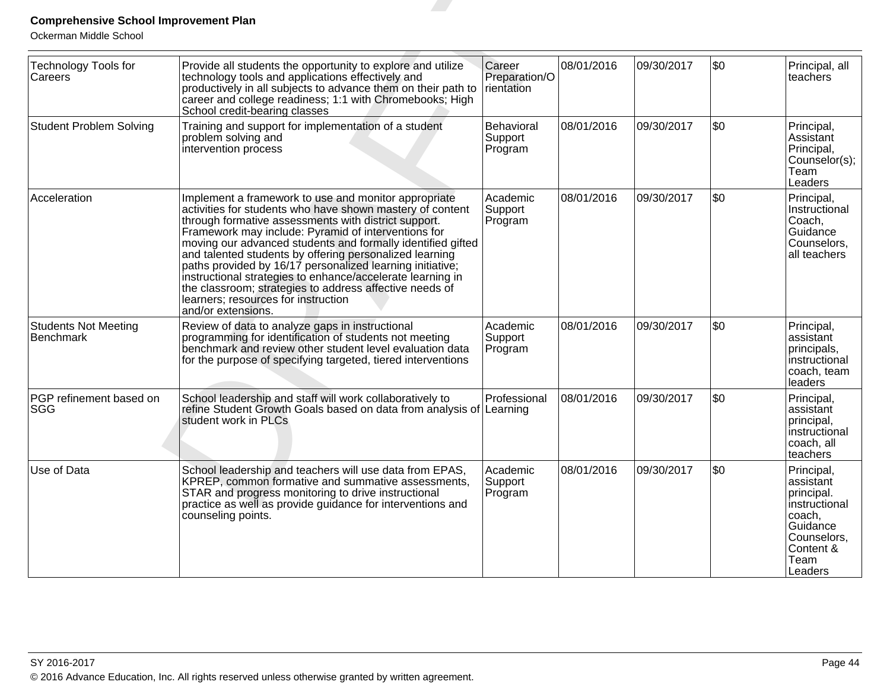| Technology Tools for Careers | Provide all students the opportunity to explore and utilize technology tools and applications effectively and productively in all subjects to advance them on their path to career and college readiness; 1:1 with Chromebooks; High School credit-bearing classes | Career Preparation/Orientation | 08/01/2016 | 09/30/2017 | $0 | Principal, all teachers |
|---|---|---|---|---|---|---|
| Student Problem Solving | Training and support for implementation of a student problem solving and intervention process | Behavioral Support Program | 08/01/2016 | 09/30/2017 | $0 | Principal, Assistant Principal, Counselor(s); Team Leaders |
| Acceleration | Implement a framework to use and monitor appropriate activities for students who have shown mastery of content through formative assessments with district support. Framework may include: Pyramid of interventions for moving our advanced students and formally identified gifted and talented students by offering personalized learning paths provided by 16/17 personalized learning initiative; instructional strategies to enhance/accelerate learning in the classroom; strategies to address affective needs of learners; resources for instruction and/or extensions. | Academic Support Program | 08/01/2016 | 09/30/2017 | $0 | Principal, Instructional Coach, Guidance Counselors, all teachers |
| Students Not Meeting Benchmark | Review of data to analyze gaps in instructional programming for identification of students not meeting benchmark and review other student level evaluation data for the purpose of specifying targeted, tiered interventions | Academic Support Program | 08/01/2016 | 09/30/2017 | $0 | Principal, assistant principals, instructional coach, team leaders |
| PGP refinement based on SGG | School leadership and staff will work collaboratively to refine Student Growth Goals based on data from analysis of student work in PLCs | Professional Learning | 08/01/2016 | 09/30/2017 | $0 | Principal, assistant principal, instructional coach, all teachers |
| Use of Data | School leadership and teachers will use data from EPAS, KPREP, common formative and summative assessments, STAR and progress monitoring to drive instructional practice as well as provide guidance for interventions and counseling points. | Academic Support Program | 08/01/2016 | 09/30/2017 | $0 | Principal, assistant principal. instructional coach, Guidance Counselors, Content & Team Leaders |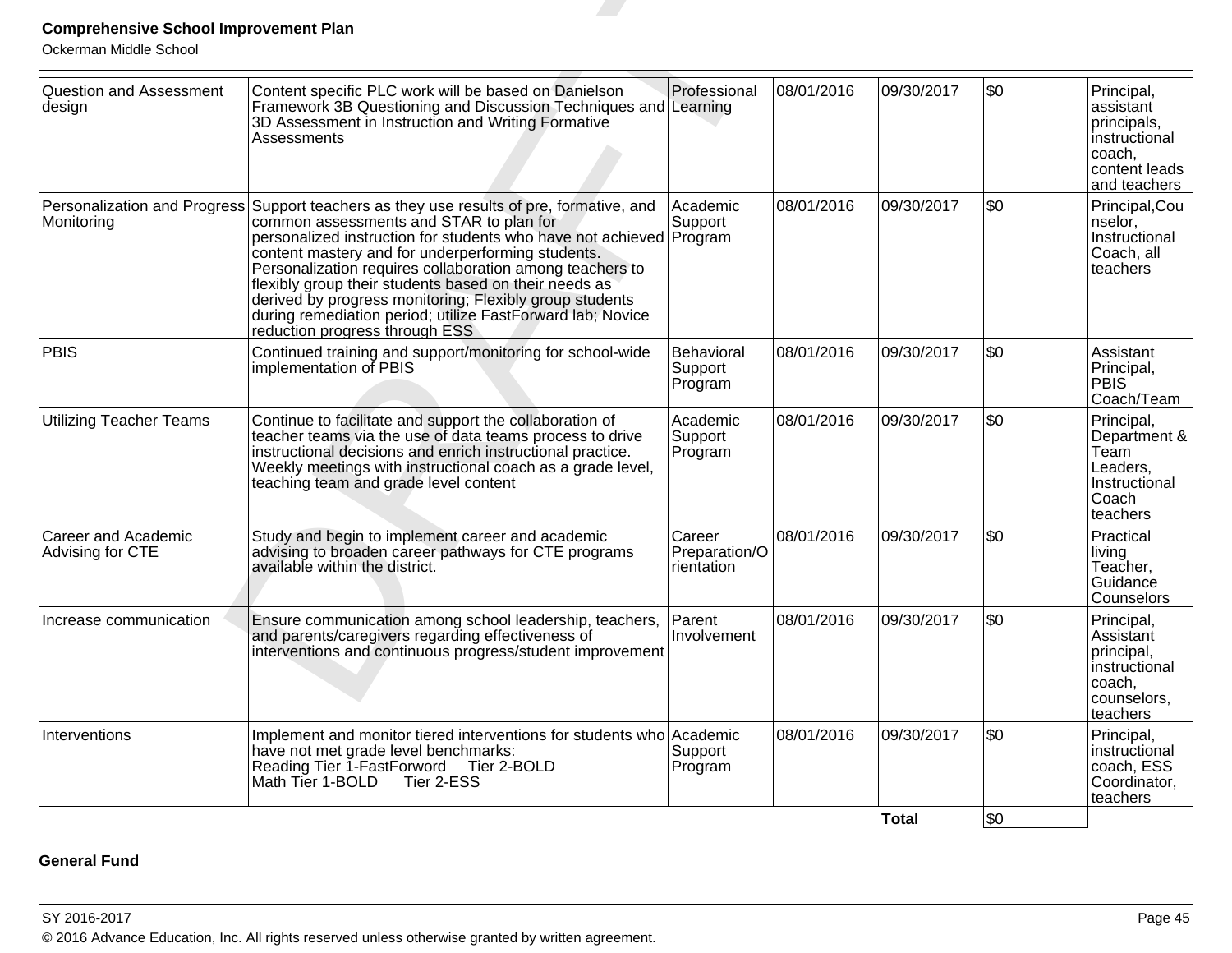| Question and Assessment design | Content specific PLC work will be based on Danielson Framework 3B Questioning and Discussion Techniques and 3D Assessment in Instruction and Writing Formative Assessments | Professional Learning | 08/01/2016 | 09/30/2017 | $0 | Principal, assistant principals, instructional coach, content leads and teachers |
|---|---|---|---|---|---|---|
| Personalization and Progress Monitoring | Support teachers as they use results of pre, formative, and common assessments and STAR to plan for personalized instruction for students who have not achieved content mastery and for underperforming students. Personalization requires collaboration among teachers to flexibly group their students based on their needs as derived by progress monitoring; Flexibly group students during remediation period; utilize FastForward lab; Novice reduction progress through ESS | Academic Support Program | 08/01/2016 | 09/30/2017 | $0 | Principal,Counselor, Instructional Coach, all teachers |
| PBIS | Continued training and support/monitoring for school-wide implementation of PBIS | Behavioral Support Program | 08/01/2016 | 09/30/2017 | $0 | Assistant Principal, PBIS Coach/Team |
| Utilizing Teacher Teams | Continue to facilitate and support the collaboration of teacher teams via the use of data teams process to drive instructional decisions and enrich instructional practice. Weekly meetings with instructional coach as a grade level, teaching team and grade level content | Academic Support Program | 08/01/2016 | 09/30/2017 | $0 | Principal, Department & Team Leaders, Instructional Coach teachers |
| Career and Academic Advising for CTE | Study and begin to implement career and academic advising to broaden career pathways for CTE programs available within the district. | Career Preparation/Orientation | 08/01/2016 | 09/30/2017 | $0 | Practical living Teacher, Guidance Counselors |
| Increase communication | Ensure communication among school leadership, teachers, and parents/caregivers regarding effectiveness of interventions and continuous progress/student improvement | Parent Involvement | 08/01/2016 | 09/30/2017 | $0 | Principal, Assistant principal, instructional coach, counselors, teachers |
| Interventions | Implement and monitor tiered interventions for students who have not met grade level benchmarks:<br>Reading Tier 1-FastForword Tier 2-BOLD<br>Math Tier 1-BOLD Tier 2-ESS | Academic Support Program | 08/01/2016 | 09/30/2017 | $0 | Principal, instructional coach, ESS Coordinator, teachers |
| | | | | **Total** | $0 | |

**General Fund**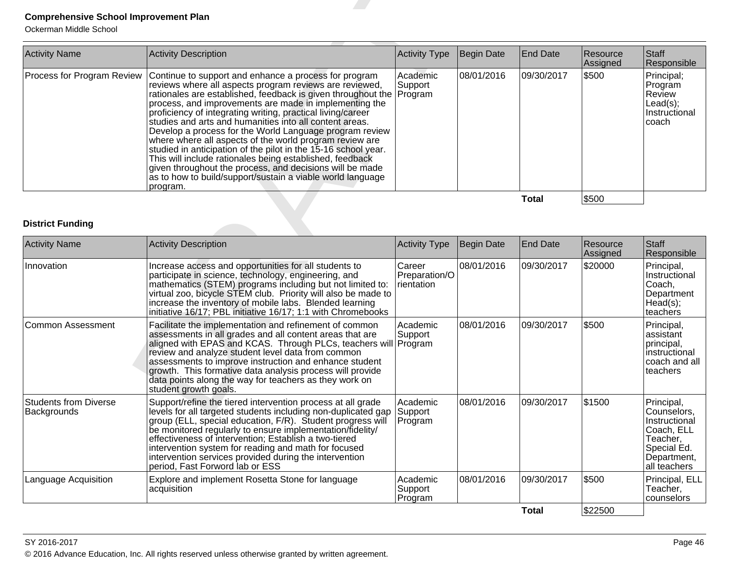| Activity Name | Activity Description | Activity Type | Begin Date | End Date | Resource Assigned | Staff Responsible |
|---|---|---|---|---|---|---|
| Process for Program Review | Continue to support and enhance a process for program reviews where all aspects program reviews are reviewed, rationales are established, feedback is given throughout the process, and improvements are made in implementing the proficiency of integrating writing, practical living/career studies and arts and humanities into all content areas. Develop a process for the World Language program review where where all aspects of the world program review are studied in anticipation of the pilot in the 15-16 school year. This will include rationales being established, feedback given throughout the process, and decisions will be made as to how to build/support/sustain a viable world language program. | Academic Support Program | 08/01/2016 | 09/30/2017 | $500 | Principal; Program Review Lead(s); Instructional coach |
| | | | | **Total** | $500 | |

### District Funding

| Activity Name | Activity Description | Activity Type | Begin Date | End Date | Resource Assigned | Staff Responsible |
|---|---|---|---|---|---|---|
| Innovation | Increase access and opportunities for all students to participate in science, technology, engineering, and mathematics (STEM) programs including but not limited to: virtual zoo, bicycle STEM club. Priority will also be made to increase the inventory of mobile labs. Blended learning initiative 16/17; PBL initiative 16/17; 1:1 with Chromebooks | Career Preparation/Orientation | 08/01/2016 | 09/30/2017 | $20000 | Principal, Instructional Coach, Department Head(s); teachers |
| Common Assessment | Facilitate the implementation and refinement of common assessments in all grades and all content areas that are aligned with EPAS and KCAS. Through PLCs, teachers will review and analyze student level data from common assessments to improve instruction and enhance student growth. This formative data analysis process will provide data points along the way for teachers as they work on student growth goals. | Academic Support Program | 08/01/2016 | 09/30/2017 | $500 | Principal, assistant principal, instructional coach and all teachers |
| Students from Diverse Backgrounds | Support/refine the tiered intervention process at all grade levels for all targeted students including non-duplicated gap group (ELL, special education, F/R). Student progress will be monitored regularly to ensure implementation/fidelity/ effectiveness of intervention; Establish a two-tiered intervention system for reading and math for focused intervention services provided during the intervention period, Fast Forword lab or ESS | Academic Support Program | 08/01/2016 | 09/30/2017 | $1500 | Principal, Counselors, Instructional Coach, ELL Teacher, Special Ed. Department, all teachers |
| Language Acquisition | Explore and implement Rosetta Stone for language acquisition | Academic Support Program | 08/01/2016 | 09/30/2017 | $500 | Principal, ELL Teacher, counselors |
| | | | | **Total** | $22500 | |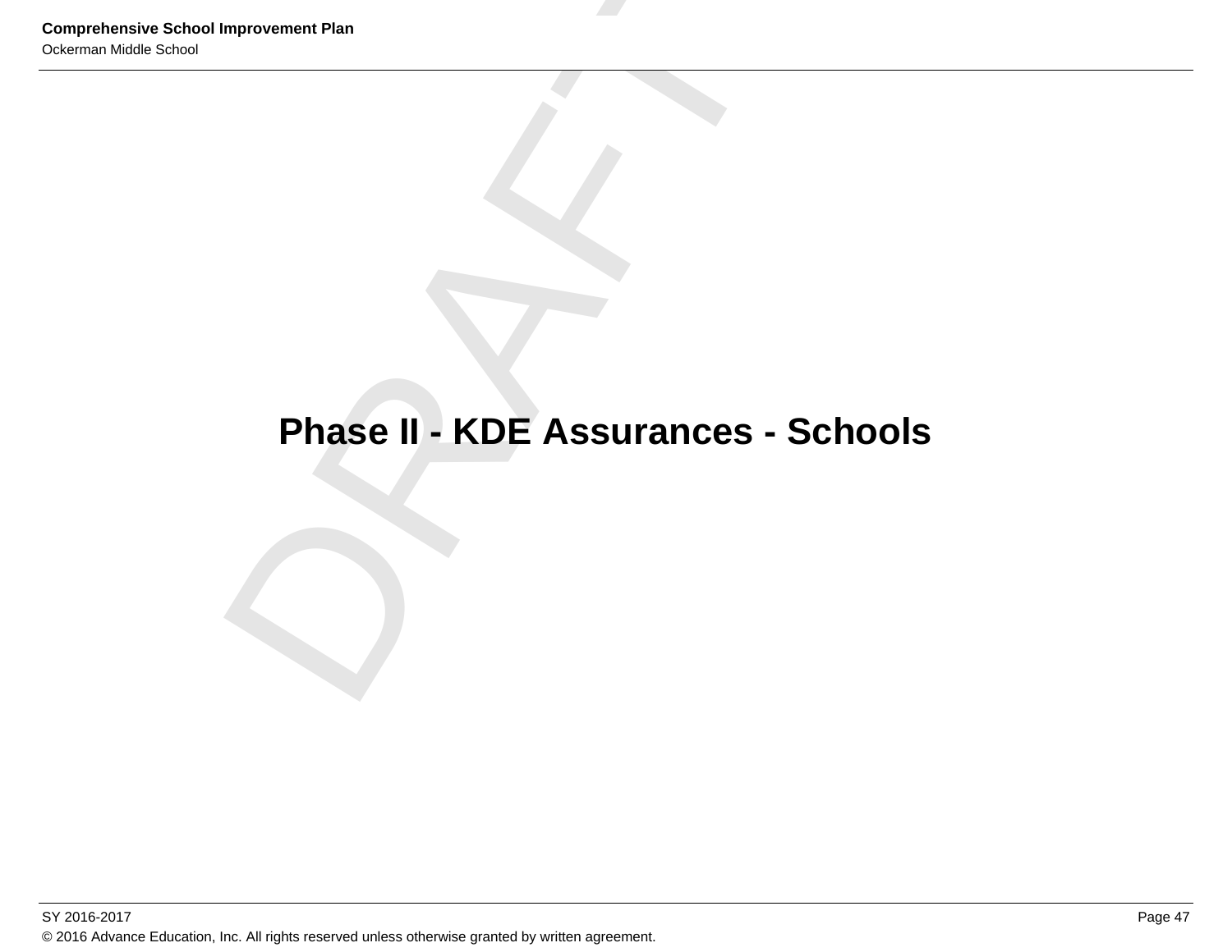# Phase II - KDE Assurances - Schools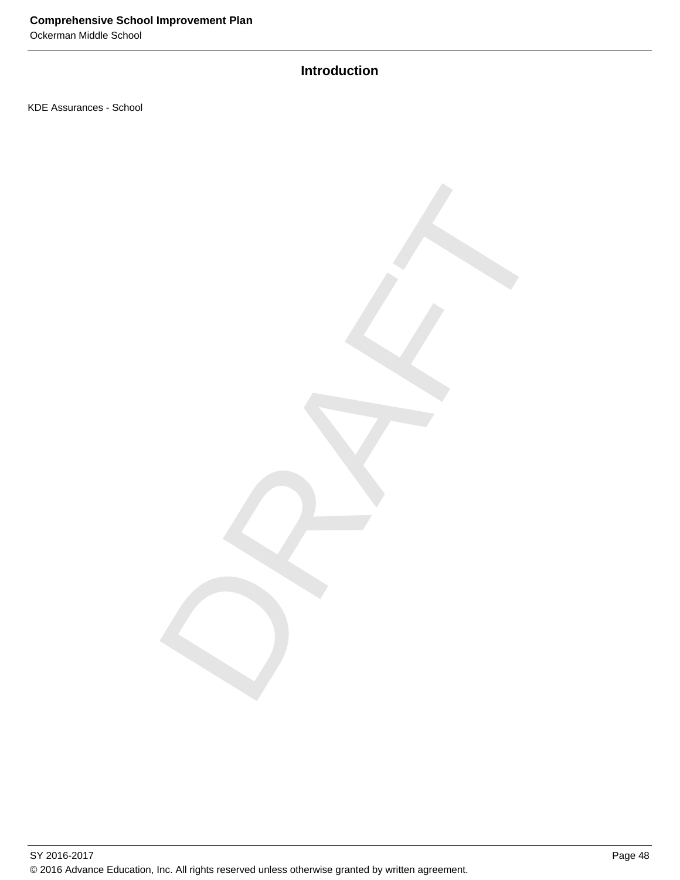## Introduction

KDE Assurances - School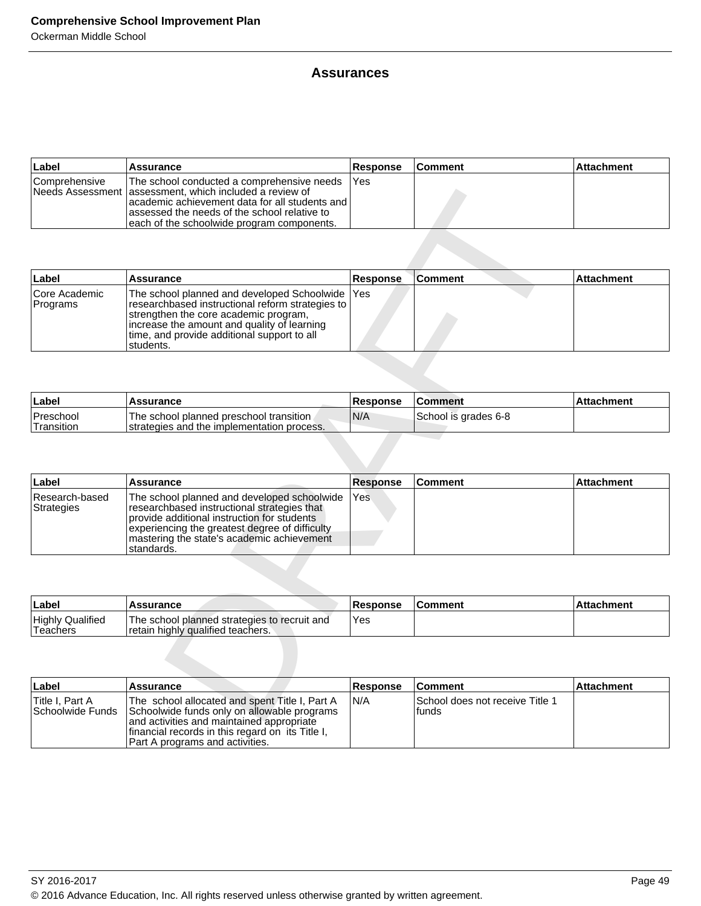## Assurances

| Label | Assurance | Response | Comment | Attachment |
|---|---|---|---|---|
| Comprehensive Needs Assessment | The school conducted a comprehensive needs assessment, which included a review of academic achievement data for all students and assessed the needs of the school relative to each of the schoolwide program components. | Yes | | |

| Label | Assurance | Response | Comment | Attachment |
|---|---|---|---|---|
| Core Academic Programs | The school planned and developed Schoolwide researchbased instructional reform strategies to strengthen the core academic program, increase the amount and quality of learning time, and provide additional support to all students. | Yes | | |

| Label | Assurance | Response | Comment | Attachment |
|---|---|---|---|---|
| Preschool Transition | The school planned preschool transition strategies and the implementation process. | N/A | School is grades 6-8 | |

| Label | Assurance | Response | Comment | Attachment |
|---|---|---|---|---|
| Research-based Strategies | The school planned and developed schoolwide researchbased instructional strategies that provide additional instruction for students experiencing the greatest degree of difficulty mastering the state's academic achievement standards. | Yes | | |

| Label | Assurance | Response | Comment | Attachment |
|---|---|---|---|---|
| Highly Qualified Teachers | The school planned strategies to recruit and retain highly qualified teachers. | Yes | | |

| Label | Assurance | Response | Comment | Attachment |
|---|---|---|---|---|
| Title I, Part A Schoolwide Funds | The school allocated and spent Title I, Part A Schoolwide funds only on allowable programs and activities and maintained appropriate financial records in this regard on its Title I, Part A programs and activities. | N/A | School does not receive Title 1 funds | |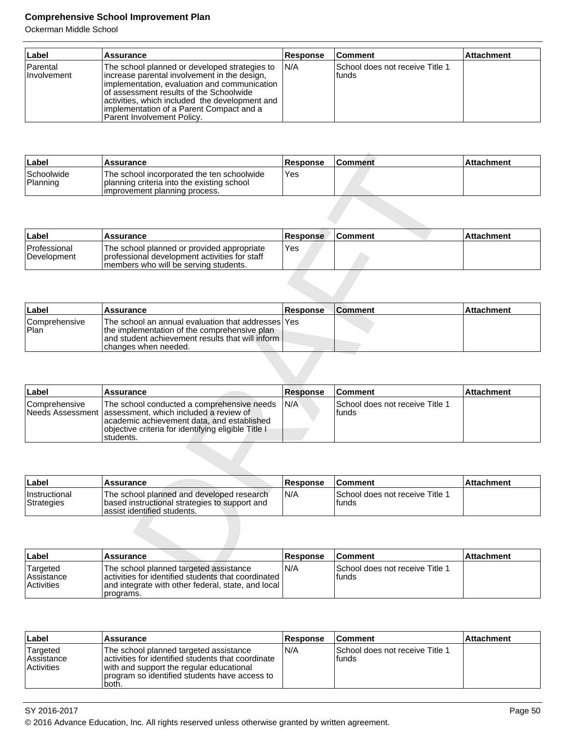| Label | Assurance | Response | Comment | Attachment |
|---|---|---|---|---|
| Parental Involvement | The school planned or developed strategies to increase parental involvement in the design, implementation, evaluation and communication of assessment results of the Schoolwide activities, which included the development and implementation of a Parent Compact and a Parent Involvement Policy. | N/A | School does not receive Title 1 funds | |

| Label | Assurance | Response | Comment | Attachment |
|---|---|---|---|---|
| Schoolwide Planning | The school incorporated the ten schoolwide planning criteria into the existing school improvement planning process. | Yes | | |

| Label | Assurance | Response | Comment | Attachment |
|---|---|---|---|---|
| Professional Development | The school planned or provided appropriate professional development activities for staff members who will be serving students. | Yes | | |

| Label | Assurance | Response | Comment | Attachment |
|---|---|---|---|---|
| Comprehensive Plan | The school an annual evaluation that addresses the implementation of the comprehensive plan and student achievement results that will inform changes when needed. | Yes | | |

| Label | Assurance | Response | Comment | Attachment |
|---|---|---|---|---|
| Comprehensive Needs Assessment | The school conducted a comprehensive needs assessment, which included a review of academic achievement data, and established objective criteria for identifying eligible Title I students. | N/A | School does not receive Title 1 funds | |

| Label | Assurance | Response | Comment | Attachment |
|---|---|---|---|---|
| Instructional Strategies | The school planned and developed research based instructional strategies to support and assist identified students. | N/A | School does not receive Title 1 funds | |

| Label | Assurance | Response | Comment | Attachment |
|---|---|---|---|---|
| Targeted Assistance Activities | The school planned targeted assistance activities for identified students that coordinated and integrate with other federal, state, and local programs. | N/A | School does not receive Title 1 funds | |

| Label | Assurance | Response | Comment | Attachment |
|---|---|---|---|---|
| Targeted Assistance Activities | The school planned targeted assistance activities for identified students that coordinate with and support the regular educational program so identified students have access to both. | N/A | School does not receive Title 1 funds | |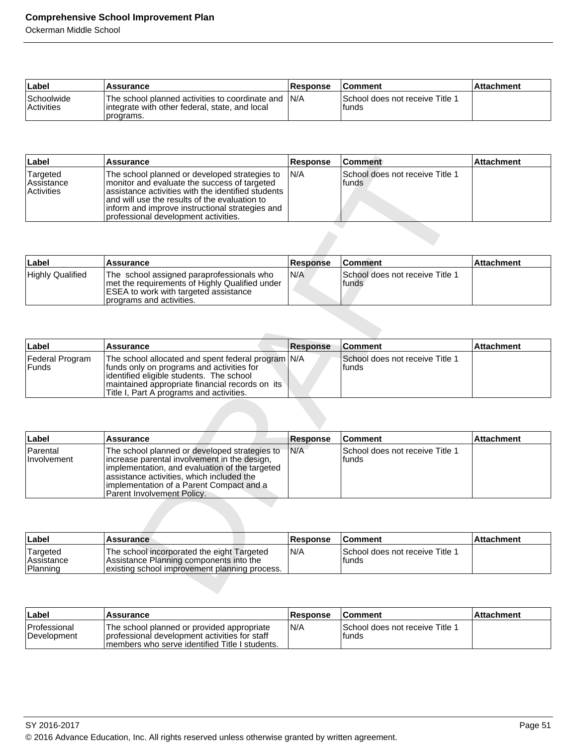| Label | Assurance | Response | Comment | Attachment |
|---|---|---|---|---|
| Schoolwide Activities | The school planned activities to coordinate and integrate with other federal, state, and local programs. | N/A | School does not receive Title 1 funds | |

| Label | Assurance | Response | Comment | Attachment |
|---|---|---|---|---|
| Targeted Assistance Activities | The school planned or developed strategies to monitor and evaluate the success of targeted assistance activities with the identified students and will use the results of the evaluation to inform and improve instructional strategies and professional development activities. | N/A | School does not receive Title 1 funds | |

| Label | Assurance | Response | Comment | Attachment |
|---|---|---|---|---|
| Highly Qualified | The school assigned paraprofessionals who met the requirements of Highly Qualified under ESEA to work with targeted assistance programs and activities. | N/A | School does not receive Title 1 funds | |

| Label | Assurance | Response | Comment | Attachment |
|---|---|---|---|---|
| Federal Program Funds | The school allocated and spent federal program funds only on programs and activities for identified eligible students. The school maintained appropriate financial records on its Title I, Part A programs and activities. | N/A | School does not receive Title 1 funds | |

| Label | Assurance | Response | Comment | Attachment |
|---|---|---|---|---|
| Parental Involvement | The school planned or developed strategies to increase parental involvement in the design, implementation, and evaluation of the targeted assistance activities, which included the implementation of a Parent Compact and a Parent Involvement Policy. | N/A | School does not receive Title 1 funds | |

| Label | Assurance | Response | Comment | Attachment |
|---|---|---|---|---|
| Targeted Assistance Planning | The school incorporated the eight Targeted Assistance Planning components into the existing school improvement planning process. | N/A | School does not receive Title 1 funds | |

| Label | Assurance | Response | Comment | Attachment |
|---|---|---|---|---|
| Professional Development | The school planned or provided appropriate professional development activities for staff members who serve identified Title I students. | N/A | School does not receive Title 1 funds | |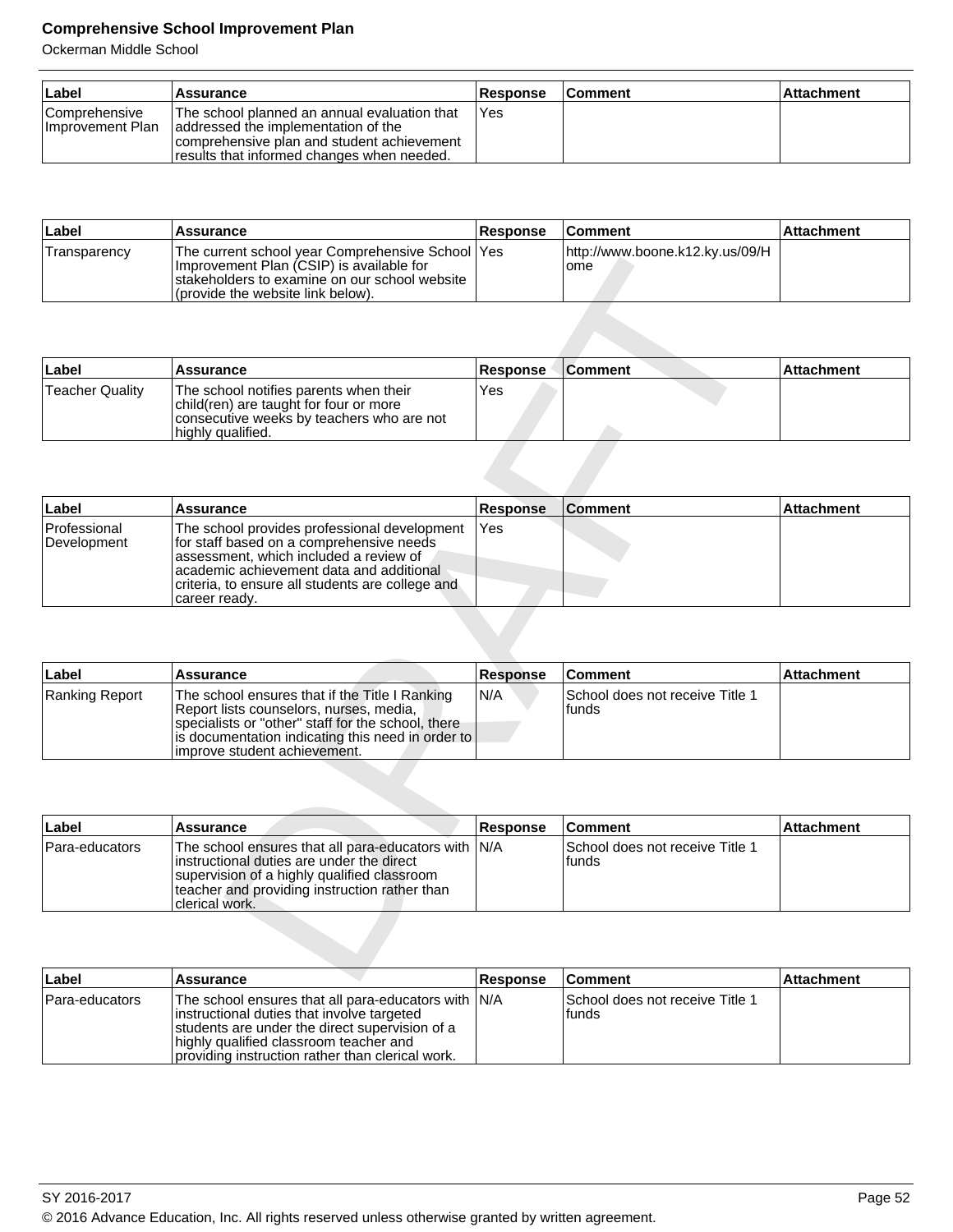| Label | Assurance | Response | Comment | Attachment |
| --- | --- | --- | --- | --- |
| Comprehensive Improvement Plan | The school planned an annual evaluation that addressed the implementation of the comprehensive plan and student achievement results that informed changes when needed. | Yes | | |

| Label | Assurance | Response | Comment | Attachment |
| --- | --- | --- | --- | --- |
| Transparency | The current school year Comprehensive School Improvement Plan (CSIP) is available for stakeholders to examine on our school website (provide the website link below). | Yes | http://www.boone.k12.ky.us/09/Home | |

| Label | Assurance | Response | Comment | Attachment |
| --- | --- | --- | --- | --- |
| Teacher Quality | The school notifies parents when their child(ren) are taught for four or more consecutive weeks by teachers who are not highly qualified. | Yes | | |

| Label | Assurance | Response | Comment | Attachment |
| --- | --- | --- | --- | --- |
| Professional Development | The school provides professional development for staff based on a comprehensive needs assessment, which included a review of academic achievement data and additional criteria, to ensure all students are college and career ready. | Yes | | |

| Label | Assurance | Response | Comment | Attachment |
| --- | --- | --- | --- | --- |
| Ranking Report | The school ensures that if the Title I Ranking Report lists counselors, nurses, media, specialists or "other" staff for the school, there is documentation indicating this need in order to improve student achievement. | N/A | School does not receive Title 1 funds | |

| Label | Assurance | Response | Comment | Attachment |
| --- | --- | --- | --- | --- |
| Para-educators | The school ensures that all para-educators with instructional duties are under the direct supervision of a highly qualified classroom teacher and providing instruction rather than clerical work. | N/A | School does not receive Title 1 funds | |

| Label | Assurance | Response | Comment | Attachment |
| --- | --- | --- | --- | --- |
| Para-educators | The school ensures that all para-educators with instructional duties that involve targeted students are under the direct supervision of a highly qualified classroom teacher and providing instruction rather than clerical work. | N/A | School does not receive Title 1 funds | |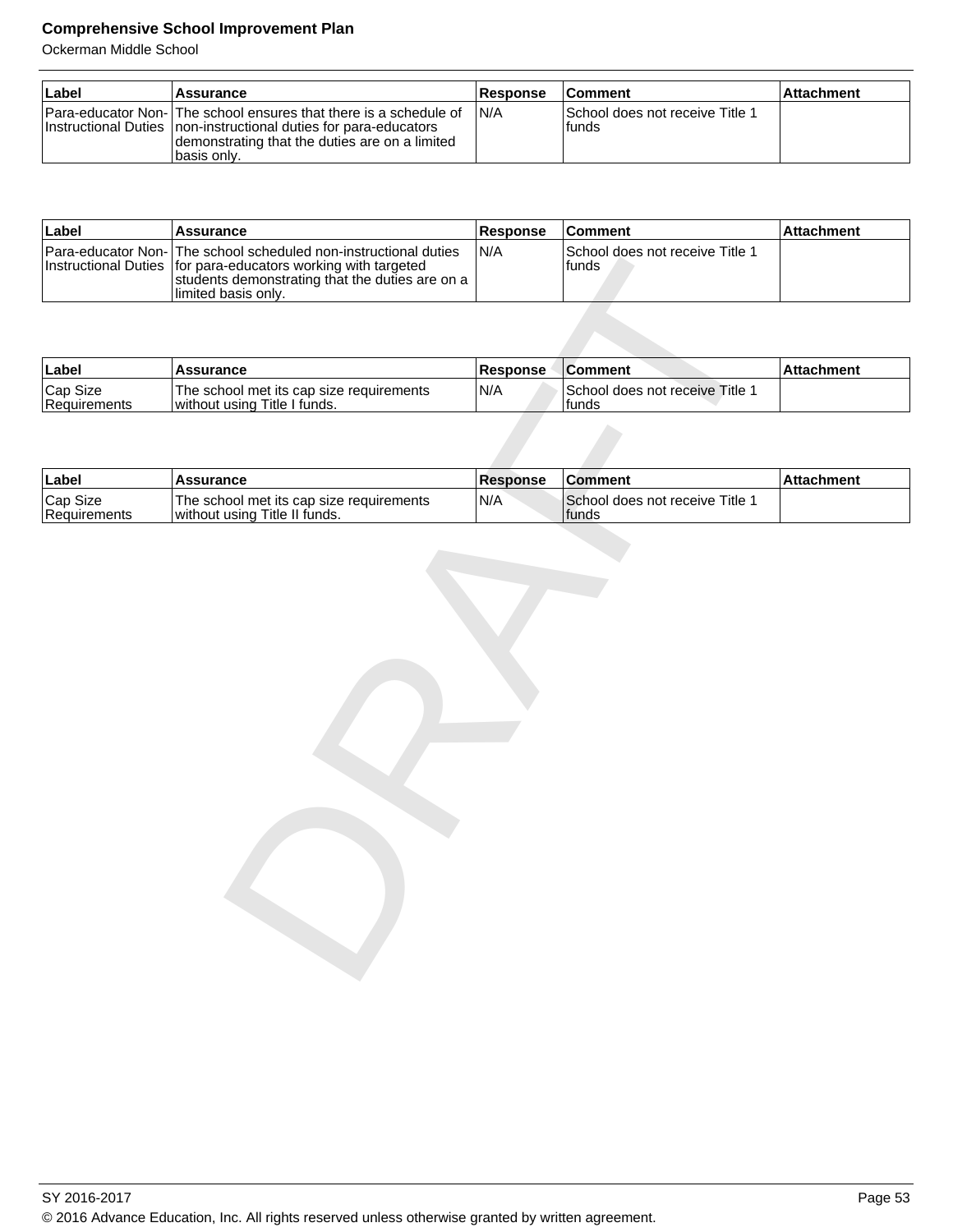| Label | Assurance | Response | Comment | Attachment |
|---|---|---|---|---|
| Para-educator Non-Instructional Duties | The school ensures that there is a schedule of non-instructional duties for para-educators demonstrating that the duties are on a limited basis only. | N/A | School does not receive Title 1 funds | |

| Label | Assurance | Response | Comment | Attachment |
|---|---|---|---|---|
| Para-educator Non-Instructional Duties | The school scheduled non-instructional duties for para-educators working with targeted students demonstrating that the duties are on a limited basis only. | N/A | School does not receive Title 1 funds | |

| Label | Assurance | Response | Comment | Attachment |
|---|---|---|---|---|
| Cap Size Requirements | The school met its cap size requirements without using Title I funds. | N/A | School does not receive Title 1 funds | |

| Label | Assurance | Response | Comment | Attachment |
|---|---|---|---|---|
| Cap Size Requirements | The school met its cap size requirements without using Title II funds. | N/A | School does not receive Title 1 funds | |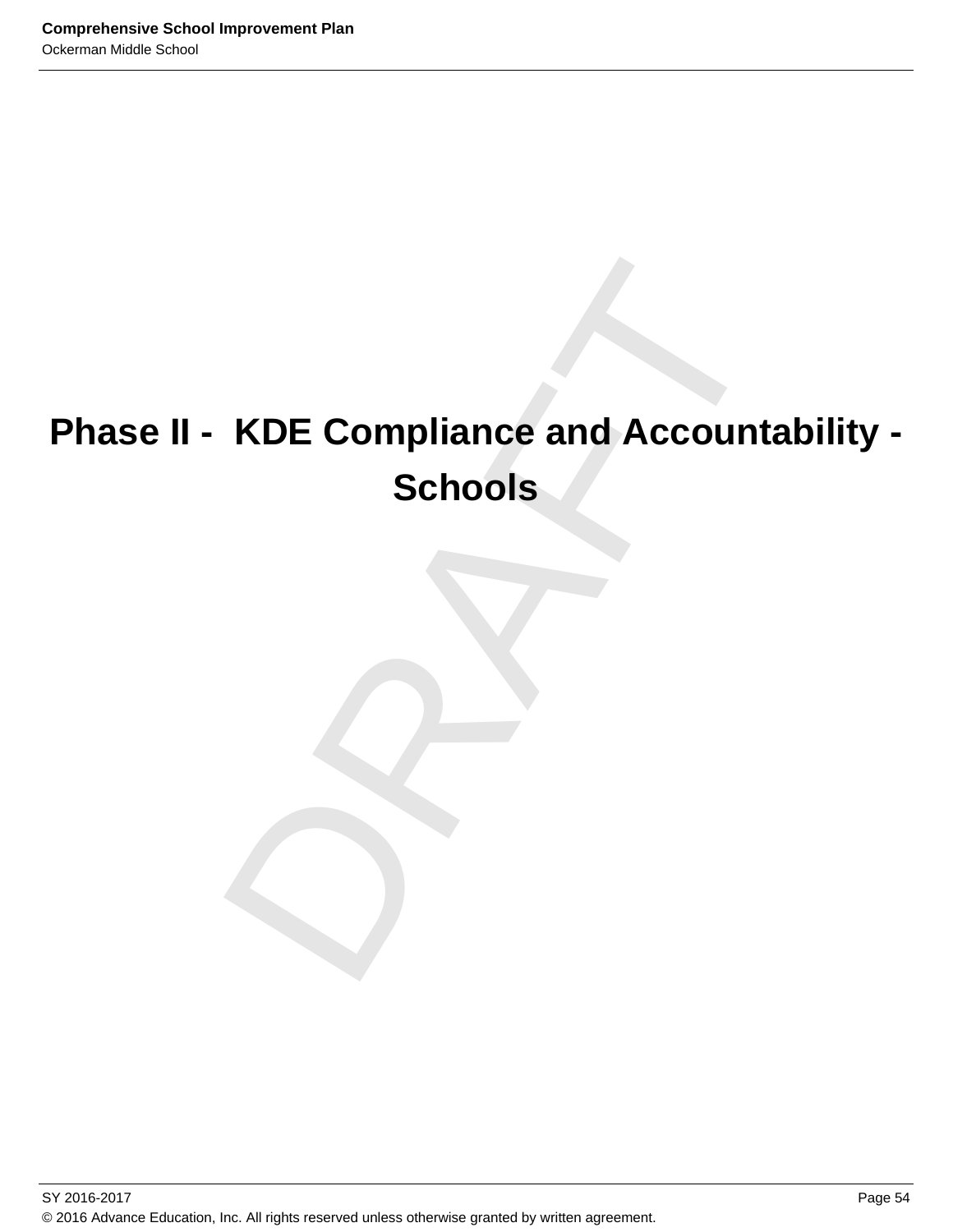# Phase II - KDE Compliance and Accountability - Schools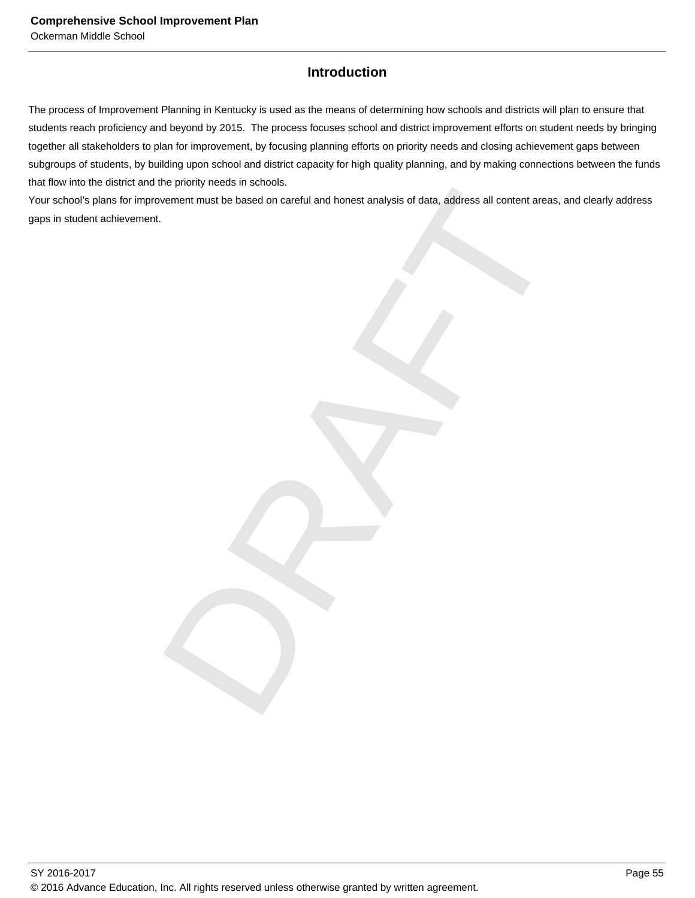## Introduction

The process of Improvement Planning in Kentucky is used as the means of determining how schools and districts will plan to ensure that students reach proficiency and beyond by 2015. The process focuses school and district improvement efforts on student needs by bringing together all stakeholders to plan for improvement, by focusing planning efforts on priority needs and closing achievement gaps between subgroups of students, by building upon school and district capacity for high quality planning, and by making connections between the funds that flow into the district and the priority needs in schools.

Your school's plans for improvement must be based on careful and honest analysis of data, address all content areas, and clearly address gaps in student achievement.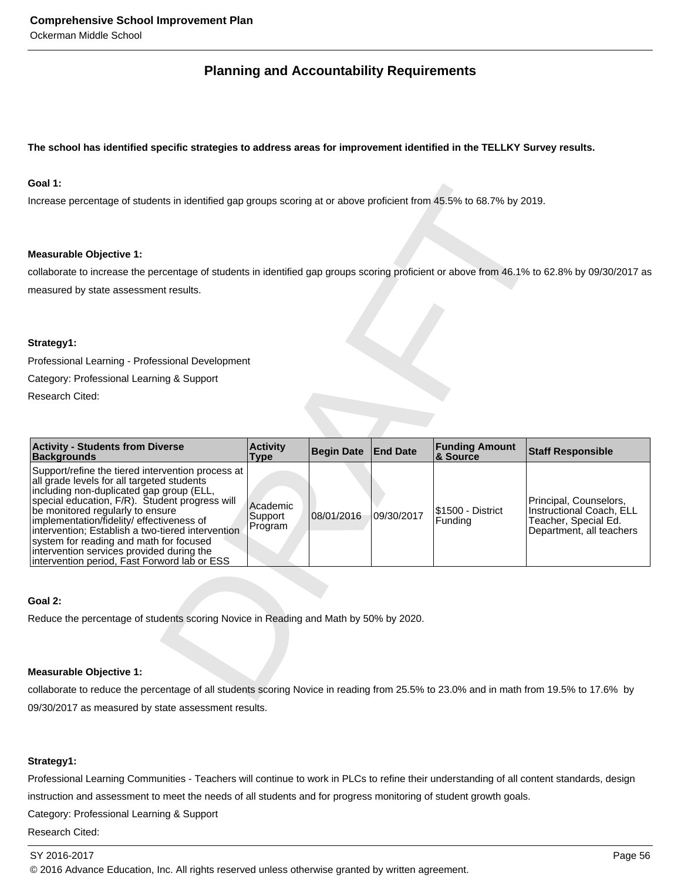## Planning and Accountability Requirements

**The school has identified specific strategies to address areas for improvement identified in the TELLKY Survey results.**

**Goal 1:**

Increase percentage of students in identified gap groups scoring at or above proficient from 45.5% to 68.7% by 2019.

**Measurable Objective 1:**

collaborate to increase the percentage of students in identified gap groups scoring proficient or above from 46.1% to 62.8% by 09/30/2017 as measured by state assessment results.

**Strategy1:**

Professional Learning - Professional Development

Category: Professional Learning & Support

Research Cited:

| Activity - Students from Diverse Backgrounds | Activity Type | Begin Date | End Date | Funding Amount & Source | Staff Responsible |
|---|---|---|---|---|---|
| Support/refine the tiered intervention process at all grade levels for all targeted students including non-duplicated gap group (ELL, special education, F/R). Student progress will be monitored regularly to ensure implementation/fidelity/ effectiveness of intervention; Establish a two-tiered intervention system for reading and math for focused intervention services provided during the intervention period, Fast Forword lab or ESS | Academic Support Program | 08/01/2016 | 09/30/2017 | $1500 - District Funding | Principal, Counselors, Instructional Coach, ELL Teacher, Special Ed. Department, all teachers |

**Goal 2:**

Reduce the percentage of students scoring Novice in Reading and Math by 50% by 2020.

**Measurable Objective 1:**

collaborate to reduce the percentage of all students scoring Novice in reading from 25.5% to 23.0% and in math from 19.5% to 17.6% by 09/30/2017 as measured by state assessment results.

**Strategy1:**

Professional Learning Communities - Teachers will continue to work in PLCs to refine their understanding of all content standards, design instruction and assessment to meet the needs of all students and for progress monitoring of student growth goals.

Category: Professional Learning & Support

Research Cited: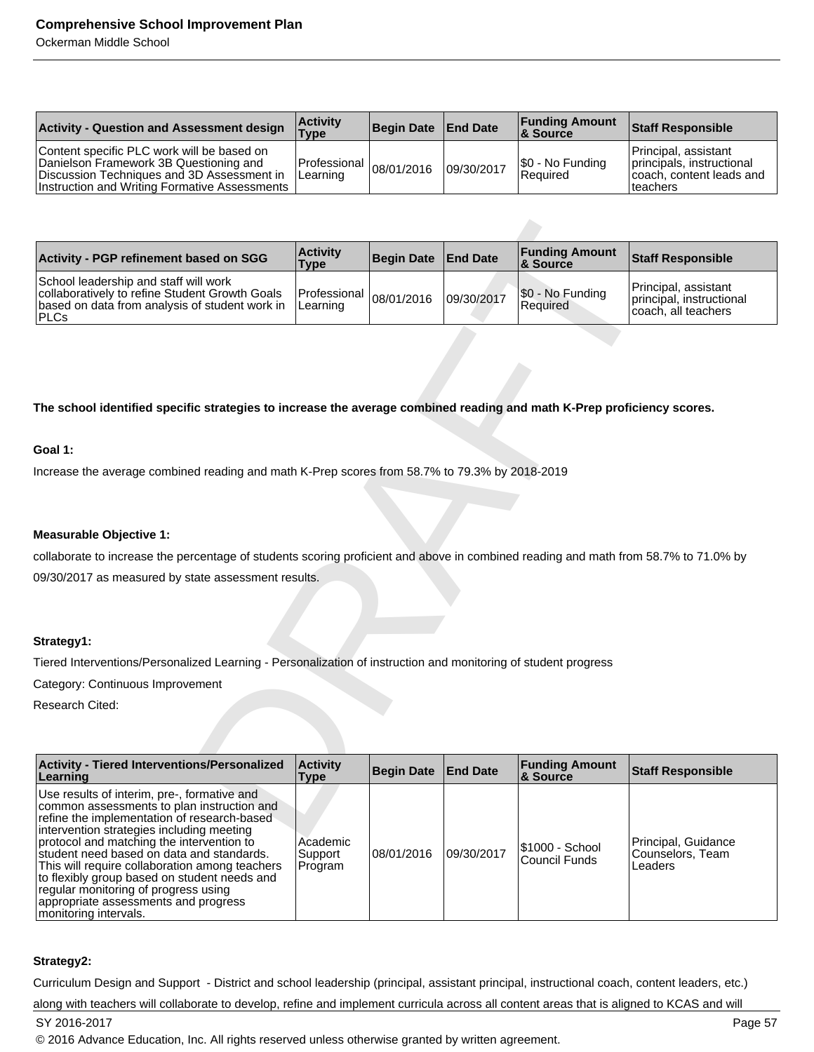| Activity - Question and Assessment design | Activity Type | Begin Date | End Date | Funding Amount & Source | Staff Responsible |
|---|---|---|---|---|---|
| Content specific PLC work will be based on Danielson Framework 3B Questioning and Discussion Techniques and 3D Assessment in Instruction and Writing Formative Assessments | Professional Learning | 08/01/2016 | 09/30/2017 | $0 - No Funding Required | Principal, assistant principals, instructional coach, content leads and teachers |

| Activity - PGP refinement based on SGG | Activity Type | Begin Date | End Date | Funding Amount & Source | Staff Responsible |
|---|---|---|---|---|---|
| School leadership and staff will work collaboratively to refine Student Growth Goals based on data from analysis of student work in PLCs | Professional Learning | 08/01/2016 | 09/30/2017 | $0 - No Funding Required | Principal, assistant principal, instructional coach, all teachers |

**The school identified specific strategies to increase the average combined reading and math K-Prep proficiency scores.**

**Goal 1:**

Increase the average combined reading and math K-Prep scores from 58.7% to 79.3% by 2018-2019

**Measurable Objective 1:**

collaborate to increase the percentage of students scoring proficient and above in combined reading and math from 58.7% to 71.0% by 09/30/2017 as measured by state assessment results.

**Strategy1:**

Tiered Interventions/Personalized Learning - Personalization of instruction and monitoring of student progress

Category: Continuous Improvement

Research Cited:

| Activity - Tiered Interventions/Personalized Learning | Activity Type | Begin Date | End Date | Funding Amount & Source | Staff Responsible |
|---|---|---|---|---|---|
| Use results of interim, pre-, formative and common assessments to plan instruction and refine the implementation of research-based intervention strategies including meeting protocol and matching the intervention to student need based on data and standards. This will require collaboration among teachers to flexibly group based on student needs and regular monitoring of progress using appropriate assessments and progress monitoring intervals. | Academic Support Program | 08/01/2016 | 09/30/2017 | $1000 - School Council Funds | Principal, Guidance Counselors, Team Leaders |

**Strategy2:**

Curriculum Design and Support - District and school leadership (principal, assistant principal, instructional coach, content leaders, etc.) along with teachers will collaborate to develop, refine and implement curricula across all content areas that is aligned to KCAS and will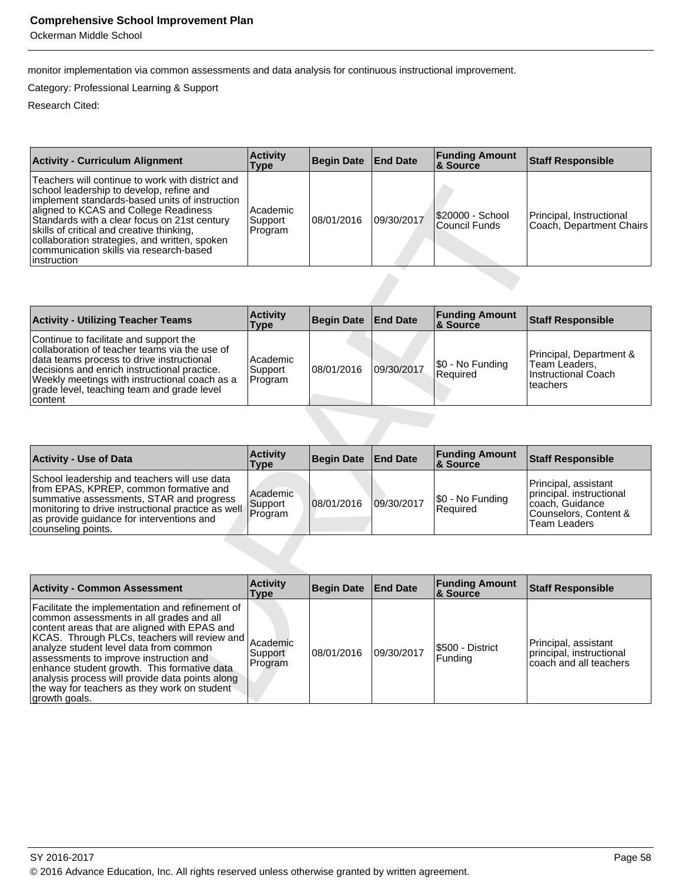monitor implementation via common assessments and data analysis for continuous instructional improvement.

Category: Professional Learning & Support

Research Cited:

| Activity - Curriculum Alignment | Activity Type | Begin Date | End Date | Funding Amount & Source | Staff Responsible |
|---|---|---|---|---|---|
| Teachers will continue to work with district and school leadership to develop, refine and implement standards-based units of instruction aligned to KCAS and College Readiness Standards with a clear focus on 21st century skills of critical and creative thinking, collaboration strategies, and written, spoken communication skills via research-based instruction | Academic Support Program | 08/01/2016 | 09/30/2017 | $20000 - School Council Funds | Principal, Instructional Coach, Department Chairs |

| Activity - Utilizing Teacher Teams | Activity Type | Begin Date | End Date | Funding Amount & Source | Staff Responsible |
|---|---|---|---|---|---|
| Continue to facilitate and support the collaboration of teacher teams via the use of data teams process to drive instructional decisions and enrich instructional practice. Weekly meetings with instructional coach as a grade level, teaching team and grade level content | Academic Support Program | 08/01/2016 | 09/30/2017 | $0 - No Funding Required | Principal, Department & Team Leaders, Instructional Coach teachers |

| Activity - Use of Data | Activity Type | Begin Date | End Date | Funding Amount & Source | Staff Responsible |
|---|---|---|---|---|---|
| School leadership and teachers will use data from EPAS, KPREP, common formative and summative assessments, STAR and progress monitoring to drive instructional practice as well as provide guidance for interventions and counseling points. | Academic Support Program | 08/01/2016 | 09/30/2017 | $0 - No Funding Required | Principal, assistant principal. instructional coach, Guidance Counselors, Content & Team Leaders |

| Activity - Common Assessment | Activity Type | Begin Date | End Date | Funding Amount & Source | Staff Responsible |
|---|---|---|---|---|---|
| Facilitate the implementation and refinement of common assessments in all grades and all content areas that are aligned with EPAS and KCAS. Through PLCs, teachers will review and analyze student level data from common assessments to improve instruction and enhance student growth. This formative data analysis process will provide data points along the way for teachers as they work on student growth goals. | Academic Support Program | 08/01/2016 | 09/30/2017 | $500 - District Funding | Principal, assistant principal, instructional coach and all teachers |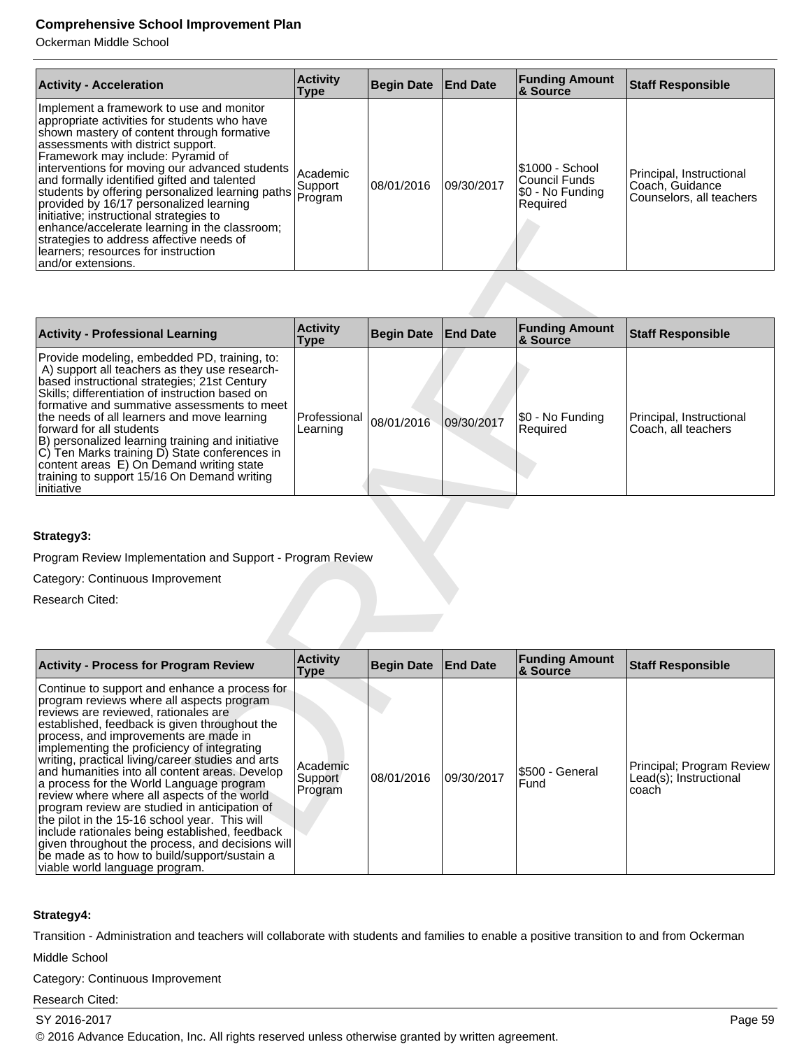| Activity - Acceleration | Activity Type | Begin Date | End Date | Funding Amount & Source | Staff Responsible |
|---|---|---|---|---|---|
| Implement a framework to use and monitor appropriate activities for students who have shown mastery of content through formative assessments with district support. Framework may include: Pyramid of interventions for moving our advanced students and formally identified gifted and talented students by offering personalized learning paths provided by 16/17 personalized learning initiative; instructional strategies to enhance/accelerate learning in the classroom; strategies to address affective needs of learners; resources for instruction and/or extensions. | Academic Support Program | 08/01/2016 | 09/30/2017 | $1000 - School Council Funds<br>$0 - No Funding Required | Principal, Instructional Coach, Guidance Counselors, all teachers |

| Activity - Professional Learning | Activity Type | Begin Date | End Date | Funding Amount & Source | Staff Responsible |
|---|---|---|---|---|---|
| Provide modeling, embedded PD, training, to: A) support all teachers as they use research-based instructional strategies; 21st Century Skills; differentiation of instruction based on formative and summative assessments to meet the needs of all learners and move learning forward for all students<br>B) personalized learning training and initiative C) Ten Marks training D) State conferences in content areas E) On Demand writing state training to support 15/16 On Demand writing initiative | Professional Learning | 08/01/2016 | 09/30/2017 | $0 - No Funding Required | Principal, Instructional Coach, all teachers |

**Strategy3:**

Program Review Implementation and Support - Program Review

Category: Continuous Improvement

Research Cited:

| Activity - Process for Program Review | Activity Type | Begin Date | End Date | Funding Amount & Source | Staff Responsible |
|---|---|---|---|---|---|
| Continue to support and enhance a process for program reviews where all aspects program reviews are reviewed, rationales are established, feedback is given throughout the process, and improvements are made in implementing the proficiency of integrating writing, practical living/career studies and arts and humanities into all content areas. Develop a process for the World Language program review where where all aspects of the world program review are studied in anticipation of the pilot in the 15-16 school year. This will include rationales being established, feedback given throughout the process, and decisions will be made as to how to build/support/sustain a viable world language program. | Academic Support Program | 08/01/2016 | 09/30/2017 | $500 - General Fund | Principal; Program Review Lead(s); Instructional coach |

**Strategy4:**

Transition - Administration and teachers will collaborate with students and families to enable a positive transition to and from Ockerman Middle School

Category: Continuous Improvement

Research Cited: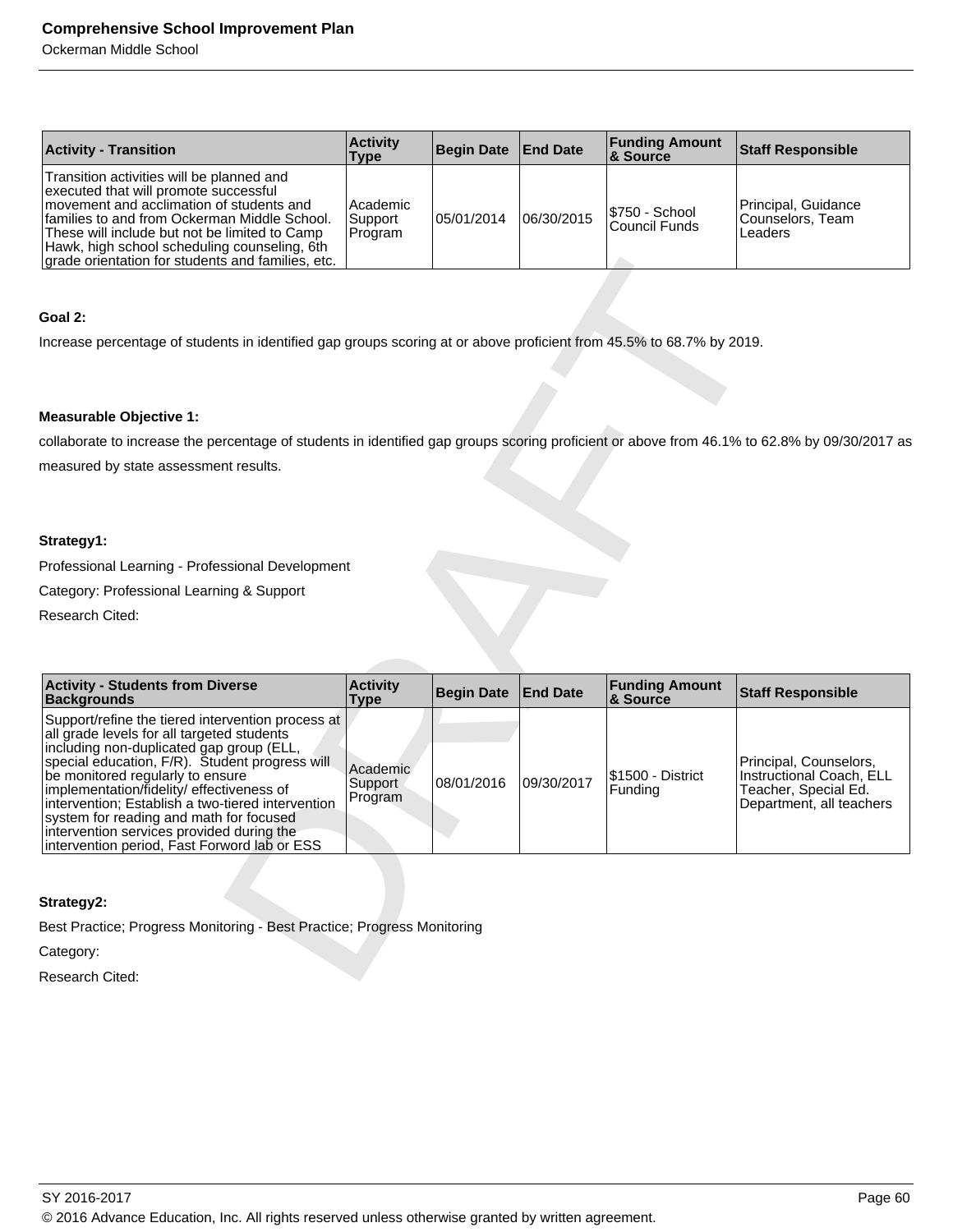| Activity - Transition | Activity Type | Begin Date | End Date | Funding Amount & Source | Staff Responsible |
|---|---|---|---|---|---|
| Transition activities will be planned and executed that will promote successful movement and acclimation of students and families to and from Ockerman Middle School. These will include but not be limited to Camp Hawk, high school scheduling counseling, 6th grade orientation for students and families, etc. | Academic Support Program | 05/01/2014 | 06/30/2015 | $750 - School Council Funds | Principal, Guidance Counselors, Team Leaders |

**Goal 2:**

Increase percentage of students in identified gap groups scoring at or above proficient from 45.5% to 68.7% by 2019.

**Measurable Objective 1:**

collaborate to increase the percentage of students in identified gap groups scoring proficient or above from 46.1% to 62.8% by 09/30/2017 as measured by state assessment results.

**Strategy1:**

Professional Learning - Professional Development

Category: Professional Learning & Support

Research Cited:

| Activity - Students from Diverse Backgrounds | Activity Type | Begin Date | End Date | Funding Amount & Source | Staff Responsible |
|---|---|---|---|---|---|
| Support/refine the tiered intervention process at all grade levels for all targeted students including non-duplicated gap group (ELL, special education, F/R). Student progress will be monitored regularly to ensure implementation/fidelity/ effectiveness of intervention; Establish a two-tiered intervention system for reading and math for focused intervention services provided during the intervention period, Fast Forword lab or ESS | Academic Support Program | 08/01/2016 | 09/30/2017 | $1500 - District Funding | Principal, Counselors, Instructional Coach, ELL Teacher, Special Ed. Department, all teachers |

**Strategy2:**

Best Practice; Progress Monitoring - Best Practice; Progress Monitoring

Category:

Research Cited: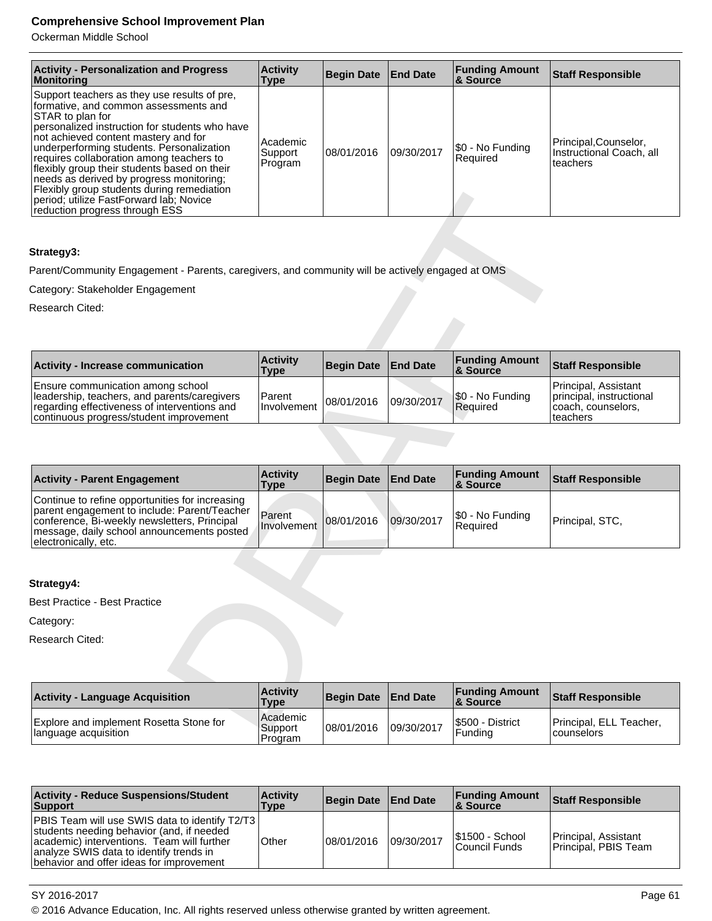| Activity - Personalization and Progress Monitoring | Activity Type | Begin Date | End Date | Funding Amount & Source | Staff Responsible |
|---|---|---|---|---|---|
| Support teachers as they use results of pre, formative, and common assessments and STAR to plan for personalized instruction for students who have not achieved content mastery and for underperforming students. Personalization requires collaboration among teachers to flexibly group their students based on their needs as derived by progress monitoring; Flexibly group students during remediation period; utilize FastForward lab; Novice reduction progress through ESS | Academic Support Program | 08/01/2016 | 09/30/2017 | $0 - No Funding Required | Principal,Counselor, Instructional Coach, all teachers |

**Strategy3:**

Parent/Community Engagement - Parents, caregivers, and community will be actively engaged at OMS

Category: Stakeholder Engagement

Research Cited:

| Activity - Increase communication | Activity Type | Begin Date | End Date | Funding Amount & Source | Staff Responsible |
|---|---|---|---|---|---|
| Ensure communication among school leadership, teachers, and parents/caregivers regarding effectiveness of interventions and continuous progress/student improvement | Parent Involvement | 08/01/2016 | 09/30/2017 | $0 - No Funding Required | Principal, Assistant principal, instructional coach, counselors, teachers |

| Activity - Parent Engagement | Activity Type | Begin Date | End Date | Funding Amount & Source | Staff Responsible |
|---|---|---|---|---|---|
| Continue to refine opportunities for increasing parent engagement to include: Parent/Teacher conference, Bi-weekly newsletters, Principal message, daily school announcements posted electronically, etc. | Parent Involvement | 08/01/2016 | 09/30/2017 | $0 - No Funding Required | Principal, STC, |

**Strategy4:**

Best Practice - Best Practice

Category:

Research Cited:

| Activity - Language Acquisition | Activity Type | Begin Date | End Date | Funding Amount & Source | Staff Responsible |
|---|---|---|---|---|---|
| Explore and implement Rosetta Stone for language acquisition | Academic Support Program | 08/01/2016 | 09/30/2017 | $500 - District Funding | Principal, ELL Teacher, counselors |

| Activity - Reduce Suspensions/Student Support | Activity Type | Begin Date | End Date | Funding Amount & Source | Staff Responsible |
|---|---|---|---|---|---|
| PBIS Team will use SWIS data to identify T2/T3 students needing behavior (and, if needed academic) interventions. Team will further analyze SWIS data to identify trends in behavior and offer ideas for improvement | Other | 08/01/2016 | 09/30/2017 | $1500 - School Council Funds | Principal, Assistant Principal, PBIS Team |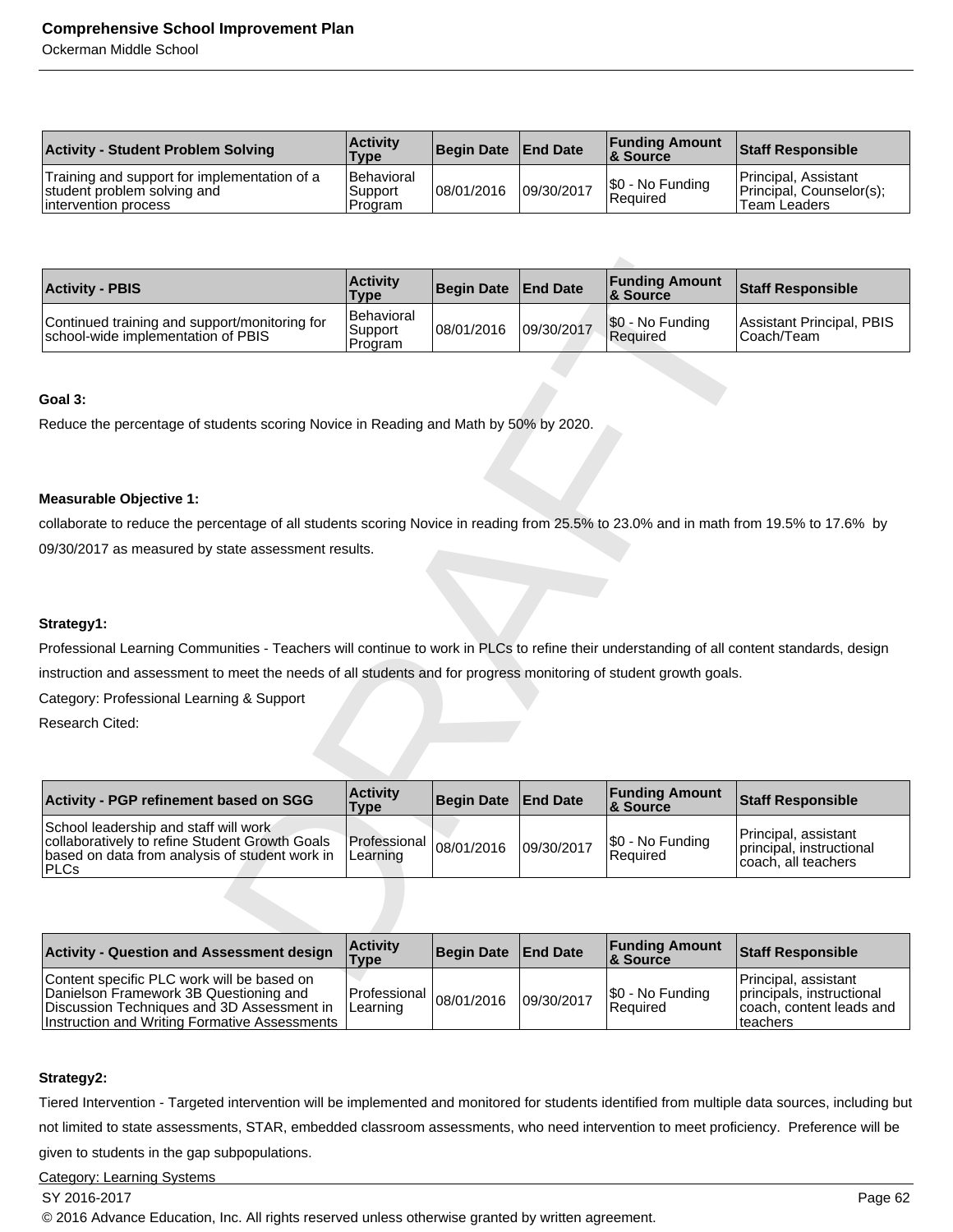| Activity - Student Problem Solving | Activity Type | Begin Date | End Date | Funding Amount & Source | Staff Responsible |
|---|---|---|---|---|---|
| Training and support for implementation of a student problem solving and intervention process | Behavioral Support Program | 08/01/2016 | 09/30/2017 | $0 - No Funding Required | Principal, Assistant Principal, Counselor(s); Team Leaders |

| Activity - PBIS | Activity Type | Begin Date | End Date | Funding Amount & Source | Staff Responsible |
|---|---|---|---|---|---|
| Continued training and support/monitoring for school-wide implementation of PBIS | Behavioral Support Program | 08/01/2016 | 09/30/2017 | $0 - No Funding Required | Assistant Principal, PBIS Coach/Team |

**Goal 3:**

Reduce the percentage of students scoring Novice in Reading and Math by 50% by 2020.

**Measurable Objective 1:**

collaborate to reduce the percentage of all students scoring Novice in reading from 25.5% to 23.0% and in math from 19.5% to 17.6% by 09/30/2017 as measured by state assessment results.

**Strategy1:**

Professional Learning Communities - Teachers will continue to work in PLCs to refine their understanding of all content standards, design instruction and assessment to meet the needs of all students and for progress monitoring of student growth goals.

Category: Professional Learning & Support

Research Cited:

| Activity - PGP refinement based on SGG | Activity Type | Begin Date | End Date | Funding Amount & Source | Staff Responsible |
|---|---|---|---|---|---|
| School leadership and staff will work collaboratively to refine Student Growth Goals based on data from analysis of student work in PLCs | Professional Learning | 08/01/2016 | 09/30/2017 | $0 - No Funding Required | Principal, assistant principal, instructional coach, all teachers |

| Activity - Question and Assessment design | Activity Type | Begin Date | End Date | Funding Amount & Source | Staff Responsible |
|---|---|---|---|---|---|
| Content specific PLC work will be based on Danielson Framework 3B Questioning and Discussion Techniques and 3D Assessment in Instruction and Writing Formative Assessments | Professional Learning | 08/01/2016 | 09/30/2017 | $0 - No Funding Required | Principal, assistant principals, instructional coach, content leads and teachers |

**Strategy2:**

Tiered Intervention - Targeted intervention will be implemented and monitored for students identified from multiple data sources, including but not limited to state assessments, STAR, embedded classroom assessments, who need intervention to meet proficiency. Preference will be given to students in the gap subpopulations.

Category: Learning Systems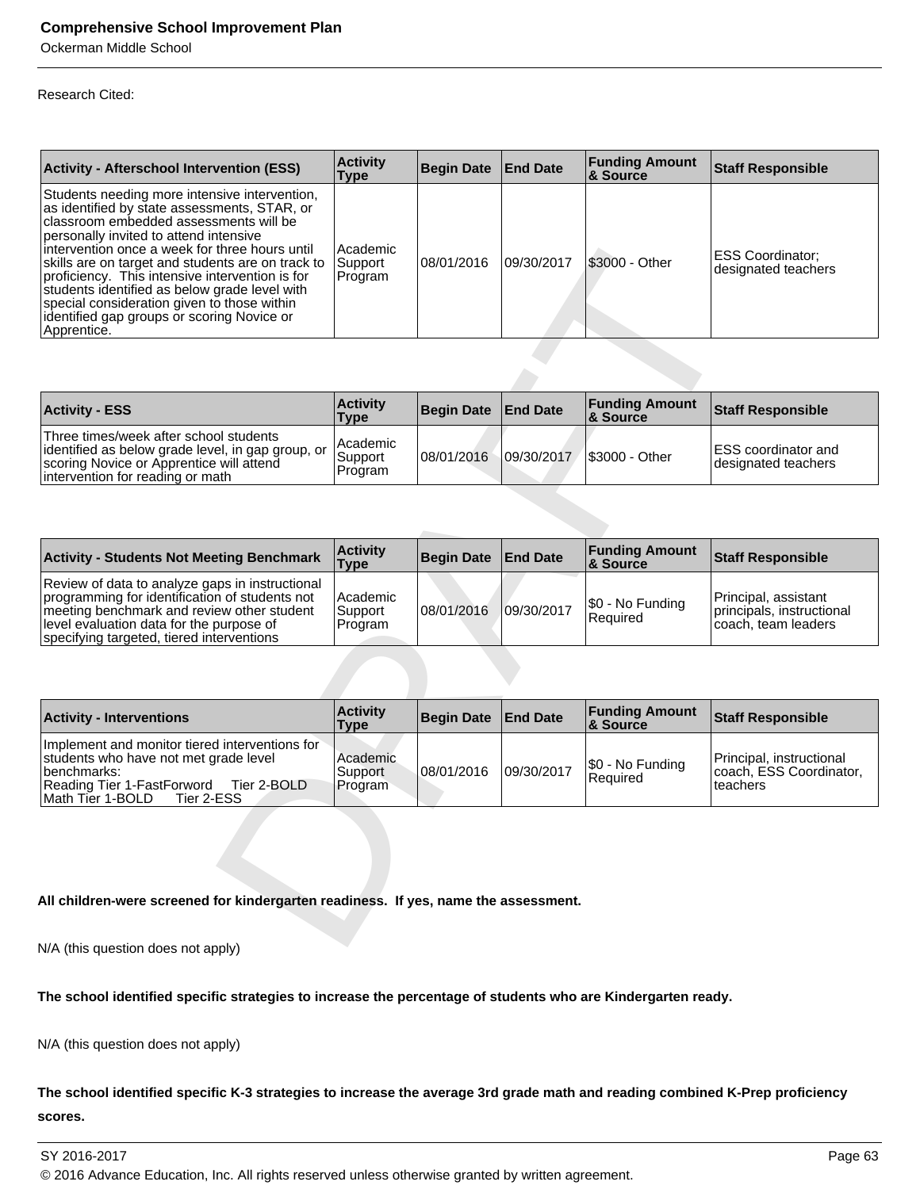Research Cited:

| Activity - Afterschool Intervention (ESS) | Activity Type | Begin Date | End Date | Funding Amount & Source | Staff Responsible |
|---|---|---|---|---|---|
| Students needing more intensive intervention, as identified by state assessments, STAR, or classroom embedded assessments will be personally invited to attend intensive intervention once a week for three hours until skills are on target and students are on track to proficiency. This intensive intervention is for students identified as below grade level with special consideration given to those within identified gap groups or scoring Novice or Apprentice. | Academic Support Program | 08/01/2016 | 09/30/2017 | $3000 - Other | ESS Coordinator; designated teachers |

| Activity - ESS | Activity Type | Begin Date | End Date | Funding Amount & Source | Staff Responsible |
|---|---|---|---|---|---|
| Three times/week after school students identified as below grade level, in gap group, or scoring Novice or Apprentice will attend intervention for reading or math | Academic Support Program | 08/01/2016 | 09/30/2017 | $3000 - Other | ESS coordinator and designated teachers |

| Activity - Students Not Meeting Benchmark | Activity Type | Begin Date | End Date | Funding Amount & Source | Staff Responsible |
|---|---|---|---|---|---|
| Review of data to analyze gaps in instructional programming for identification of students not meeting benchmark and review other student level evaluation data for the purpose of specifying targeted, tiered interventions | Academic Support Program | 08/01/2016 | 09/30/2017 | $0 - No Funding Required | Principal, assistant principals, instructional coach, team leaders |

| Activity - Interventions | Activity Type | Begin Date | End Date | Funding Amount & Source | Staff Responsible |
|---|---|---|---|---|---|
| Implement and monitor tiered interventions for students who have not met grade level benchmarks: Reading Tier 1-FastForword Tier 2-BOLD Math Tier 1-BOLD Tier 2-ESS | Academic Support Program | 08/01/2016 | 09/30/2017 | $0 - No Funding Required | Principal, instructional coach, ESS Coordinator, teachers |

**All children-were screened for kindergarten readiness. If yes, name the assessment.**

N/A (this question does not apply)

**The school identified specific strategies to increase the percentage of students who are Kindergarten ready.**

N/A (this question does not apply)

**The school identified specific K-3 strategies to increase the average 3rd grade math and reading combined K-Prep proficiency scores.**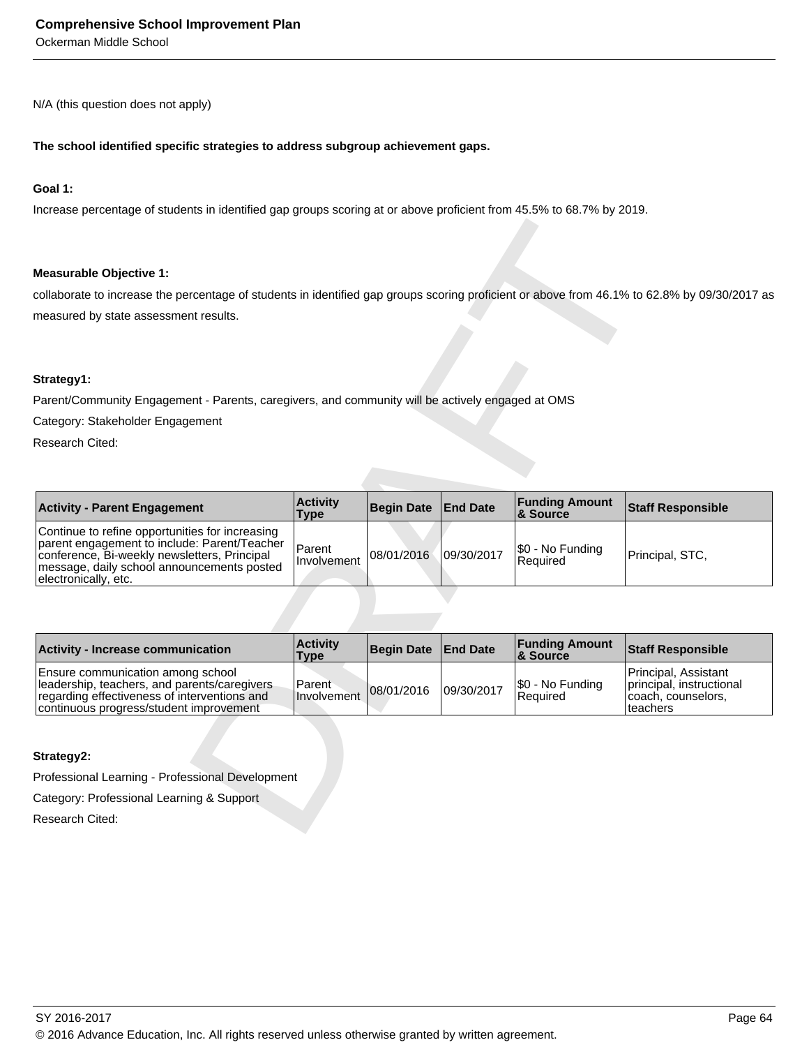N/A (this question does not apply)

**The school identified specific strategies to address subgroup achievement gaps.**

**Goal 1:**

Increase percentage of students in identified gap groups scoring at or above proficient from 45.5% to 68.7% by 2019.

**Measurable Objective 1:**

collaborate to increase the percentage of students in identified gap groups scoring proficient or above from 46.1% to 62.8% by 09/30/2017 as measured by state assessment results.

**Strategy1:**

Parent/Community Engagement - Parents, caregivers, and community will be actively engaged at OMS

Category: Stakeholder Engagement

Research Cited:

| Activity - Parent Engagement | Activity Type | Begin Date | End Date | Funding Amount & Source | Staff Responsible |
|---|---|---|---|---|---|
| Continue to refine opportunities for increasing parent engagement to include: Parent/Teacher conference, Bi-weekly newsletters, Principal message, daily school announcements posted electronically, etc. | Parent Involvement | 08/01/2016 | 09/30/2017 | $0 - No Funding Required | Principal, STC, |

| Activity - Increase communication | Activity Type | Begin Date | End Date | Funding Amount & Source | Staff Responsible |
|---|---|---|---|---|---|
| Ensure communication among school leadership, teachers, and parents/caregivers regarding effectiveness of interventions and continuous progress/student improvement | Parent Involvement | 08/01/2016 | 09/30/2017 | $0 - No Funding Required | Principal, Assistant principal, instructional coach, counselors, teachers |

**Strategy2:**

Professional Learning - Professional Development

Category: Professional Learning & Support

Research Cited: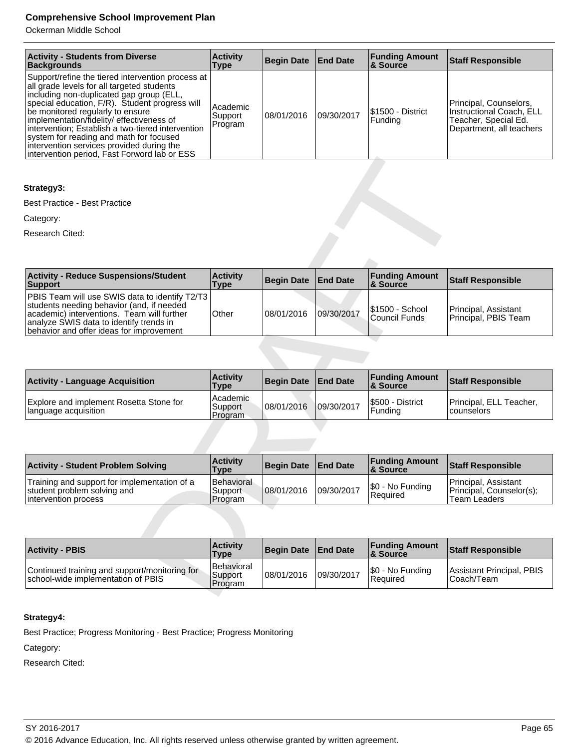| Activity - Students from Diverse Backgrounds | Activity Type | Begin Date | End Date | Funding Amount & Source | Staff Responsible |
| --- | --- | --- | --- | --- | --- |
| Support/refine the tiered intervention process at all grade levels for all targeted students including non-duplicated gap group (ELL, special education, F/R). Student progress will be monitored regularly to ensure implementation/fidelity/ effectiveness of intervention; Establish a two-tiered intervention system for reading and math for focused intervention services provided during the intervention period, Fast Forword lab or ESS | Academic Support Program | 08/01/2016 | 09/30/2017 | $1500 - District Funding | Principal, Counselors, Instructional Coach, ELL Teacher, Special Ed. Department, all teachers |

**Strategy3:**

Best Practice - Best Practice

Category:

Research Cited:

| Activity - Reduce Suspensions/Student Support | Activity Type | Begin Date | End Date | Funding Amount & Source | Staff Responsible |
| --- | --- | --- | --- | --- | --- |
| PBIS Team will use SWIS data to identify T2/T3 students needing behavior (and, if needed academic) interventions. Team will further analyze SWIS data to identify trends in behavior and offer ideas for improvement | Other | 08/01/2016 | 09/30/2017 | $1500 - School Council Funds | Principal, Assistant Principal, PBIS Team |

| Activity - Language Acquisition | Activity Type | Begin Date | End Date | Funding Amount & Source | Staff Responsible |
| --- | --- | --- | --- | --- | --- |
| Explore and implement Rosetta Stone for language acquisition | Academic Support Program | 08/01/2016 | 09/30/2017 | $500 - District Funding | Principal, ELL Teacher, counselors |

| Activity - Student Problem Solving | Activity Type | Begin Date | End Date | Funding Amount & Source | Staff Responsible |
| --- | --- | --- | --- | --- | --- |
| Training and support for implementation of a student problem solving and intervention process | Behavioral Support Program | 08/01/2016 | 09/30/2017 | $0 - No Funding Required | Principal, Assistant Principal, Counselor(s); Team Leaders |

| Activity - PBIS | Activity Type | Begin Date | End Date | Funding Amount & Source | Staff Responsible |
| --- | --- | --- | --- | --- | --- |
| Continued training and support/monitoring for school-wide implementation of PBIS | Behavioral Support Program | 08/01/2016 | 09/30/2017 | $0 - No Funding Required | Assistant Principal, PBIS Coach/Team |

**Strategy4:**

Best Practice; Progress Monitoring - Best Practice; Progress Monitoring

Category:

Research Cited: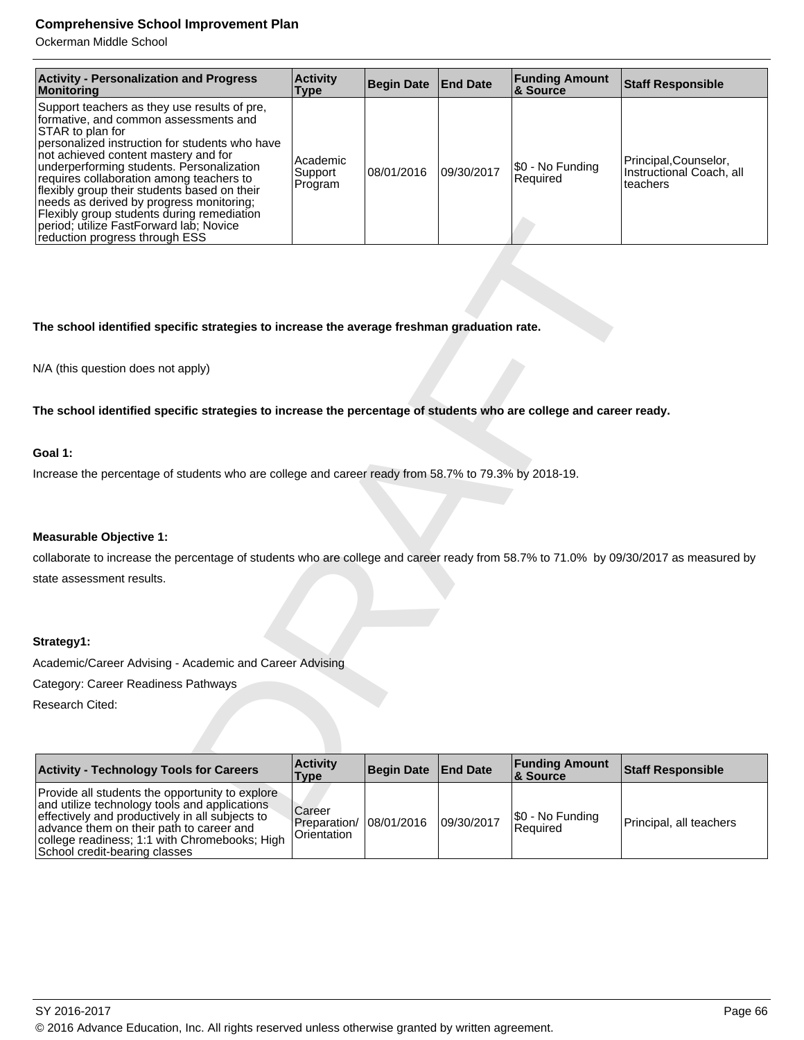| Activity - Personalization and Progress Monitoring | Activity Type | Begin Date | End Date | Funding Amount & Source | Staff Responsible |
|---|---|---|---|---|---|
| Support teachers as they use results of pre, formative, and common assessments and STAR to plan for personalized instruction for students who have not achieved content mastery and for underperforming students. Personalization requires collaboration among teachers to flexibly group their students based on their needs as derived by progress monitoring; Flexibly group students during remediation period; utilize FastForward lab; Novice reduction progress through ESS | Academic Support Program | 08/01/2016 | 09/30/2017 | $0 - No Funding Required | Principal,Counselor, Instructional Coach, all teachers |

**The school identified specific strategies to increase the average freshman graduation rate.**

N/A (this question does not apply)

**The school identified specific strategies to increase the percentage of students who are college and career ready.**

**Goal 1:**

Increase the percentage of students who are college and career ready from 58.7% to 79.3% by 2018-19.

**Measurable Objective 1:**

collaborate to increase the percentage of students who are college and career ready from 58.7% to 71.0% by 09/30/2017 as measured by state assessment results.

**Strategy1:**

Academic/Career Advising - Academic and Career Advising

Category: Career Readiness Pathways

Research Cited:

| Activity - Technology Tools for Careers | Activity Type | Begin Date | End Date | Funding Amount & Source | Staff Responsible |
|---|---|---|---|---|---|
| Provide all students the opportunity to explore and utilize technology tools and applications effectively and productively in all subjects to advance them on their path to career and college readiness; 1:1 with Chromebooks; High School credit-bearing classes | Career Preparation/ Orientation | 08/01/2016 | 09/30/2017 | $0 - No Funding Required | Principal, all teachers |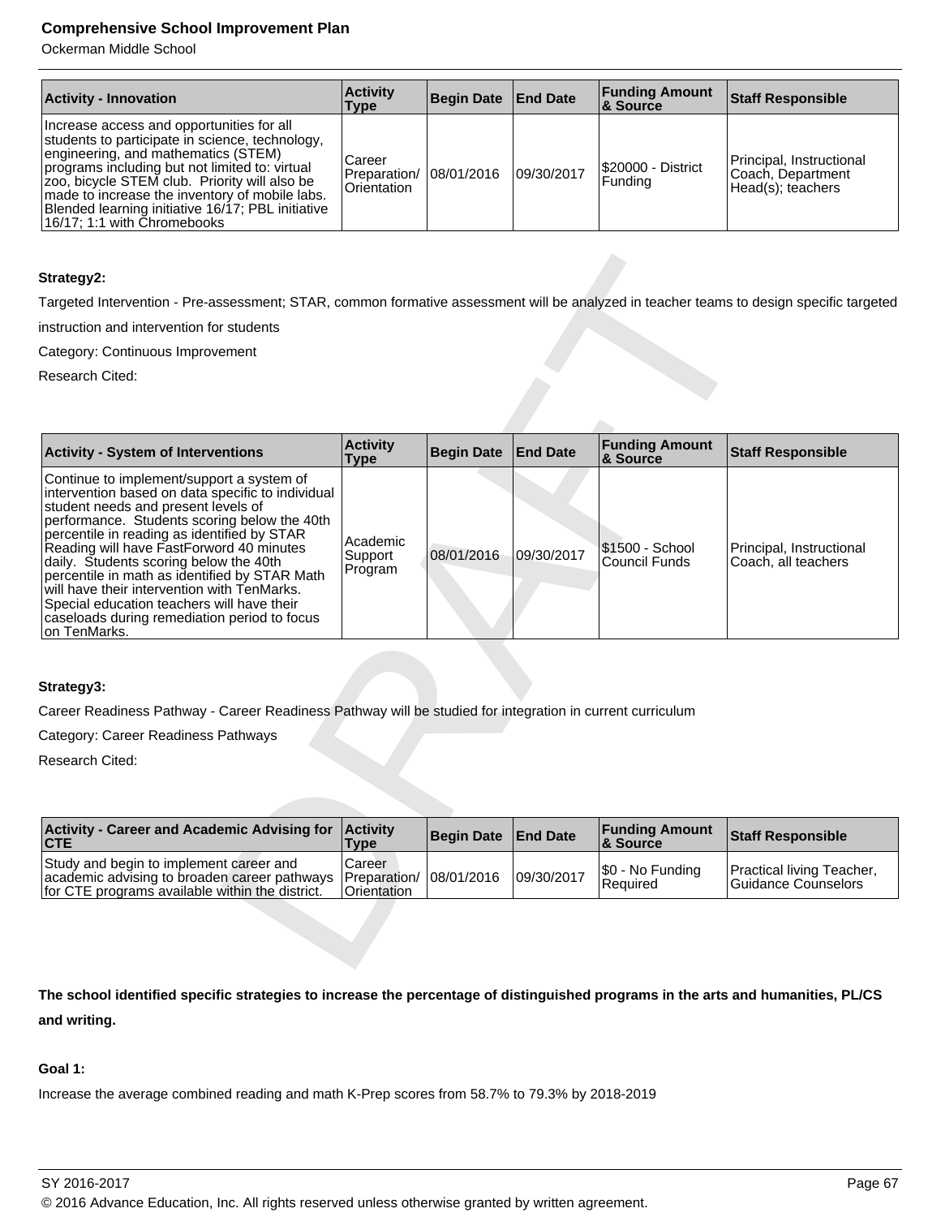| Activity - Innovation | Activity Type | Begin Date | End Date | Funding Amount & Source | Staff Responsible |
|---|---|---|---|---|---|
| Increase access and opportunities for all students to participate in science, technology, engineering, and mathematics (STEM) programs including but not limited to: virtual zoo, bicycle STEM club. Priority will also be made to increase the inventory of mobile labs. Blended learning initiative 16/17; PBL initiative 16/17; 1:1 with Chromebooks | Career Preparation/ Orientation | 08/01/2016 | 09/30/2017 | $20000 - District Funding | Principal, Instructional Coach, Department Head(s); teachers |

**Strategy2:**

Targeted Intervention - Pre-assessment; STAR, common formative assessment will be analyzed in teacher teams to design specific targeted instruction and intervention for students

Category: Continuous Improvement

Research Cited:

| Activity - System of Interventions | Activity Type | Begin Date | End Date | Funding Amount & Source | Staff Responsible |
|---|---|---|---|---|---|
| Continue to implement/support a system of intervention based on data specific to individual student needs and present levels of performance. Students scoring below the 40th percentile in reading as identified by STAR Reading will have FastForword 40 minutes daily. Students scoring below the 40th percentile in math as identified by STAR Math will have their intervention with TenMarks. Special education teachers will have their caseloads during remediation period to focus on TenMarks. | Academic Support Program | 08/01/2016 | 09/30/2017 | $1500 - School Council Funds | Principal, Instructional Coach, all teachers |

**Strategy3:**

Career Readiness Pathway - Career Readiness Pathway will be studied for integration in current curriculum

Category: Career Readiness Pathways

Research Cited:

| Activity - Career and Academic Advising for CTE | Activity Type | Begin Date | End Date | Funding Amount & Source | Staff Responsible |
|---|---|---|---|---|---|
| Study and begin to implement career and academic advising to broaden career pathways for CTE programs available within the district. | Career Preparation/ Orientation | 08/01/2016 | 09/30/2017 | $0 - No Funding Required | Practical living Teacher, Guidance Counselors |

**The school identified specific strategies to increase the percentage of distinguished programs in the arts and humanities, PL/CS and writing.**

**Goal 1:**

Increase the average combined reading and math K-Prep scores from 58.7% to 79.3% by 2018-2019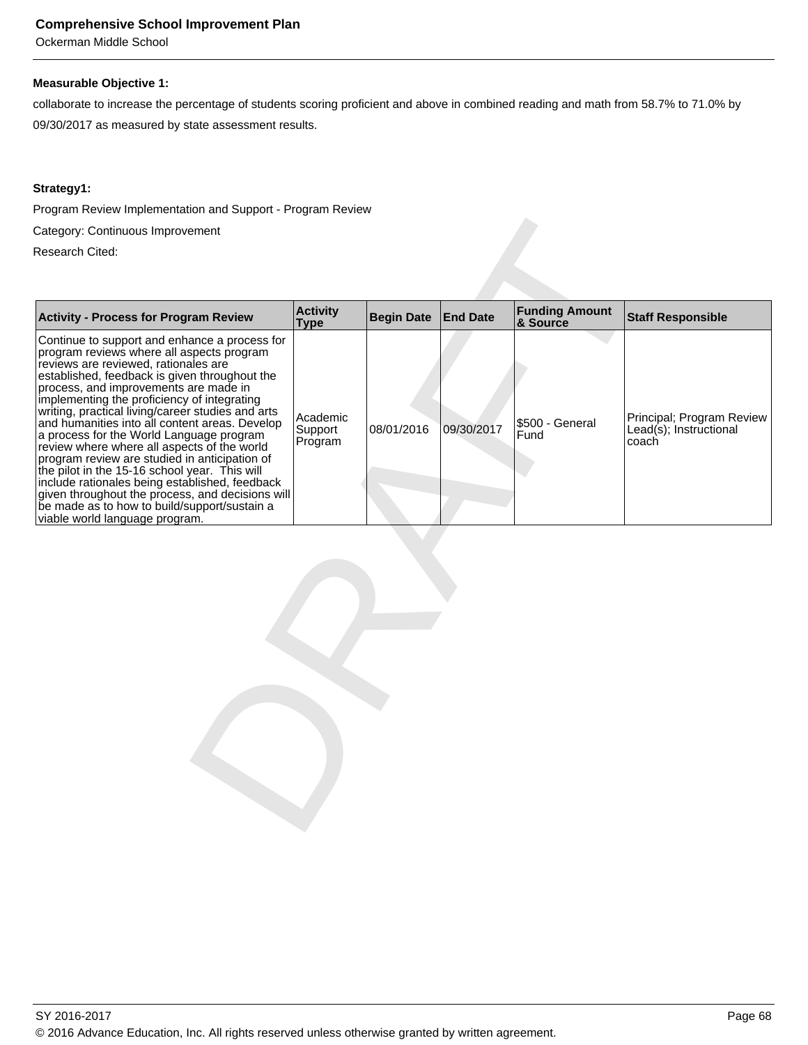**Measurable Objective 1:**

collaborate to increase the percentage of students scoring proficient and above in combined reading and math from 58.7% to 71.0% by 09/30/2017 as measured by state assessment results.

**Strategy1:**

Program Review Implementation and Support - Program Review

Category: Continuous Improvement

Research Cited:

| Activity - Process for Program Review | Activity Type | Begin Date | End Date | Funding Amount & Source | Staff Responsible |
|---|---|---|---|---|---|
| Continue to support and enhance a process for program reviews where all aspects program reviews are reviewed, rationales are established, feedback is given throughout the process, and improvements are made in implementing the proficiency of integrating writing, practical living/career studies and arts and humanities into all content areas. Develop a process for the World Language program review where where all aspects of the world program review are studied in anticipation of the pilot in the 15-16 school year. This will include rationales being established, feedback given throughout the process, and decisions will be made as to how to build/support/sustain a viable world language program. | Academic Support Program | 08/01/2016 | 09/30/2017 | $500 - General Fund | Principal; Program Review Lead(s); Instructional coach |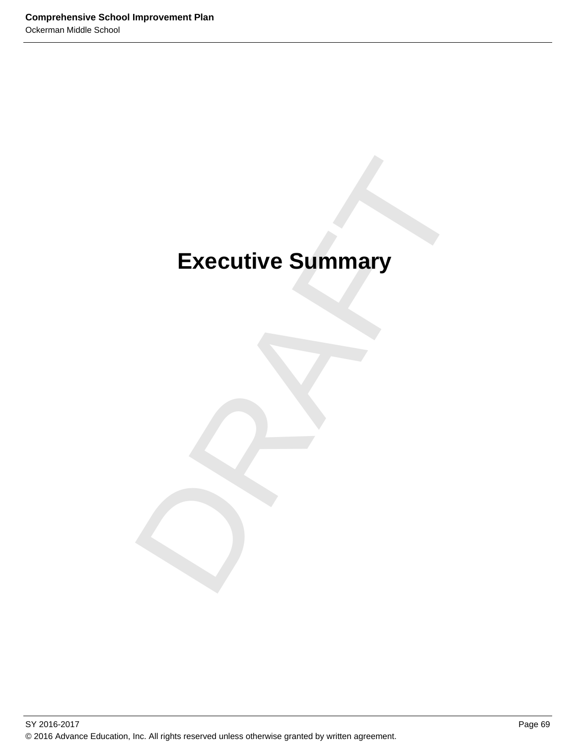# Executive Summary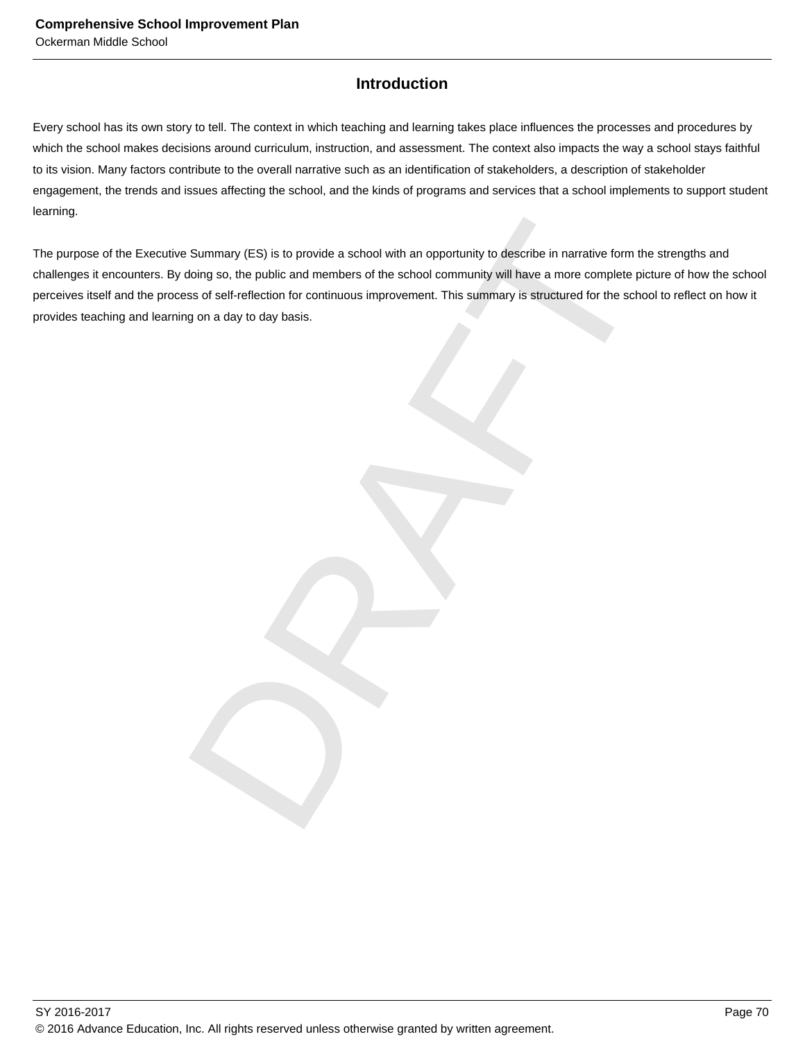# Introduction

Every school has its own story to tell. The context in which teaching and learning takes place influences the processes and procedures by which the school makes decisions around curriculum, instruction, and assessment. The context also impacts the way a school stays faithful to its vision. Many factors contribute to the overall narrative such as an identification of stakeholders, a description of stakeholder engagement, the trends and issues affecting the school, and the kinds of programs and services that a school implements to support student learning.

The purpose of the Executive Summary (ES) is to provide a school with an opportunity to describe in narrative form the strengths and challenges it encounters. By doing so, the public and members of the school community will have a more complete picture of how the school perceives itself and the process of self-reflection for continuous improvement. This summary is structured for the school to reflect on how it provides teaching and learning on a day to day basis.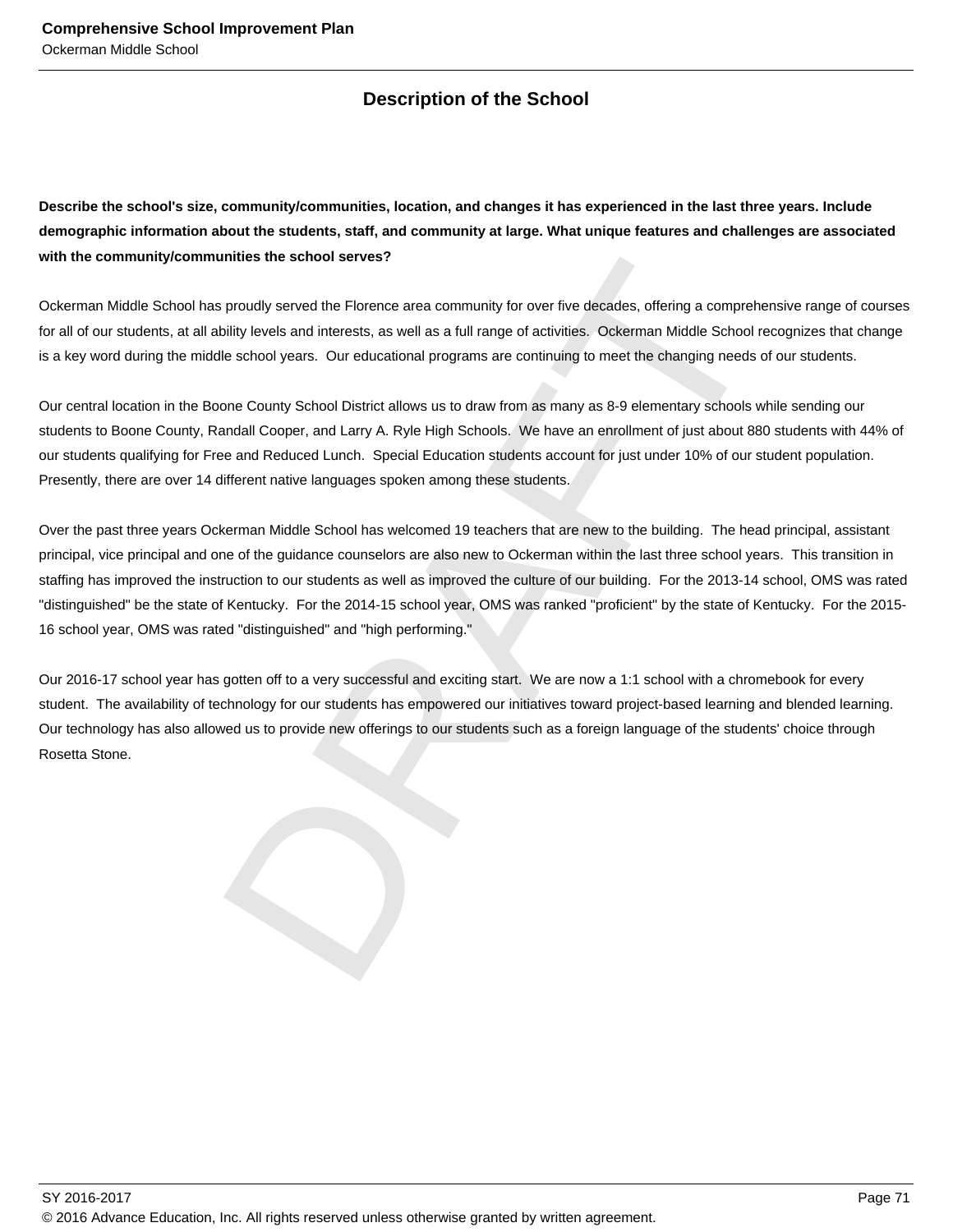## Description of the School

**Describe the school's size, community/communities, location, and changes it has experienced in the last three years. Include demographic information about the students, staff, and community at large. What unique features and challenges are associated with the community/communities the school serves?**

Ockerman Middle School has proudly served the Florence area community for over five decades, offering a comprehensive range of courses for all of our students, at all ability levels and interests, as well as a full range of activities. Ockerman Middle School recognizes that change is a key word during the middle school years. Our educational programs are continuing to meet the changing needs of our students.

Our central location in the Boone County School District allows us to draw from as many as 8-9 elementary schools while sending our students to Boone County, Randall Cooper, and Larry A. Ryle High Schools. We have an enrollment of just about 880 students with 44% of our students qualifying for Free and Reduced Lunch. Special Education students account for just under 10% of our student population. Presently, there are over 14 different native languages spoken among these students.

Over the past three years Ockerman Middle School has welcomed 19 teachers that are new to the building. The head principal, assistant principal, vice principal and one of the guidance counselors are also new to Ockerman within the last three school years. This transition in staffing has improved the instruction to our students as well as improved the culture of our building. For the 2013-14 school, OMS was rated "distinguished" be the state of Kentucky. For the 2014-15 school year, OMS was ranked "proficient" by the state of Kentucky. For the 2015-16 school year, OMS was rated "distinguished" and "high performing."

Our 2016-17 school year has gotten off to a very successful and exciting start. We are now a 1:1 school with a chromebook for every student. The availability of technology for our students has empowered our initiatives toward project-based learning and blended learning. Our technology has also allowed us to provide new offerings to our students such as a foreign language of the students' choice through Rosetta Stone.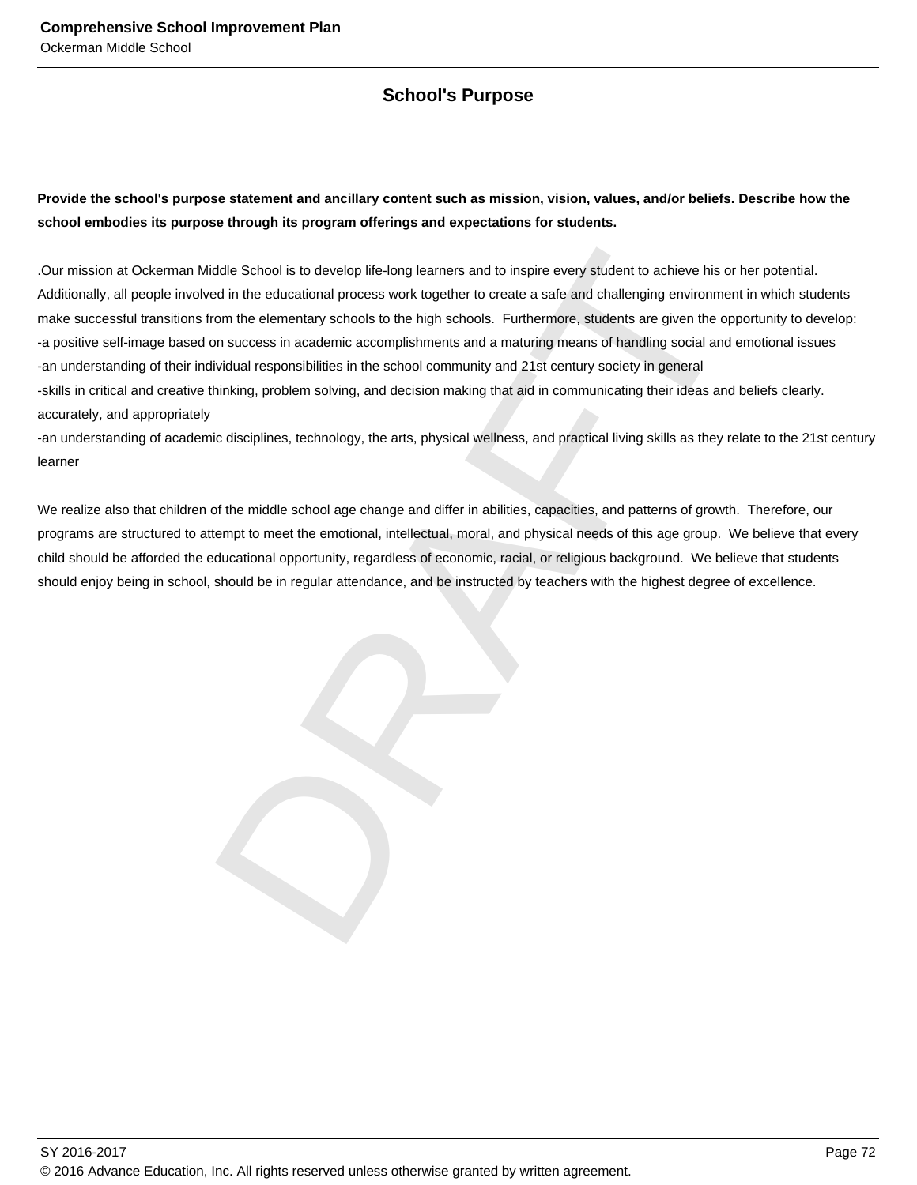## School's Purpose

**Provide the school's purpose statement and ancillary content such as mission, vision, values, and/or beliefs. Describe how the school embodies its purpose through its program offerings and expectations for students.**

.Our mission at Ockerman Middle School is to develop life-long learners and to inspire every student to achieve his or her potential. Additionally, all people involved in the educational process work together to create a safe and challenging environment in which students make successful transitions from the elementary schools to the high schools. Furthermore, students are given the opportunity to develop:
-a positive self-image based on success in academic accomplishments and a maturing means of handling social and emotional issues
-an understanding of their individual responsibilities in the school community and 21st century society in general
-skills in critical and creative thinking, problem solving, and decision making that aid in communicating their ideas and beliefs clearly. accurately, and appropriately
-an understanding of academic disciplines, technology, the arts, physical wellness, and practical living skills as they relate to the 21st century learner

We realize also that children of the middle school age change and differ in abilities, capacities, and patterns of growth. Therefore, our programs are structured to attempt to meet the emotional, intellectual, moral, and physical needs of this age group. We believe that every child should be afforded the educational opportunity, regardless of economic, racial, or religious background. We believe that students should enjoy being in school, should be in regular attendance, and be instructed by teachers with the highest degree of excellence.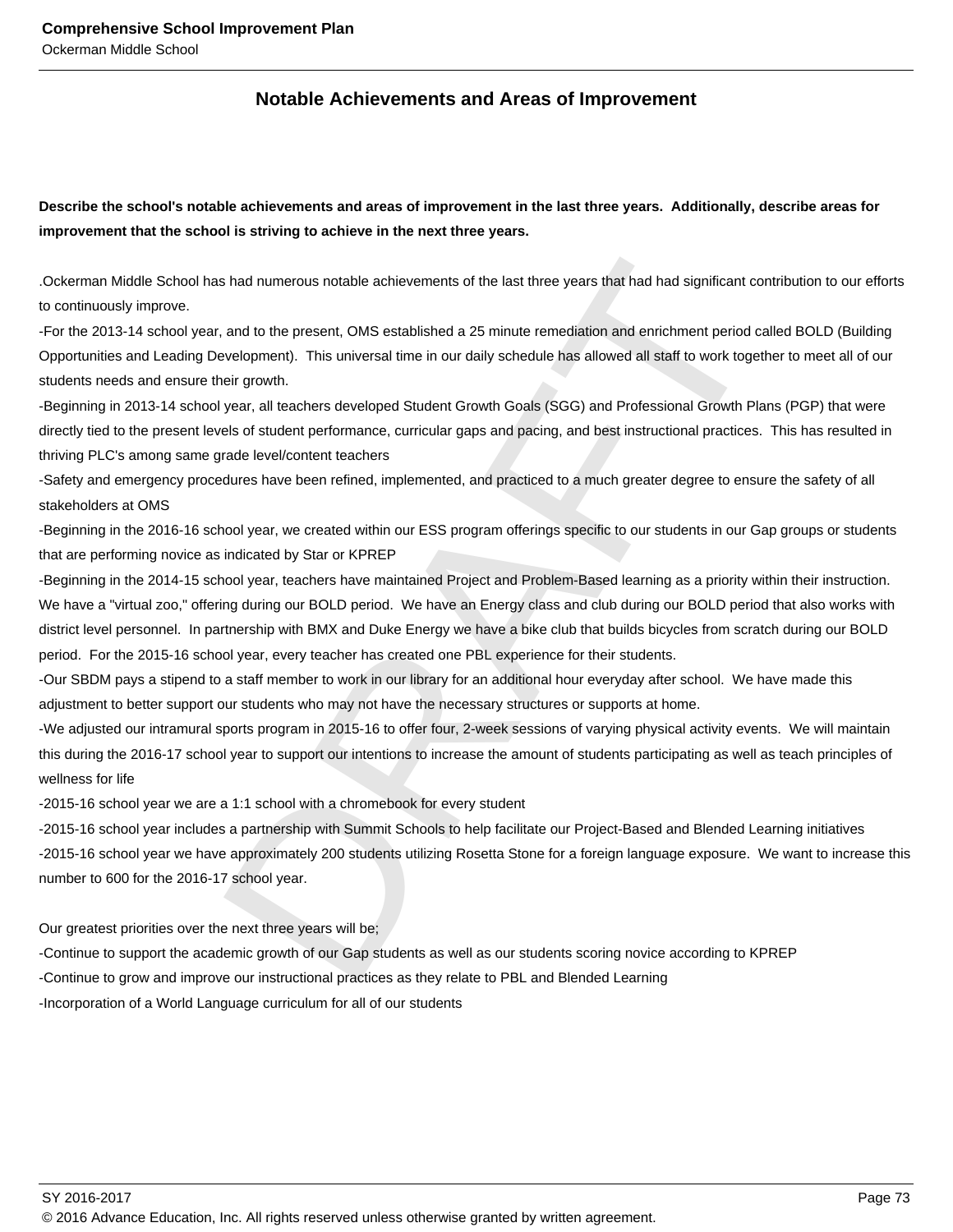## Notable Achievements and Areas of Improvement

**Describe the school's notable achievements and areas of improvement in the last three years. Additionally, describe areas for improvement that the school is striving to achieve in the next three years.**

.Ockerman Middle School has had numerous notable achievements of the last three years that had had significant contribution to our efforts to continuously improve.

-For the 2013-14 school year, and to the present, OMS established a 25 minute remediation and enrichment period called BOLD (Building Opportunities and Leading Development). This universal time in our daily schedule has allowed all staff to work together to meet all of our students needs and ensure their growth.

-Beginning in 2013-14 school year, all teachers developed Student Growth Goals (SGG) and Professional Growth Plans (PGP) that were directly tied to the present levels of student performance, curricular gaps and pacing, and best instructional practices. This has resulted in thriving PLC's among same grade level/content teachers

-Safety and emergency procedures have been refined, implemented, and practiced to a much greater degree to ensure the safety of all stakeholders at OMS

-Beginning in the 2016-16 school year, we created within our ESS program offerings specific to our students in our Gap groups or students that are performing novice as indicated by Star or KPREP

-Beginning in the 2014-15 school year, teachers have maintained Project and Problem-Based learning as a priority within their instruction. We have a "virtual zoo," offering during our BOLD period. We have an Energy class and club during our BOLD period that also works with district level personnel. In partnership with BMX and Duke Energy we have a bike club that builds bicycles from scratch during our BOLD period. For the 2015-16 school year, every teacher has created one PBL experience for their students.

-Our SBDM pays a stipend to a staff member to work in our library for an additional hour everyday after school. We have made this adjustment to better support our students who may not have the necessary structures or supports at home.

-We adjusted our intramural sports program in 2015-16 to offer four, 2-week sessions of varying physical activity events. We will maintain this during the 2016-17 school year to support our intentions to increase the amount of students participating as well as teach principles of wellness for life

-2015-16 school year we are a 1:1 school with a chromebook for every student

-2015-16 school year includes a partnership with Summit Schools to help facilitate our Project-Based and Blended Learning initiatives

-2015-16 school year we have approximately 200 students utilizing Rosetta Stone for a foreign language exposure. We want to increase this number to 600 for the 2016-17 school year.

Our greatest priorities over the next three years will be;

-Continue to support the academic growth of our Gap students as well as our students scoring novice according to KPREP

-Continue to grow and improve our instructional practices as they relate to PBL and Blended Learning

-Incorporation of a World Language curriculum for all of our students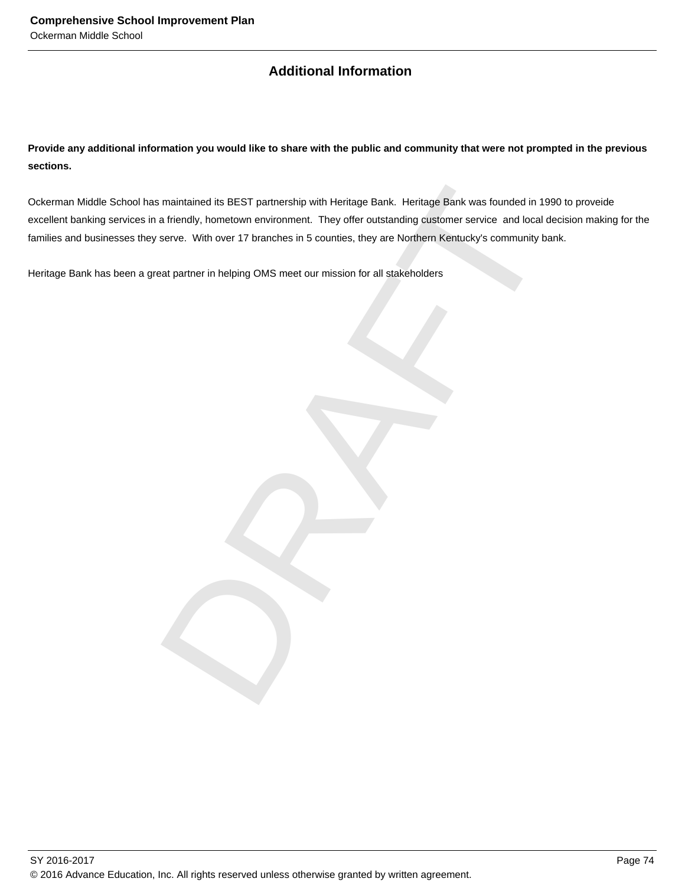## Additional Information

**Provide any additional information you would like to share with the public and community that were not prompted in the previous sections.**

Ockerman Middle School has maintained its BEST partnership with Heritage Bank. Heritage Bank was founded in 1990 to proveide excellent banking services in a friendly, hometown environment. They offer outstanding customer service and local decision making for the families and businesses they serve. With over 17 branches in 5 counties, they are Northern Kentucky's community bank.

Heritage Bank has been a great partner in helping OMS meet our mission for all stakeholders